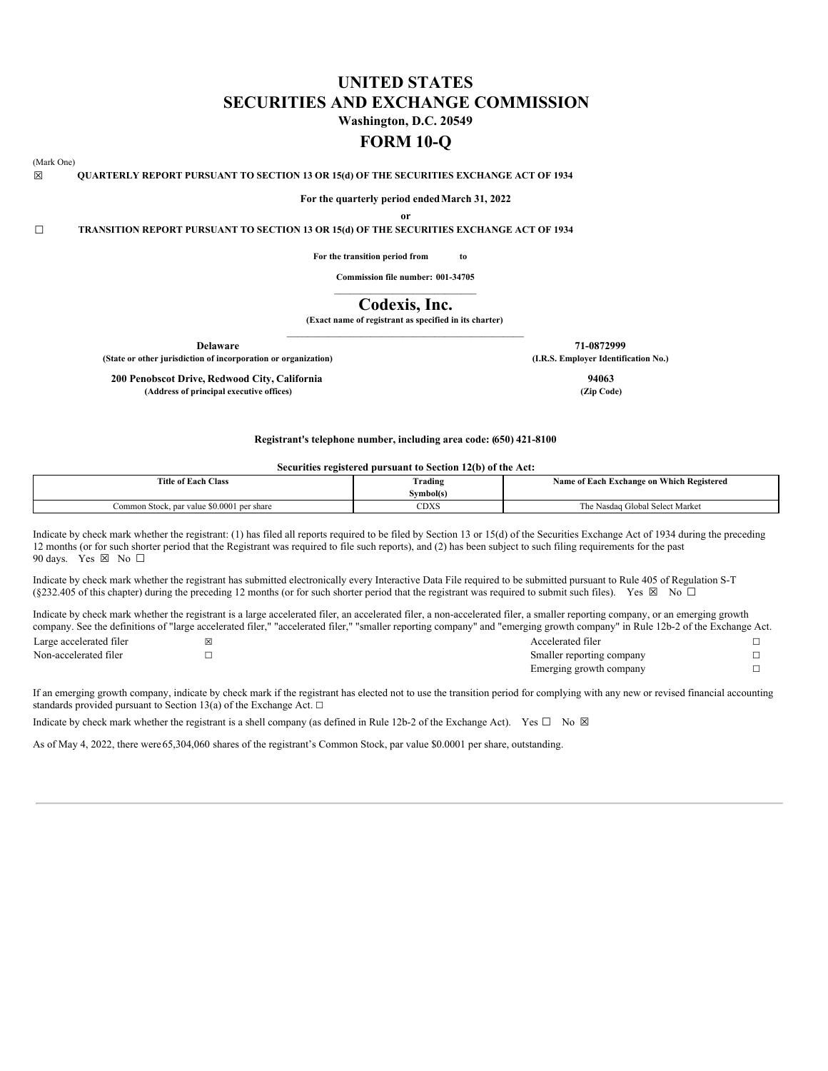# UNITED STATES
# SECURITIES AND EXCHANGE COMMISSION

**Washington, D.C. 20549**

# FORM 10-Q

(Mark One)

☒ **QUARTERLY REPORT PURSUANT TO SECTION 13 OR 15(d) OF THE SECURITIES EXCHANGE ACT OF 1934**

**For the quarterly period ended March 31, 2022**

**or**

☐ **TRANSITION REPORT PURSUANT TO SECTION 13 OR 15(d) OF THE SECURITIES EXCHANGE ACT OF 1934**

**For the transition period from to**

**Commission file number: 001-34705**

# Codexis, Inc.

**(Exact name of registrant as specified in its charter)**

| | |
|---|---|
| **Delaware** | **71-0872999** |
| **(State or other jurisdiction of incorporation or organization)** | **(I.R.S. Employer Identification No.)** |
| **200 Penobscot Drive, Redwood City, California** | **94063** |
| **(Address of principal executive offices)** | **(Zip Code)** |

**Registrant's telephone number, including area code: (650) 421-8100**

**Securities registered pursuant to Section 12(b) of the Act:**

| Title of Each Class | Trading Symbol(s) | Name of Each Exchange on Which Registered |
|---|---|---|
| Common Stock, par value $0.0001 per share | CDXS | The Nasdaq Global Select Market |

Indicate by check mark whether the registrant: (1) has filed all reports required to be filed by Section 13 or 15(d) of the Securities Exchange Act of 1934 during the preceding 12 months (or for such shorter period that the Registrant was required to file such reports), and (2) has been subject to such filing requirements for the past 90 days. Yes ☒ No ☐

Indicate by check mark whether the registrant has submitted electronically every Interactive Data File required to be submitted pursuant to Rule 405 of Regulation S-T (§232.405 of this chapter) during the preceding 12 months (or for such shorter period that the registrant was required to submit such files). Yes ☒ No ☐

Indicate by check mark whether the registrant is a large accelerated filer, an accelerated filer, a non-accelerated filer, a smaller reporting company, or an emerging growth company. See the definitions of "large accelerated filer," "accelerated filer," "smaller reporting company" and "emerging growth company" in Rule 12b-2 of the Exchange Act.

| | | | |
|---|---|---|---|
| Large accelerated filer | ☒ | Accelerated filer | ☐ |
| Non-accelerated filer | ☐ | Smaller reporting company | ☐ |
| | | Emerging growth company | ☐ |

If an emerging growth company, indicate by check mark if the registrant has elected not to use the transition period for complying with any new or revised financial accounting standards provided pursuant to Section 13(a) of the Exchange Act. ☐

Indicate by check mark whether the registrant is a shell company (as defined in Rule 12b-2 of the Exchange Act). Yes ☐ No ☒

As of May 4, 2022, there were 65,304,060 shares of the registrant's Common Stock, par value $0.0001 per share, outstanding.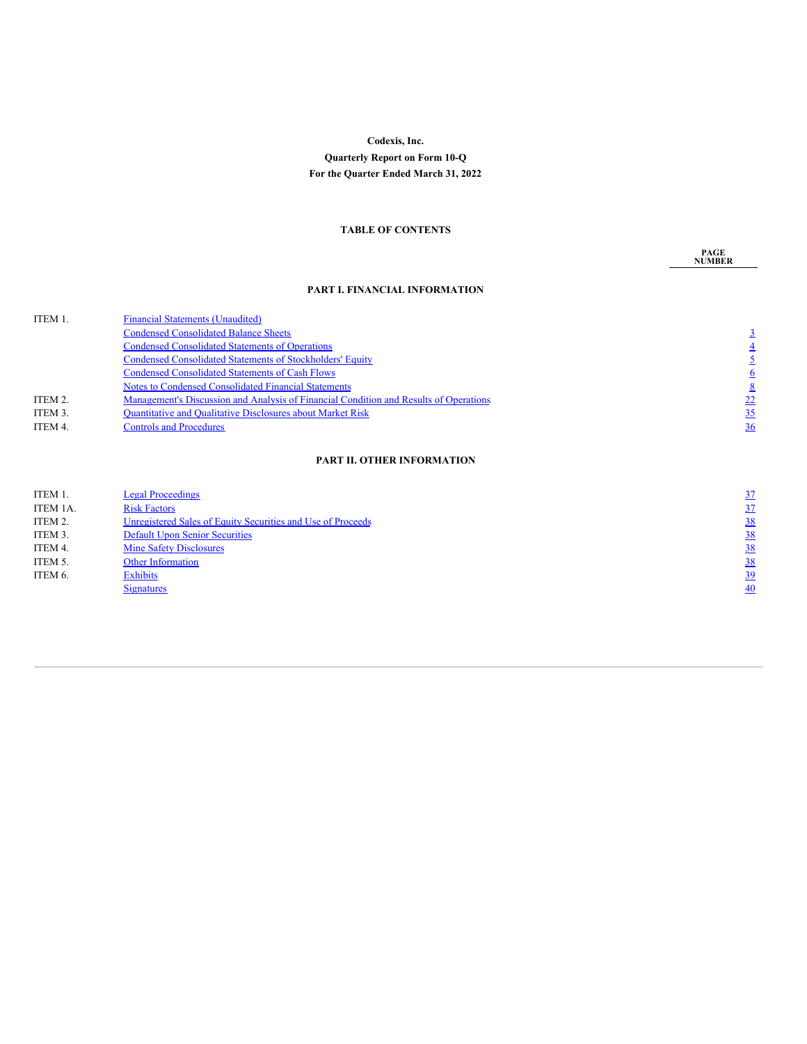**Codexis, Inc.**

**Quarterly Report on Form 10-Q**

**For the Quarter Ended March 31, 2022**

**TABLE OF CONTENTS**

| | | PAGE NUMBER |
|---|---|---|
| | **PART I. FINANCIAL INFORMATION** | |
| ITEM 1. | Financial Statements (Unaudited) | |
| | Condensed Consolidated Balance Sheets | 3 |
| | Condensed Consolidated Statements of Operations | 4 |
| | Condensed Consolidated Statements of Stockholders' Equity | 5 |
| | Condensed Consolidated Statements of Cash Flows | 6 |
| | Notes to Condensed Consolidated Financial Statements | 8 |
| ITEM 2. | Management's Discussion and Analysis of Financial Condition and Results of Operations | 22 |
| ITEM 3. | Quantitative and Qualitative Disclosures about Market Risk | 35 |
| ITEM 4. | Controls and Procedures | 36 |
| | **PART II. OTHER INFORMATION** | |
| ITEM 1. | Legal Proceedings | 37 |
| ITEM 1A. | Risk Factors | 37 |
| ITEM 2. | Unregistered Sales of Equity Securities and Use of Proceeds | 38 |
| ITEM 3. | Default Upon Senior Securities | 38 |
| ITEM 4. | Mine Safety Disclosures | 38 |
| ITEM 5. | Other Information | 38 |
| ITEM 6. | Exhibits | 39 |
| | Signatures | 40 |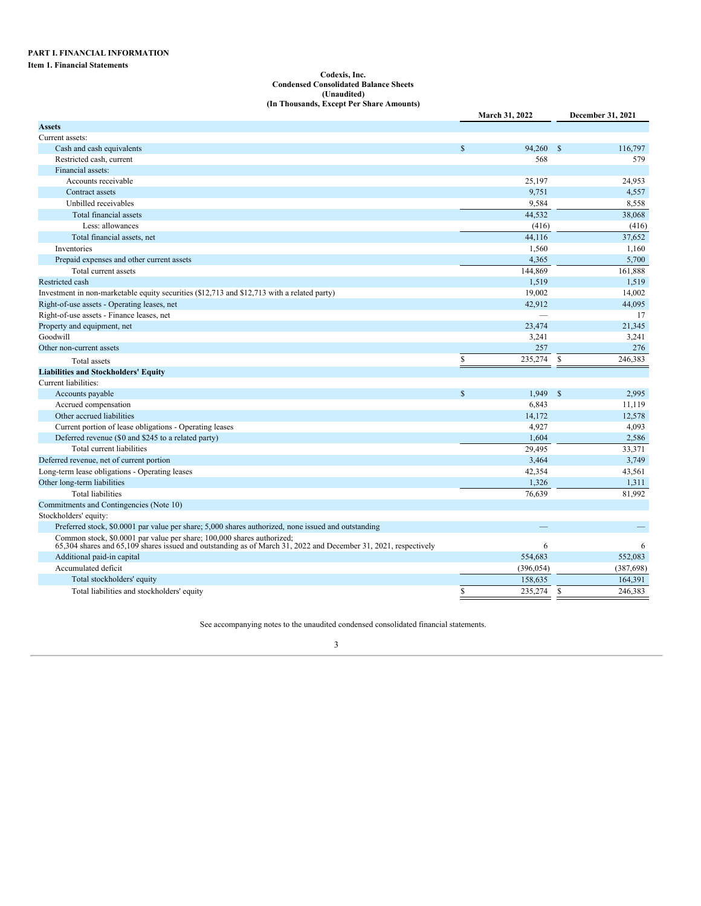**PART I. FINANCIAL INFORMATION**

**Item 1. Financial Statements**

**Codexis, Inc.**
**Condensed Consolidated Balance Sheets**
**(Unaudited)**
**(In Thousands, Except Per Share Amounts)**

| | March 31, 2022 | December 31, 2021 |
|---|---|---|
| **Assets** | | |
| Current assets: | | |
| Cash and cash equivalents | $ 94,260 | $ 116,797 |
| Restricted cash, current | 568 | 579 |
| Financial assets: | | |
| Accounts receivable | 25,197 | 24,953 |
| Contract assets | 9,751 | 4,557 |
| Unbilled receivables | 9,584 | 8,558 |
| Total financial assets | 44,532 | 38,068 |
| Less: allowances | (416) | (416) |
| Total financial assets, net | 44,116 | 37,652 |
| Inventories | 1,560 | 1,160 |
| Prepaid expenses and other current assets | 4,365 | 5,700 |
| Total current assets | 144,869 | 161,888 |
| Restricted cash | 1,519 | 1,519 |
| Investment in non-marketable equity securities ($12,713 and $12,713 with a related party) | 19,002 | 14,002 |
| Right-of-use assets - Operating leases, net | 42,912 | 44,095 |
| Right-of-use assets - Finance leases, net | — | 17 |
| Property and equipment, net | 23,474 | 21,345 |
| Goodwill | 3,241 | 3,241 |
| Other non-current assets | 257 | 276 |
| Total assets | $ 235,274 | $ 246,383 |
| **Liabilities and Stockholders' Equity** | | |
| Current liabilities: | | |
| Accounts payable | $ 1,949 | $ 2,995 |
| Accrued compensation | 6,843 | 11,119 |
| Other accrued liabilities | 14,172 | 12,578 |
| Current portion of lease obligations - Operating leases | 4,927 | 4,093 |
| Deferred revenue ($0 and $245 to a related party) | 1,604 | 2,586 |
| Total current liabilities | 29,495 | 33,371 |
| Deferred revenue, net of current portion | 3,464 | 3,749 |
| Long-term lease obligations - Operating leases | 42,354 | 43,561 |
| Other long-term liabilities | 1,326 | 1,311 |
| Total liabilities | 76,639 | 81,992 |
| Commitments and Contingencies (Note 10) | | |
| Stockholders' equity: | | |
| Preferred stock, $0.0001 par value per share; 5,000 shares authorized, none issued and outstanding | — | — |
| Common stock, $0.0001 par value per share; 100,000 shares authorized; 65,304 shares and 65,109 shares issued and outstanding as of March 31, 2022 and December 31, 2021, respectively | 6 | 6 |
| Additional paid-in capital | 554,683 | 552,083 |
| Accumulated deficit | (396,054) | (387,698) |
| Total stockholders' equity | 158,635 | 164,391 |
| Total liabilities and stockholders' equity | $ 235,274 | $ 246,383 |

See accompanying notes to the unaudited condensed consolidated financial statements.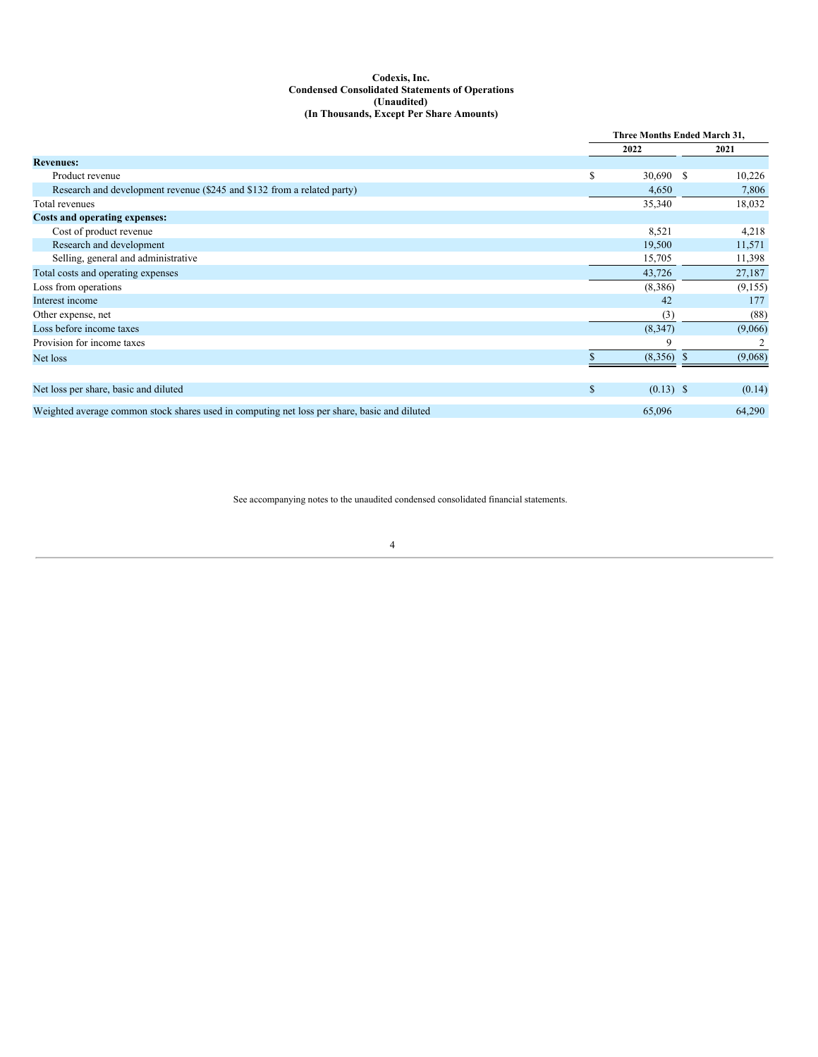**Codexis, Inc.**
**Condensed Consolidated Statements of Operations**
**(Unaudited)**
**(In Thousands, Except Per Share Amounts)**

| | Three Months Ended March 31, | |
|---|---|---|
| | 2022 | 2021 |
| **Revenues:** | | |
| Product revenue | $ 30,690 | $ 10,226 |
| Research and development revenue ($245 and $132 from a related party) | 4,650 | 7,806 |
| Total revenues | 35,340 | 18,032 |
| **Costs and operating expenses:** | | |
| Cost of product revenue | 8,521 | 4,218 |
| Research and development | 19,500 | 11,571 |
| Selling, general and administrative | 15,705 | 11,398 |
| Total costs and operating expenses | 43,726 | 27,187 |
| Loss from operations | (8,386) | (9,155) |
| Interest income | 42 | 177 |
| Other expense, net | (3) | (88) |
| Loss before income taxes | (8,347) | (9,066) |
| Provision for income taxes | 9 | 2 |
| Net loss | $ (8,356) | $ (9,068) |
| | | |
| Net loss per share, basic and diluted | $ (0.13) | $ (0.14) |
| Weighted average common stock shares used in computing net loss per share, basic and diluted | 65,096 | 64,290 |

See accompanying notes to the unaudited condensed consolidated financial statements.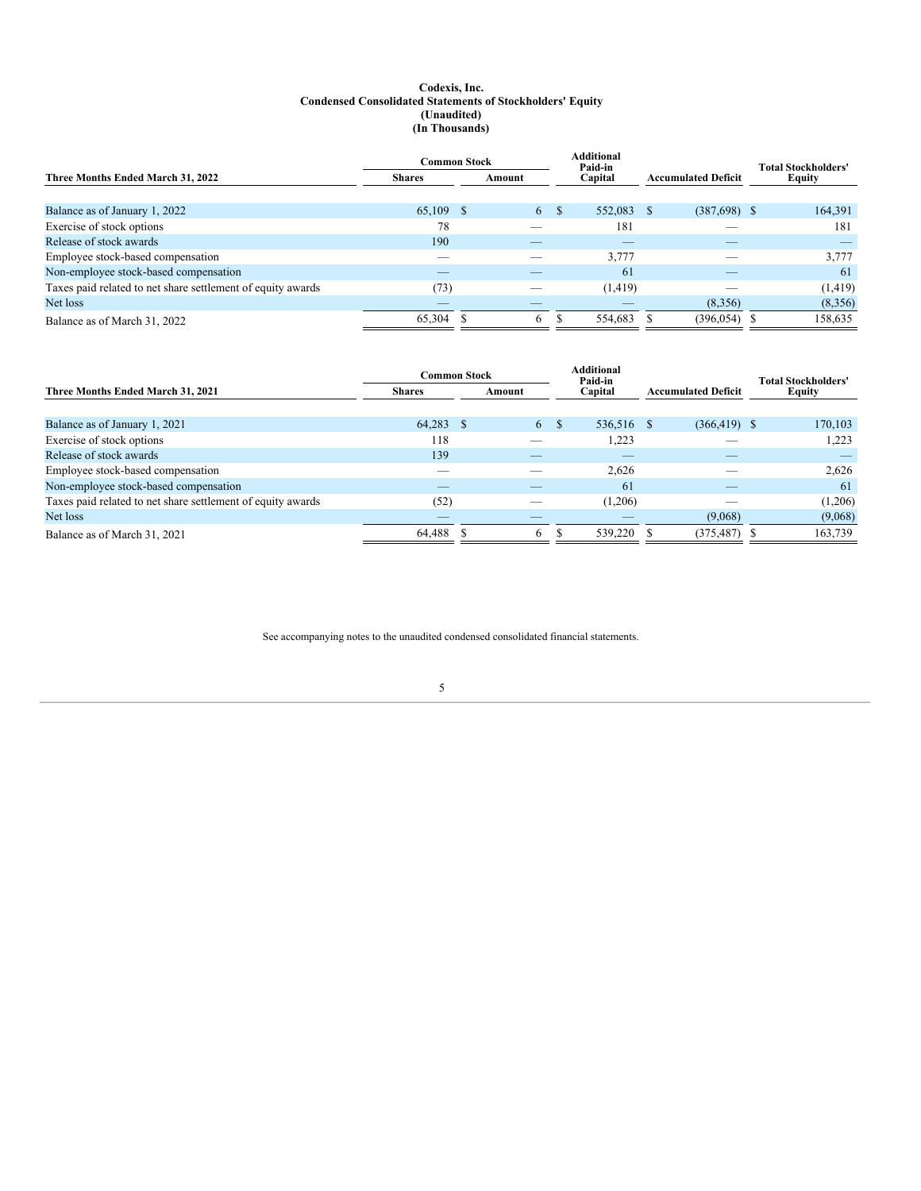**Codexis, Inc.**
**Condensed Consolidated Statements of Stockholders' Equity**
**(Unaudited)**
**(In Thousands)**

| Three Months Ended March 31, 2022 | Common Stock | | Additional Paid-in Capital | Accumulated Deficit | Total Stockholders' Equity |
|---|---|---|---|---|---|
| | Shares | Amount | | | |
| Balance as of January 1, 2022 | 65,109 | $ 6 | $ 552,083 | $ (387,698) | $ 164,391 |
| Exercise of stock options | 78 | — | 181 | — | 181 |
| Release of stock awards | 190 | — | — | — | — |
| Employee stock-based compensation | — | — | 3,777 | — | 3,777 |
| Non-employee stock-based compensation | — | — | 61 | — | 61 |
| Taxes paid related to net share settlement of equity awards | (73) | — | (1,419) | — | (1,419) |
| Net loss | — | — | — | (8,356) | (8,356) |
| Balance as of March 31, 2022 | 65,304 | $ 6 | $ 554,683 | $ (396,054) | $ 158,635 |

| Three Months Ended March 31, 2021 | Common Stock | | Additional Paid-in Capital | Accumulated Deficit | Total Stockholders' Equity |
|---|---|---|---|---|---|
| | Shares | Amount | | | |
| Balance as of January 1, 2021 | 64,283 | $ 6 | $ 536,516 | $ (366,419) | $ 170,103 |
| Exercise of stock options | 118 | — | 1,223 | — | 1,223 |
| Release of stock awards | 139 | — | — | — | — |
| Employee stock-based compensation | — | — | 2,626 | — | 2,626 |
| Non-employee stock-based compensation | — | — | 61 | — | 61 |
| Taxes paid related to net share settlement of equity awards | (52) | — | (1,206) | — | (1,206) |
| Net loss | — | — | — | (9,068) | (9,068) |
| Balance as of March 31, 2021 | 64,488 | $ 6 | $ 539,220 | $ (375,487) | $ 163,739 |

See accompanying notes to the unaudited condensed consolidated financial statements.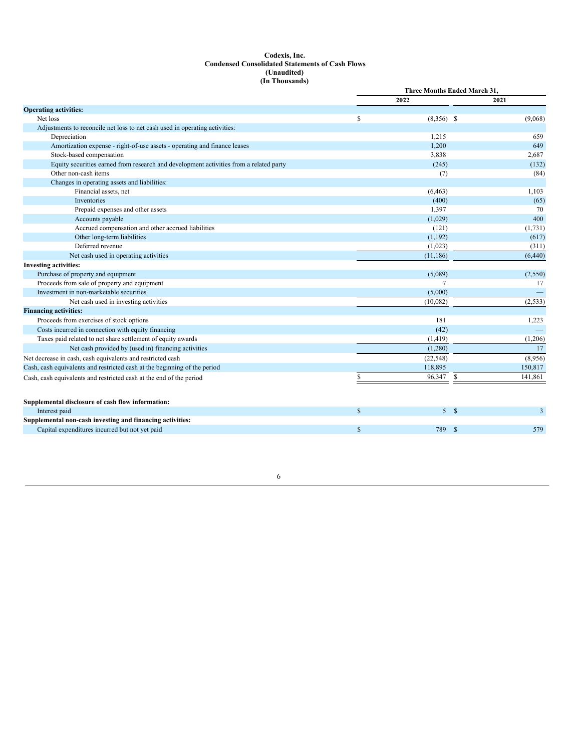**Codexis, Inc.**
**Condensed Consolidated Statements of Cash Flows**
**(Unaudited)**
**(In Thousands)**

| | Three Months Ended March 31, | |
|---|---|---|
| | 2022 | 2021 |
| **Operating activities:** | | |
| Net loss | $ (8,356) | $ (9,068) |
| Adjustments to reconcile net loss to net cash used in operating activities: | | |
| Depreciation | 1,215 | 659 |
| Amortization expense - right-of-use assets - operating and finance leases | 1,200 | 649 |
| Stock-based compensation | 3,838 | 2,687 |
| Equity securities earned from research and development activities from a related party | (245) | (132) |
| Other non-cash items | (7) | (84) |
| Changes in operating assets and liabilities: | | |
| Financial assets, net | (6,463) | 1,103 |
| Inventories | (400) | (65) |
| Prepaid expenses and other assets | 1,397 | 70 |
| Accounts payable | (1,029) | 400 |
| Accrued compensation and other accrued liabilities | (121) | (1,731) |
| Other long-term liabilities | (1,192) | (617) |
| Deferred revenue | (1,023) | (311) |
| Net cash used in operating activities | (11,186) | (6,440) |
| **Investing activities:** | | |
| Purchase of property and equipment | (5,089) | (2,550) |
| Proceeds from sale of property and equipment | 7 | 17 |
| Investment in non-marketable securities | (5,000) | — |
| Net cash used in investing activities | (10,082) | (2,533) |
| **Financing activities:** | | |
| Proceeds from exercises of stock options | 181 | 1,223 |
| Costs incurred in connection with equity financing | (42) | — |
| Taxes paid related to net share settlement of equity awards | (1,419) | (1,206) |
| Net cash provided by (used in) financing activities | (1,280) | 17 |
| Net decrease in cash, cash equivalents and restricted cash | (22,548) | (8,956) |
| Cash, cash equivalents and restricted cash at the beginning of the period | 118,895 | 150,817 |
| Cash, cash equivalents and restricted cash at the end of the period | $ 96,347 | $ 141,861 |
| | | |
| **Supplemental disclosure of cash flow information:** | | |
| Interest paid | $ 5 | $ 3 |
| **Supplemental non-cash investing and financing activities:** | | |
| Capital expenditures incurred but not yet paid | $ 789 | $ 579 |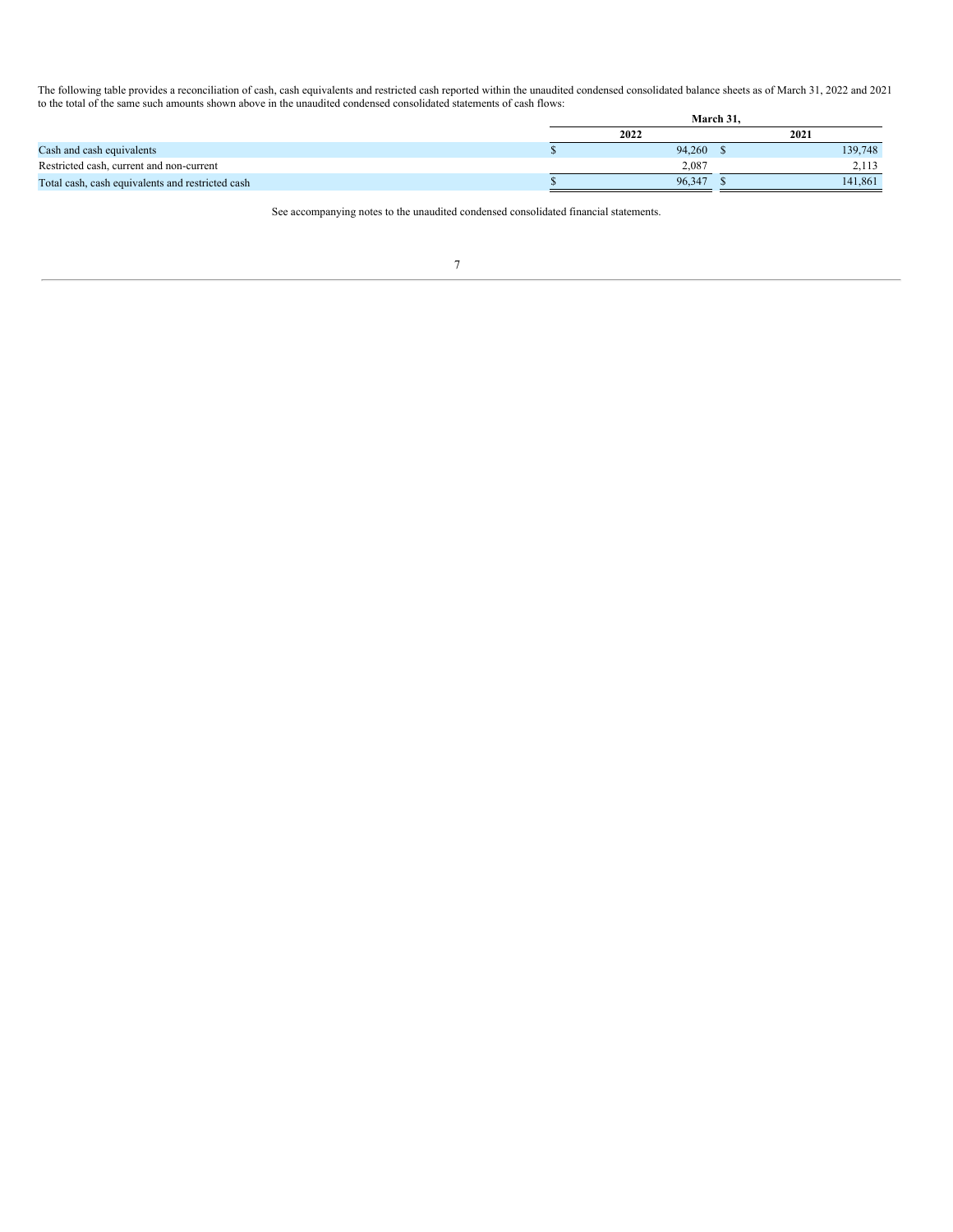The following table provides a reconciliation of cash, cash equivalents and restricted cash reported within the unaudited condensed consolidated balance sheets as of March 31, 2022 and 2021 to the total of the same such amounts shown above in the unaudited condensed consolidated statements of cash flows:

| | March 31, | |
|---|---|---|
| | 2022 | 2021 |
| Cash and cash equivalents | $ 94,260 | $ 139,748 |
| Restricted cash, current and non-current | 2,087 | 2,113 |
| Total cash, cash equivalents and restricted cash | $ 96,347 | $ 141,861 |

See accompanying notes to the unaudited condensed consolidated financial statements.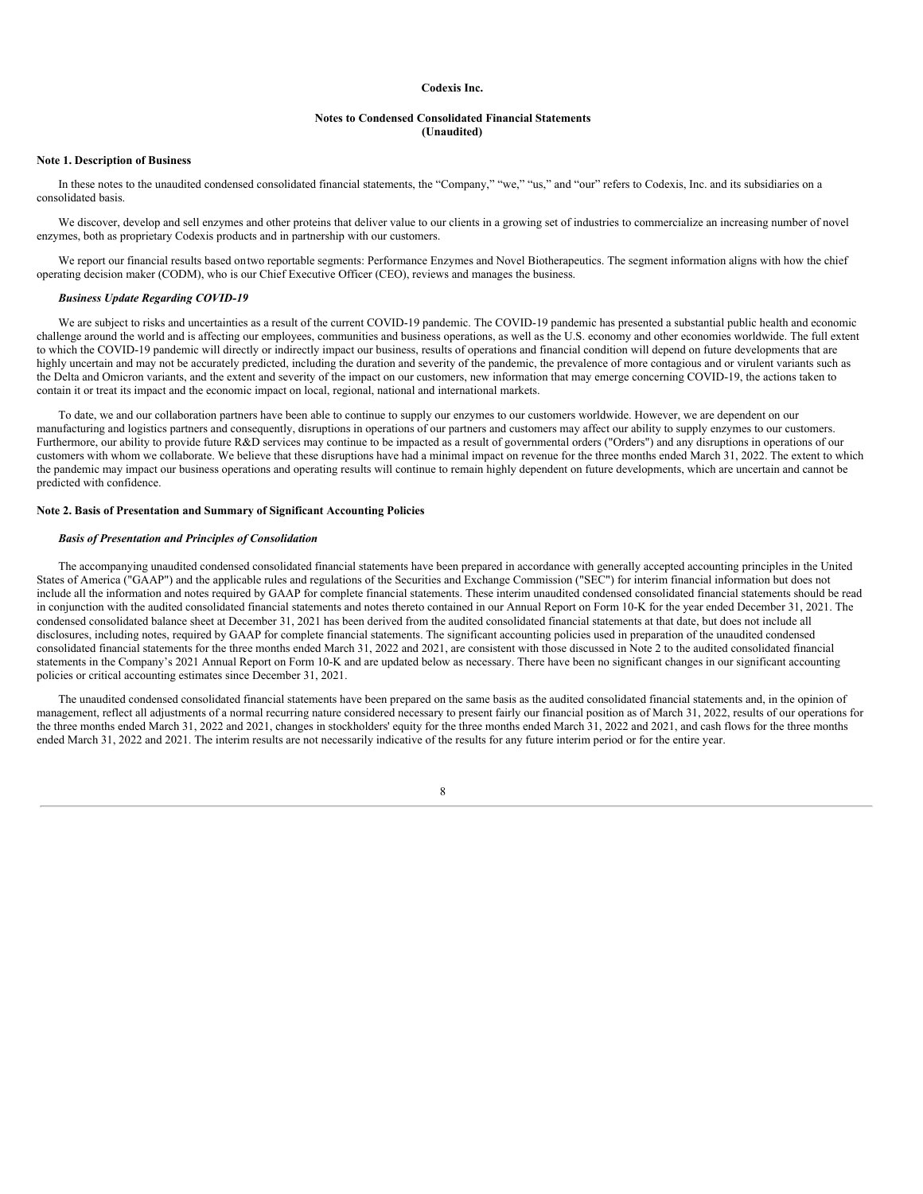**Codexis Inc.**

**Notes to Condensed Consolidated Financial Statements**
**(Unaudited)**

## Note 1. Description of Business

In these notes to the unaudited condensed consolidated financial statements, the "Company," "we," "us," and "our" refers to Codexis, Inc. and its subsidiaries on a consolidated basis.

We discover, develop and sell enzymes and other proteins that deliver value to our clients in a growing set of industries to commercialize an increasing number of novel enzymes, both as proprietary Codexis products and in partnership with our customers.

We report our financial results based on two reportable segments: Performance Enzymes and Novel Biotherapeutics. The segment information aligns with how the chief operating decision maker (CODM), who is our Chief Executive Officer (CEO), reviews and manages the business.

### *Business Update Regarding COVID-19*

We are subject to risks and uncertainties as a result of the current COVID-19 pandemic. The COVID-19 pandemic has presented a substantial public health and economic challenge around the world and is affecting our employees, communities and business operations, as well as the U.S. economy and other economies worldwide. The full extent to which the COVID-19 pandemic will directly or indirectly impact our business, results of operations and financial condition will depend on future developments that are highly uncertain and may not be accurately predicted, including the duration and severity of the pandemic, the prevalence of more contagious and or virulent variants such as the Delta and Omicron variants, and the extent and severity of the impact on our customers, new information that may emerge concerning COVID-19, the actions taken to contain it or treat its impact and the economic impact on local, regional, national and international markets.

To date, we and our collaboration partners have been able to continue to supply our enzymes to our customers worldwide. However, we are dependent on our manufacturing and logistics partners and consequently, disruptions in operations of our partners and customers may affect our ability to supply enzymes to our customers. Furthermore, our ability to provide future R&D services may continue to be impacted as a result of governmental orders ("Orders") and any disruptions in operations of our customers with whom we collaborate. We believe that these disruptions have had a minimal impact on revenue for the three months ended March 31, 2022. The extent to which the pandemic may impact our business operations and operating results will continue to remain highly dependent on future developments, which are uncertain and cannot be predicted with confidence.

## Note 2. Basis of Presentation and Summary of Significant Accounting Policies

### *Basis of Presentation and Principles of Consolidation*

The accompanying unaudited condensed consolidated financial statements have been prepared in accordance with generally accepted accounting principles in the United States of America ("GAAP") and the applicable rules and regulations of the Securities and Exchange Commission ("SEC") for interim financial information but does not include all the information and notes required by GAAP for complete financial statements. These interim unaudited condensed consolidated financial statements should be read in conjunction with the audited consolidated financial statements and notes thereto contained in our Annual Report on Form 10-K for the year ended December 31, 2021. The condensed consolidated balance sheet at December 31, 2021 has been derived from the audited consolidated financial statements at that date, but does not include all disclosures, including notes, required by GAAP for complete financial statements. The significant accounting policies used in preparation of the unaudited condensed consolidated financial statements for the three months ended March 31, 2022 and 2021, are consistent with those discussed in Note 2 to the audited consolidated financial statements in the Company's 2021 Annual Report on Form 10-K and are updated below as necessary. There have been no significant changes in our significant accounting policies or critical accounting estimates since December 31, 2021.

The unaudited condensed consolidated financial statements have been prepared on the same basis as the audited consolidated financial statements and, in the opinion of management, reflect all adjustments of a normal recurring nature considered necessary to present fairly our financial position as of March 31, 2022, results of our operations for the three months ended March 31, 2022 and 2021, changes in stockholders' equity for the three months ended March 31, 2022 and 2021, and cash flows for the three months ended March 31, 2022 and 2021. The interim results are not necessarily indicative of the results for any future interim period or for the entire year.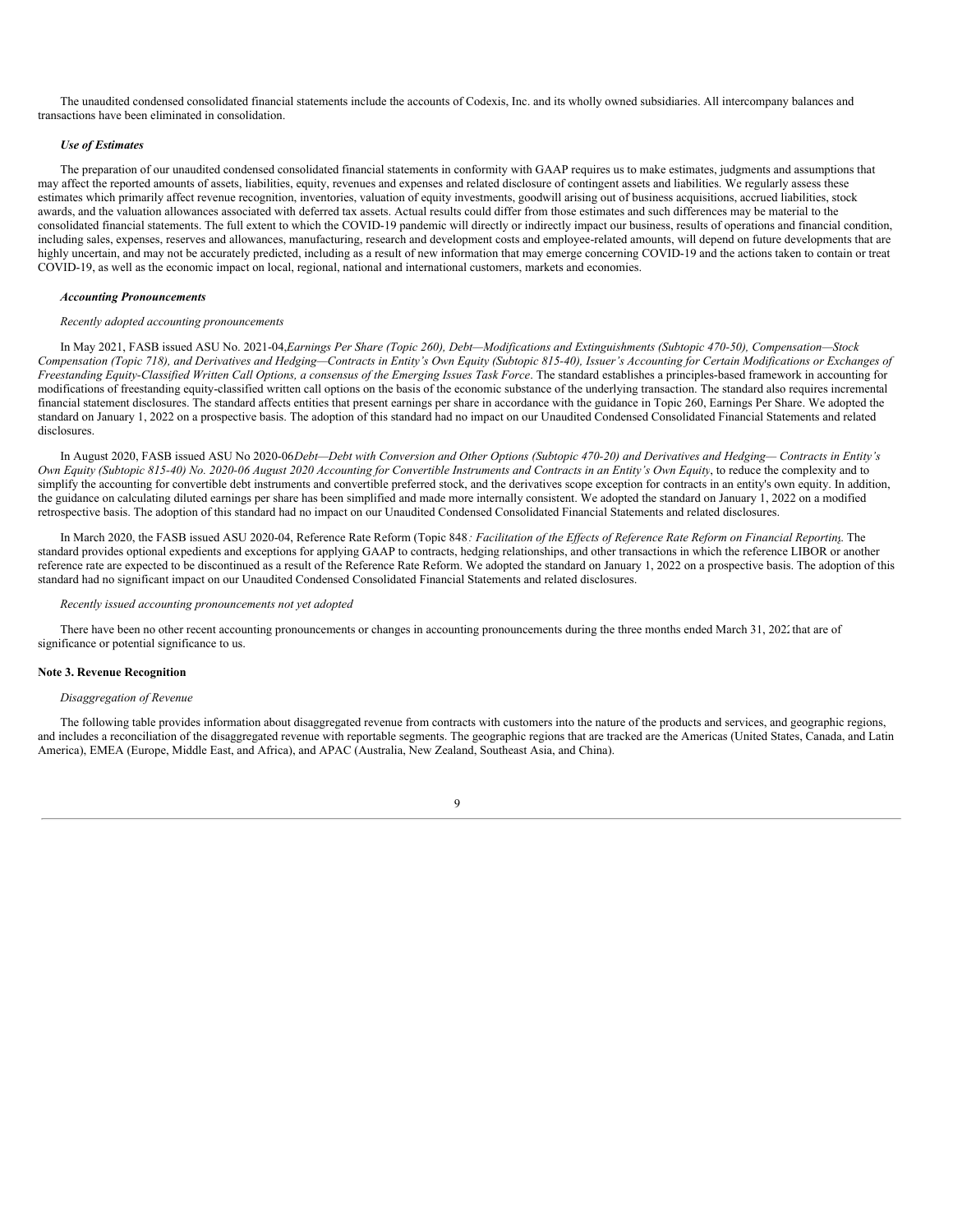The unaudited condensed consolidated financial statements include the accounts of Codexis, Inc. and its wholly owned subsidiaries. All intercompany balances and transactions have been eliminated in consolidation.

***Use of Estimates***

The preparation of our unaudited condensed consolidated financial statements in conformity with GAAP requires us to make estimates, judgments and assumptions that may affect the reported amounts of assets, liabilities, equity, revenues and expenses and related disclosure of contingent assets and liabilities. We regularly assess these estimates which primarily affect revenue recognition, inventories, valuation of equity investments, goodwill arising out of business acquisitions, accrued liabilities, stock awards, and the valuation allowances associated with deferred tax assets. Actual results could differ from those estimates and such differences may be material to the consolidated financial statements. The full extent to which the COVID-19 pandemic will directly or indirectly impact our business, results of operations and financial condition, including sales, expenses, reserves and allowances, manufacturing, research and development costs and employee-related amounts, will depend on future developments that are highly uncertain, and may not be accurately predicted, including as a result of new information that may emerge concerning COVID-19 and the actions taken to contain or treat COVID-19, as well as the economic impact on local, regional, national and international customers, markets and economies.

***Accounting Pronouncements***

*Recently adopted accounting pronouncements*

In May 2021, FASB issued ASU No. 2021-04, *Earnings Per Share (Topic 260), Debt—Modifications and Extinguishments (Subtopic 470-50), Compensation—Stock Compensation (Topic 718), and Derivatives and Hedging—Contracts in Entity's Own Equity (Subtopic 815-40), Issuer's Accounting for Certain Modifications or Exchanges of Freestanding Equity-Classified Written Call Options, a consensus of the Emerging Issues Task Force*. The standard establishes a principles-based framework in accounting for modifications of freestanding equity-classified written call options on the basis of the economic substance of the underlying transaction. The standard also requires incremental financial statement disclosures. The standard affects entities that present earnings per share in accordance with the guidance in Topic 260, Earnings Per Share. We adopted the standard on January 1, 2022 on a prospective basis. The adoption of this standard had no impact on our Unaudited Condensed Consolidated Financial Statements and related disclosures.

In August 2020, FASB issued ASU No 2020-06 *Debt—Debt with Conversion and Other Options (Subtopic 470-20) and Derivatives and Hedging— Contracts in Entity's Own Equity (Subtopic 815-40) No. 2020-06 August 2020 Accounting for Convertible Instruments and Contracts in an Entity's Own Equity*, to reduce the complexity and to simplify the accounting for convertible debt instruments and convertible preferred stock, and the derivatives scope exception for contracts in an entity's own equity. In addition, the guidance on calculating diluted earnings per share has been simplified and made more internally consistent. We adopted the standard on January 1, 2022 on a modified retrospective basis. The adoption of this standard had no impact on our Unaudited Condensed Consolidated Financial Statements and related disclosures.

In March 2020, the FASB issued ASU 2020-04, Reference Rate Reform (Topic 848*): Facilitation of the Effects of Reference Rate Reform on Financial Reporting*. The standard provides optional expedients and exceptions for applying GAAP to contracts, hedging relationships, and other transactions in which the reference LIBOR or another reference rate are expected to be discontinued as a result of the Reference Rate Reform. We adopted the standard on January 1, 2022 on a prospective basis. The adoption of this standard had no significant impact on our Unaudited Condensed Consolidated Financial Statements and related disclosures.

*Recently issued accounting pronouncements not yet adopted*

There have been no other recent accounting pronouncements or changes in accounting pronouncements during the three months ended March 31, 2022 that are of significance or potential significance to us.

**Note 3. Revenue Recognition**

*Disaggregation of Revenue*

The following table provides information about disaggregated revenue from contracts with customers into the nature of the products and services, and geographic regions, and includes a reconciliation of the disaggregated revenue with reportable segments. The geographic regions that are tracked are the Americas (United States, Canada, and Latin America), EMEA (Europe, Middle East, and Africa), and APAC (Australia, New Zealand, Southeast Asia, and China).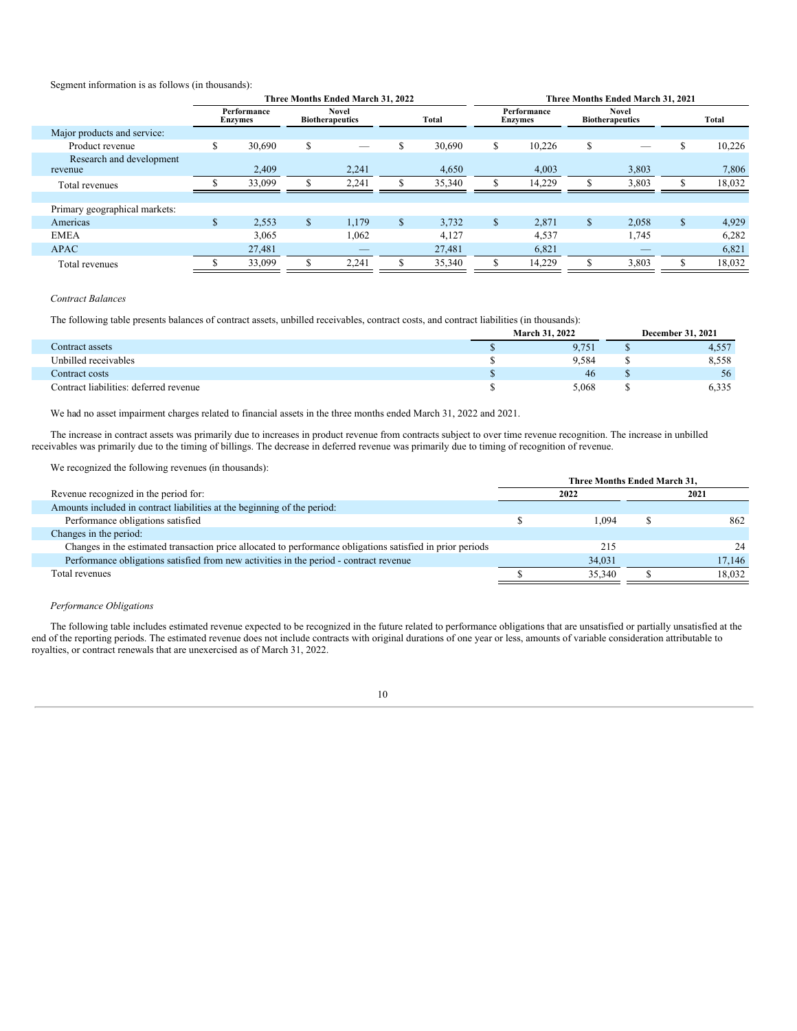Segment information is as follows (in thousands):

| | Three Months Ended March 31, 2022 | | | Three Months Ended March 31, 2021 | | |
|---|---|---|---|---|---|---|
| | Performance Enzymes | Novel Biotherapeutics | Total | Performance Enzymes | Novel Biotherapeutics | Total |
| Major products and service: | | | | | | |
| Product revenue | $ 30,690 | $ — | $ 30,690 | $ 10,226 | $ — | $ 10,226 |
| Research and development revenue | 2,409 | 2,241 | 4,650 | 4,003 | 3,803 | 7,806 |
| Total revenues | $ 33,099 | $ 2,241 | $ 35,340 | $ 14,229 | $ 3,803 | $ 18,032 |
| | | | | | | |
| Primary geographical markets: | | | | | | |
| Americas | $ 2,553 | $ 1,179 | $ 3,732 | $ 2,871 | $ 2,058 | $ 4,929 |
| EMEA | 3,065 | 1,062 | 4,127 | 4,537 | 1,745 | 6,282 |
| APAC | 27,481 | — | 27,481 | 6,821 | — | 6,821 |
| Total revenues | $ 33,099 | $ 2,241 | $ 35,340 | $ 14,229 | $ 3,803 | $ 18,032 |

*Contract Balances*

The following table presents balances of contract assets, unbilled receivables, contract costs, and contract liabilities (in thousands):

| | March 31, 2022 | December 31, 2021 |
|---|---|---|
| Contract assets | $ 9,751 | $ 4,557 |
| Unbilled receivables | $ 9,584 | $ 8,558 |
| Contract costs | $ 46 | $ 56 |
| Contract liabilities: deferred revenue | $ 5,068 | $ 6,335 |

We had no asset impairment charges related to financial assets in the three months ended March 31, 2022 and 2021.

The increase in contract assets was primarily due to increases in product revenue from contracts subject to over time revenue recognition. The increase in unbilled receivables was primarily due to the timing of billings. The decrease in deferred revenue was primarily due to timing of recognition of revenue.

We recognized the following revenues (in thousands):

| | Three Months Ended March 31, | |
|---|---|---|
| Revenue recognized in the period for: | 2022 | 2021 |
| Amounts included in contract liabilities at the beginning of the period: | | |
| Performance obligations satisfied | $ 1,094 | $ 862 |
| Changes in the period: | | |
| Changes in the estimated transaction price allocated to performance obligations satisfied in prior periods | 215 | 24 |
| Performance obligations satisfied from new activities in the period - contract revenue | 34,031 | 17,146 |
| Total revenues | $ 35,340 | $ 18,032 |

*Performance Obligations*

The following table includes estimated revenue expected to be recognized in the future related to performance obligations that are unsatisfied or partially unsatisfied at the end of the reporting periods. The estimated revenue does not include contracts with original durations of one year or less, amounts of variable consideration attributable to royalties, or contract renewals that are unexercised as of March 31, 2022.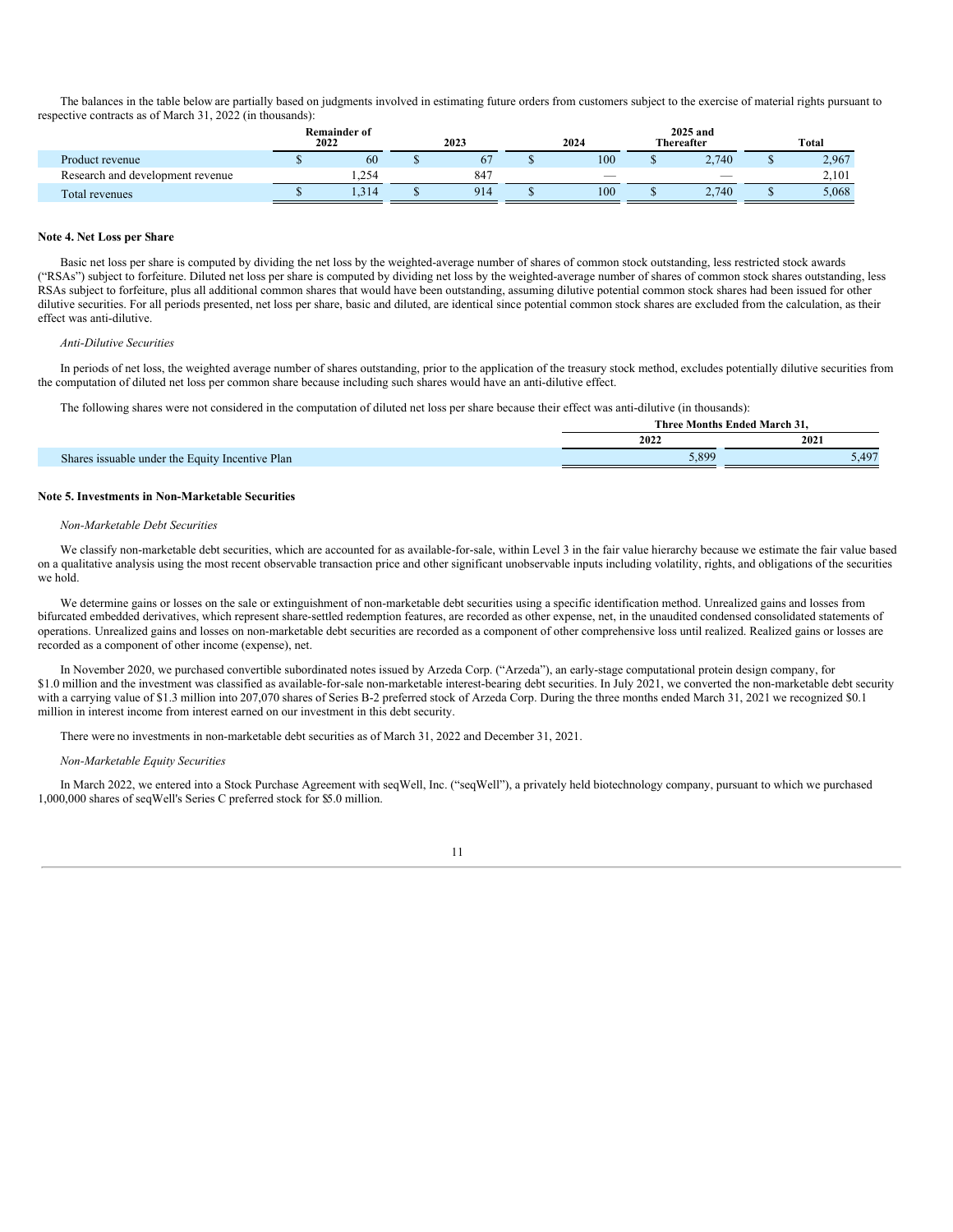The balances in the table below are partially based on judgments involved in estimating future orders from customers subject to the exercise of material rights pursuant to respective contracts as of March 31, 2022 (in thousands):

| | Remainder of 2022 | 2023 | 2024 | 2025 and Thereafter | Total |
|---|---|---|---|---|---|
| Product revenue | $ 60 | $ 67 | $ 100 | $ 2,740 | $ 2,967 |
| Research and development revenue | 1,254 | 847 | — | — | 2,101 |
| Total revenues | $ 1,314 | $ 914 | $ 100 | $ 2,740 | $ 5,068 |

**Note 4. Net Loss per Share**

Basic net loss per share is computed by dividing the net loss by the weighted-average number of shares of common stock outstanding, less restricted stock awards ("RSAs") subject to forfeiture. Diluted net loss per share is computed by dividing net loss by the weighted-average number of shares of common stock shares outstanding, less RSAs subject to forfeiture, plus all additional common shares that would have been outstanding, assuming dilutive potential common stock shares had been issued for other dilutive securities. For all periods presented, net loss per share, basic and diluted, are identical since potential common stock shares are excluded from the calculation, as their effect was anti-dilutive.

*Anti-Dilutive Securities*

In periods of net loss, the weighted average number of shares outstanding, prior to the application of the treasury stock method, excludes potentially dilutive securities from the computation of diluted net loss per common share because including such shares would have an anti-dilutive effect.

The following shares were not considered in the computation of diluted net loss per share because their effect was anti-dilutive (in thousands):

| | Three Months Ended March 31, | |
|---|---|---|
| | 2022 | 2021 |
| Shares issuable under the Equity Incentive Plan | 5,899 | 5,497 |

**Note 5. Investments in Non-Marketable Securities**

*Non-Marketable Debt Securities*

We classify non-marketable debt securities, which are accounted for as available-for-sale, within Level 3 in the fair value hierarchy because we estimate the fair value based on a qualitative analysis using the most recent observable transaction price and other significant unobservable inputs including volatility, rights, and obligations of the securities we hold.

We determine gains or losses on the sale or extinguishment of non-marketable debt securities using a specific identification method. Unrealized gains and losses from bifurcated embedded derivatives, which represent share-settled redemption features, are recorded as other expense, net, in the unaudited condensed consolidated statements of operations. Unrealized gains and losses on non-marketable debt securities are recorded as a component of other comprehensive loss until realized. Realized gains or losses are recorded as a component of other income (expense), net.

In November 2020, we purchased convertible subordinated notes issued by Arzeda Corp. ("Arzeda"), an early-stage computational protein design company, for $1.0 million and the investment was classified as available-for-sale non-marketable interest-bearing debt securities. In July 2021, we converted the non-marketable debt security with a carrying value of $1.3 million into 207,070 shares of Series B-2 preferred stock of Arzeda Corp. During the three months ended March 31, 2021 we recognized $0.1 million in interest income from interest earned on our investment in this debt security.

There were no investments in non-marketable debt securities as of March 31, 2022 and December 31, 2021.

*Non-Marketable Equity Securities*

In March 2022, we entered into a Stock Purchase Agreement with seqWell, Inc. ("seqWell"), a privately held biotechnology company, pursuant to which we purchased 1,000,000 shares of seqWell's Series C preferred stock for $5.0 million.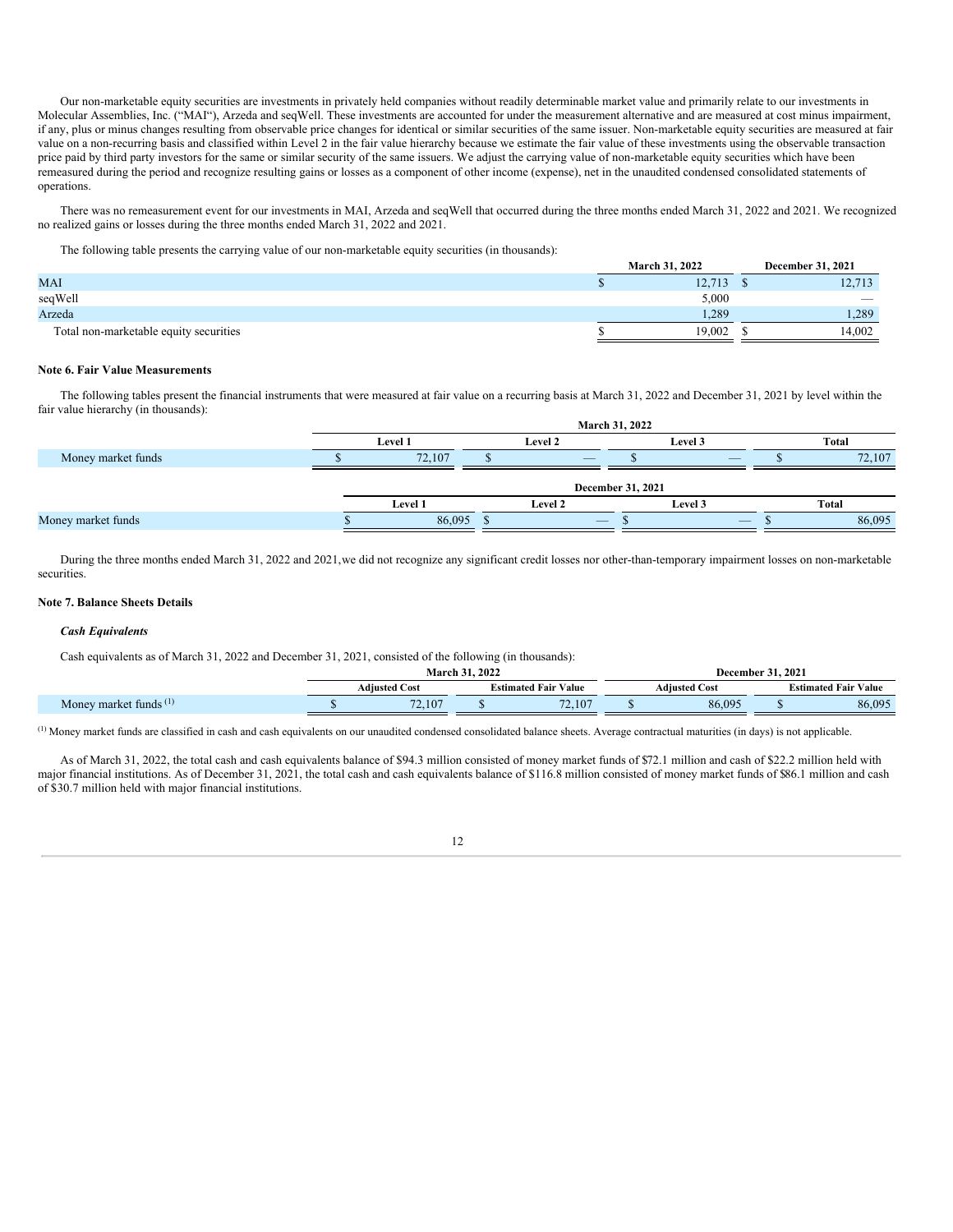Our non-marketable equity securities are investments in privately held companies without readily determinable market value and primarily relate to our investments in Molecular Assemblies, Inc. ("MAI"), Arzeda and seqWell. These investments are accounted for under the measurement alternative and are measured at cost minus impairment, if any, plus or minus changes resulting from observable price changes for identical or similar securities of the same issuer. Non-marketable equity securities are measured at fair value on a non-recurring basis and classified within Level 2 in the fair value hierarchy because we estimate the fair value of these investments using the observable transaction price paid by third party investors for the same or similar security of the same issuers. We adjust the carrying value of non-marketable equity securities which have been remeasured during the period and recognize resulting gains or losses as a component of other income (expense), net in the unaudited condensed consolidated statements of operations.

There was no remeasurement event for our investments in MAI, Arzeda and seqWell that occurred during the three months ended March 31, 2022 and 2021. We recognized no realized gains or losses during the three months ended March 31, 2022 and 2021.

The following table presents the carrying value of our non-marketable equity securities (in thousands):

| | March 31, 2022 | December 31, 2021 |
|---|---|---|
| MAI | $ 12,713 | $ 12,713 |
| seqWell | 5,000 | — |
| Arzeda | 1,289 | 1,289 |
| Total non-marketable equity securities | $ 19,002 | $ 14,002 |

**Note 6. Fair Value Measurements**

The following tables present the financial instruments that were measured at fair value on a recurring basis at March 31, 2022 and December 31, 2021 by level within the fair value hierarchy (in thousands):

| | March 31, 2022 | | | |
|---|---|---|---|---|
| | Level 1 | Level 2 | Level 3 | Total |
| Money market funds | $ 72,107 | $ — | $ — | $ 72,107 |

| | December 31, 2021 | | | |
|---|---|---|---|---|
| | Level 1 | Level 2 | Level 3 | Total |
| Money market funds | $ 86,095 | $ — | $ — | $ 86,095 |

During the three months ended March 31, 2022 and 2021,we did not recognize any significant credit losses nor other-than-temporary impairment losses on non-marketable securities.

**Note 7. Balance Sheets Details**

***Cash Equivalents***

Cash equivalents as of March 31, 2022 and December 31, 2021, consisted of the following (in thousands):

| | March 31, 2022 | | December 31, 2021 | |
|---|---|---|---|---|
| | Adjusted Cost | Estimated Fair Value | Adjusted Cost | Estimated Fair Value |
| Money market funds [(1)] | $ 72,107 | $ 72,107 | $ 86,095 | $ 86,095 |

[(1)] Money market funds are classified in cash and cash equivalents on our unaudited condensed consolidated balance sheets. Average contractual maturities (in days) is not applicable.

As of March 31, 2022, the total cash and cash equivalents balance of $94.3 million consisted of money market funds of $72.1 million and cash of $22.2 million held with major financial institutions. As of December 31, 2021, the total cash and cash equivalents balance of $116.8 million consisted of money market funds of $86.1 million and cash of $30.7 million held with major financial institutions.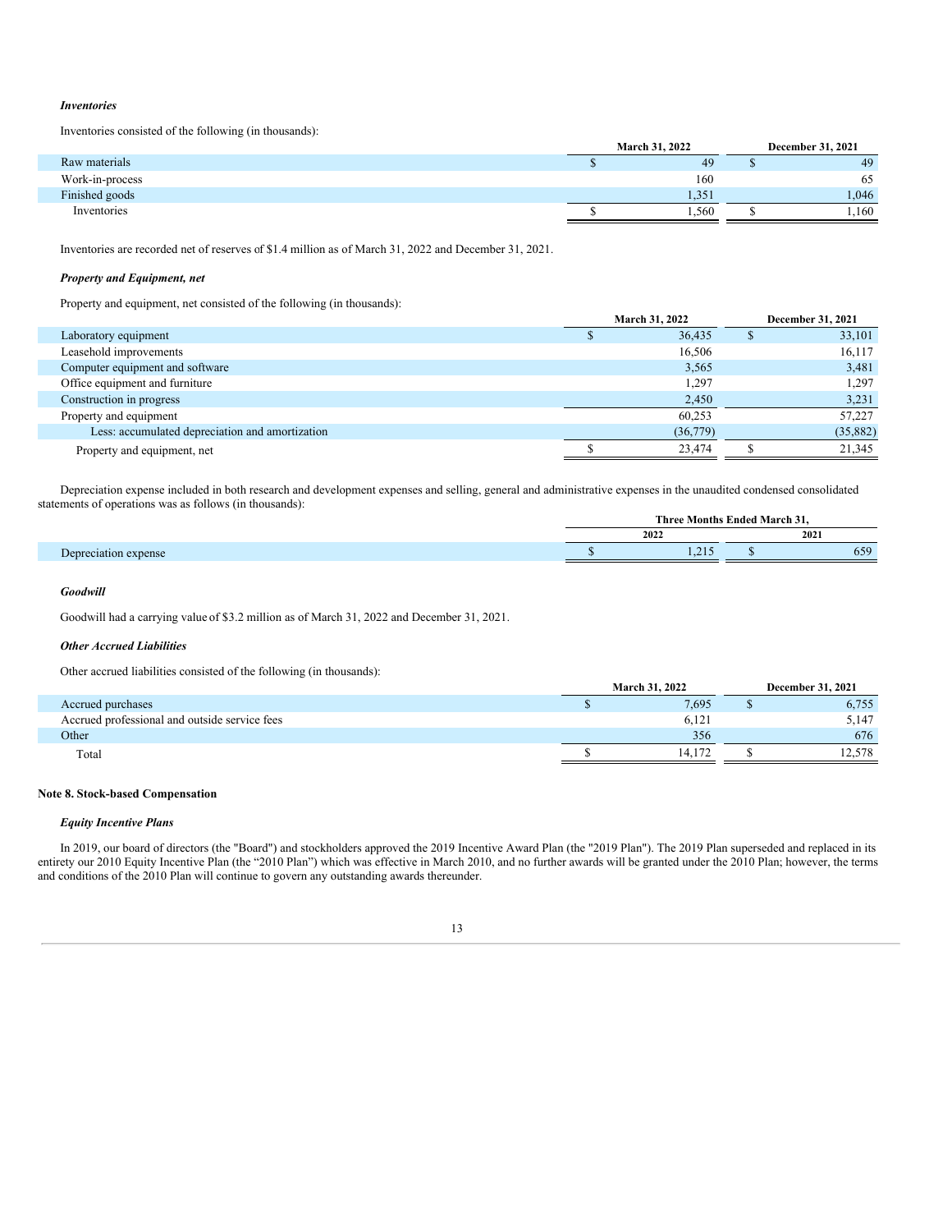***Inventories***

Inventories consisted of the following (in thousands):

| | March 31, 2022 | December 31, 2021 |
|---|---|---|
| Raw materials | $ 49 | $ 49 |
| Work-in-process | 160 | 65 |
| Finished goods | 1,351 | 1,046 |
| Inventories | $ 1,560 | $ 1,160 |

Inventories are recorded net of reserves of $1.4 million as of March 31, 2022 and December 31, 2021.

***Property and Equipment, net***

Property and equipment, net consisted of the following (in thousands):

| | March 31, 2022 | December 31, 2021 |
|---|---|---|
| Laboratory equipment | $ 36,435 | $ 33,101 |
| Leasehold improvements | 16,506 | 16,117 |
| Computer equipment and software | 3,565 | 3,481 |
| Office equipment and furniture | 1,297 | 1,297 |
| Construction in progress | 2,450 | 3,231 |
| Property and equipment | 60,253 | 57,227 |
| Less: accumulated depreciation and amortization | (36,779) | (35,882) |
| Property and equipment, net | $ 23,474 | $ 21,345 |

Depreciation expense included in both research and development expenses and selling, general and administrative expenses in the unaudited condensed consolidated statements of operations was as follows (in thousands):

| | Three Months Ended March 31, | |
|---|---|---|
| | 2022 | 2021 |
| Depreciation expense | $ 1,215 | $ 659 |

***Goodwill***

Goodwill had a carrying value of $3.2 million as of March 31, 2022 and December 31, 2021.

***Other Accrued Liabilities***

Other accrued liabilities consisted of the following (in thousands):

| | March 31, 2022 | December 31, 2021 |
|---|---|---|
| Accrued purchases | $ 7,695 | $ 6,755 |
| Accrued professional and outside service fees | 6,121 | 5,147 |
| Other | 356 | 676 |
| Total | $ 14,172 | $ 12,578 |

**Note 8. Stock-based Compensation**

***Equity Incentive Plans***

In 2019, our board of directors (the "Board") and stockholders approved the 2019 Incentive Award Plan (the "2019 Plan"). The 2019 Plan superseded and replaced in its entirety our 2010 Equity Incentive Plan (the "2010 Plan") which was effective in March 2010, and no further awards will be granted under the 2010 Plan; however, the terms and conditions of the 2010 Plan will continue to govern any outstanding awards thereunder.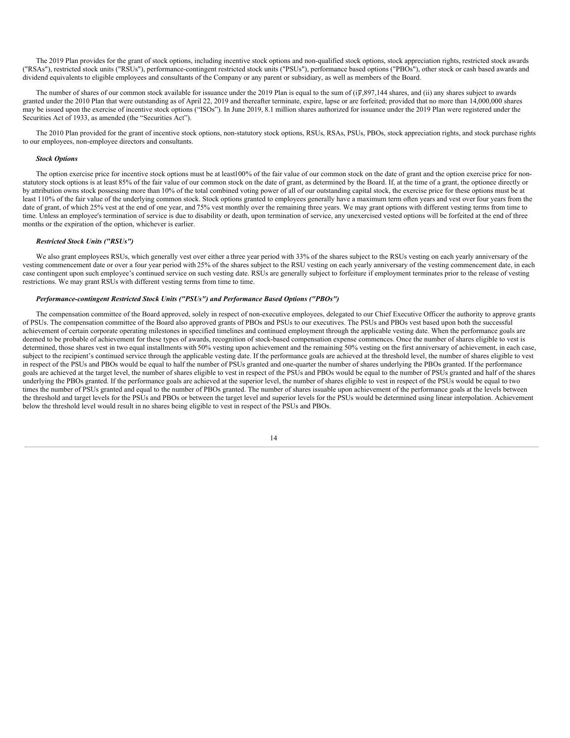The 2019 Plan provides for the grant of stock options, including incentive stock options and non-qualified stock options, stock appreciation rights, restricted stock awards ("RSAs"), restricted stock units ("RSUs"), performance-contingent restricted stock units ("PSUs"), performance based options ("PBOs"), other stock or cash based awards and dividend equivalents to eligible employees and consultants of the Company or any parent or subsidiary, as well as members of the Board.

The number of shares of our common stock available for issuance under the 2019 Plan is equal to the sum of (i) 7,897,144 shares, and (ii) any shares subject to awards granted under the 2010 Plan that were outstanding as of April 22, 2019 and thereafter terminate, expire, lapse or are forfeited; provided that no more than 14,000,000 shares may be issued upon the exercise of incentive stock options ("ISOs"). In June 2019, 8.1 million shares authorized for issuance under the 2019 Plan were registered under the Securities Act of 1933, as amended (the "Securities Act").

The 2010 Plan provided for the grant of incentive stock options, non-statutory stock options, RSUs, RSAs, PSUs, PBOs, stock appreciation rights, and stock purchase rights to our employees, non-employee directors and consultants.

***Stock Options***

The option exercise price for incentive stock options must be at least 100% of the fair value of our common stock on the date of grant and the option exercise price for non-statutory stock options is at least 85% of the fair value of our common stock on the date of grant, as determined by the Board. If, at the time of a grant, the optionee directly or by attribution owns stock possessing more than 10% of the total combined voting power of all of our outstanding capital stock, the exercise price for these options must be at least 110% of the fair value of the underlying common stock. Stock options granted to employees generally have a maximum term often years and vest over four years from the date of grant, of which 25% vest at the end of one year, and 75% vest monthly over the remaining three years. We may grant options with different vesting terms from time to time. Unless an employee's termination of service is due to disability or death, upon termination of service, any unexercised vested options will be forfeited at the end of three months or the expiration of the option, whichever is earlier.

***Restricted Stock Units ("RSUs")***

We also grant employees RSUs, which generally vest over either a three year period with 33% of the shares subject to the RSUs vesting on each yearly anniversary of the vesting commencement date or over a four year period with 25% of the shares subject to the RSU vesting on each yearly anniversary of the vesting commencement date, in each case contingent upon such employee's continued service on such vesting date. RSUs are generally subject to forfeiture if employment terminates prior to the release of vesting restrictions. We may grant RSUs with different vesting terms from time to time.

***Performance-contingent Restricted Stock Units ("PSUs") and Performance Based Options ("PBOs")***

The compensation committee of the Board approved, solely in respect of non-executive employees, delegated to our Chief Executive Officer the authority to approve grants of PSUs. The compensation committee of the Board also approved grants of PBOs and PSUs to our executives. The PSUs and PBOs vest based upon both the successful achievement of certain corporate operating milestones in specified timelines and continued employment through the applicable vesting date. When the performance goals are deemed to be probable of achievement for these types of awards, recognition of stock-based compensation expense commences. Once the number of shares eligible to vest is determined, those shares vest in two equal installments with 50% vesting upon achievement and the remaining 50% vesting on the first anniversary of achievement, in each case, subject to the recipient's continued service through the applicable vesting date. If the performance goals are achieved at the threshold level, the number of shares eligible to vest in respect of the PSUs and PBOs would be equal to half the number of PSUs granted and one-quarter the number of shares underlying the PBOs granted. If the performance goals are achieved at the target level, the number of shares eligible to vest in respect of the PSUs and PBOs would be equal to the number of PSUs granted and half of the shares underlying the PBOs granted. If the performance goals are achieved at the superior level, the number of shares eligible to vest in respect of the PSUs would be equal to two times the number of PSUs granted and equal to the number of PBOs granted. The number of shares issuable upon achievement of the performance goals at the levels between the threshold and target levels for the PSUs and PBOs or between the target level and superior levels for the PSUs would be determined using linear interpolation. Achievement below the threshold level would result in no shares being eligible to vest in respect of the PSUs and PBOs.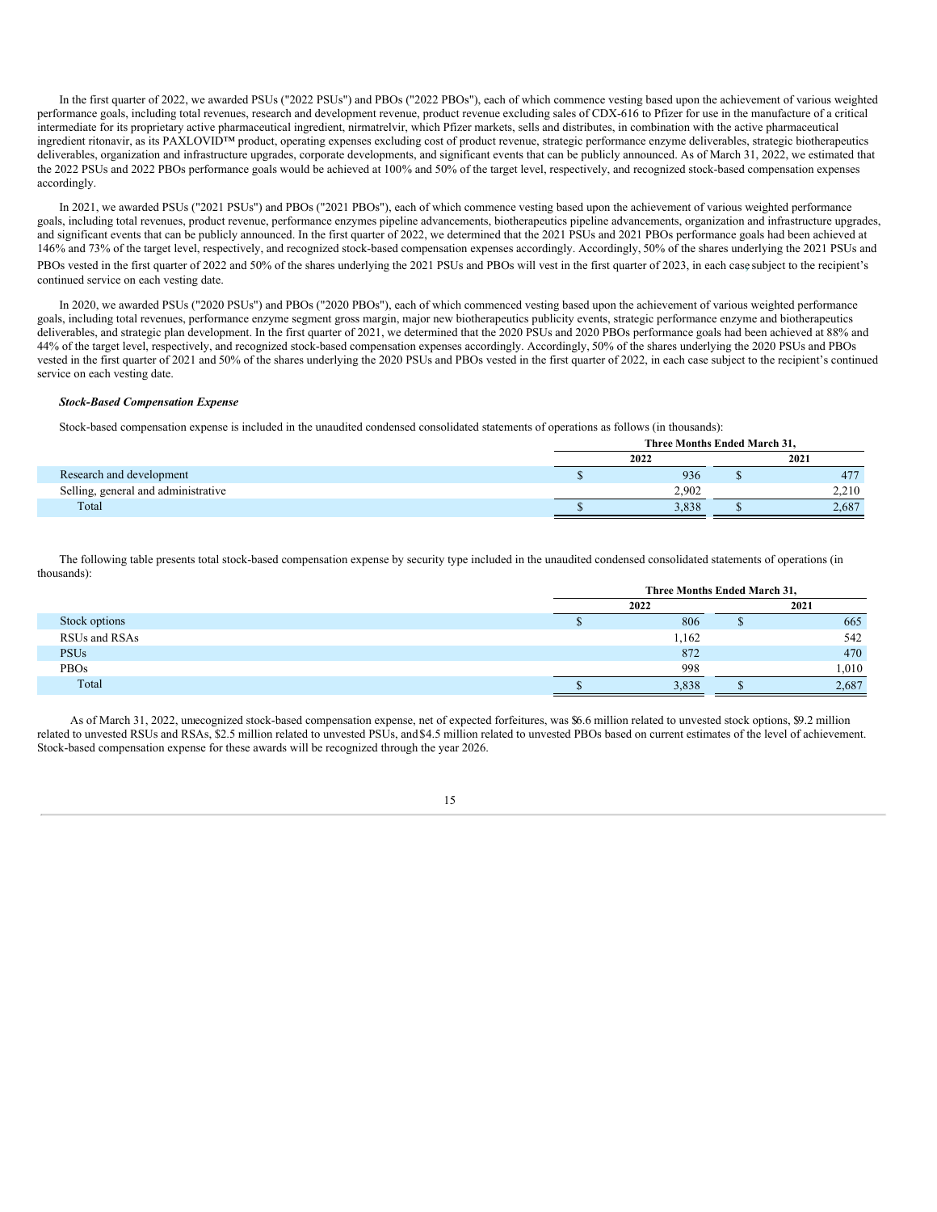In the first quarter of 2022, we awarded PSUs ("2022 PSUs") and PBOs ("2022 PBOs"), each of which commence vesting based upon the achievement of various weighted performance goals, including total revenues, research and development revenue, product revenue excluding sales of CDX-616 to Pfizer for use in the manufacture of a critical intermediate for its proprietary active pharmaceutical ingredient, nirmatrelvir, which Pfizer markets, sells and distributes, in combination with the active pharmaceutical ingredient ritonavir, as its PAXLOVID™ product, operating expenses excluding cost of product revenue, strategic performance enzyme deliverables, strategic biotherapeutics deliverables, organization and infrastructure upgrades, corporate developments, and significant events that can be publicly announced. As of March 31, 2022, we estimated that the 2022 PSUs and 2022 PBOs performance goals would be achieved at 100% and 50% of the target level, respectively, and recognized stock-based compensation expenses accordingly.

In 2021, we awarded PSUs ("2021 PSUs") and PBOs ("2021 PBOs"), each of which commence vesting based upon the achievement of various weighted performance goals, including total revenues, product revenue, performance enzymes pipeline advancements, biotherapeutics pipeline advancements, organization and infrastructure upgrades, and significant events that can be publicly announced. In the first quarter of 2022, we determined that the 2021 PSUs and 2021 PBOs performance goals had been achieved at 146% and 73% of the target level, respectively, and recognized stock-based compensation expenses accordingly. Accordingly, 50% of the shares underlying the 2021 PSUs and PBOs vested in the first quarter of 2022 and 50% of the shares underlying the 2021 PSUs and PBOs will vest in the first quarter of 2023, in each case subject to the recipient's continued service on each vesting date.

In 2020, we awarded PSUs ("2020 PSUs") and PBOs ("2020 PBOs"), each of which commenced vesting based upon the achievement of various weighted performance goals, including total revenues, performance enzyme segment gross margin, major new biotherapeutics publicity events, strategic performance enzyme and biotherapeutics deliverables, and strategic plan development. In the first quarter of 2021, we determined that the 2020 PSUs and 2020 PBOs performance goals had been achieved at 88% and 44% of the target level, respectively, and recognized stock-based compensation expenses accordingly. Accordingly, 50% of the shares underlying the 2020 PSUs and PBOs vested in the first quarter of 2021 and 50% of the shares underlying the 2020 PSUs and PBOs vested in the first quarter of 2022, in each case subject to the recipient's continued service on each vesting date.

***Stock-Based Compensation Expense***

Stock-based compensation expense is included in the unaudited condensed consolidated statements of operations as follows (in thousands):

| | Three Months Ended March 31, | |
|---|---|---|
| | 2022 | 2021 |
| Research and development | $ 936 | $ 477 |
| Selling, general and administrative | 2,902 | 2,210 |
| Total | $ 3,838 | $ 2,687 |

The following table presents total stock-based compensation expense by security type included in the unaudited condensed consolidated statements of operations (in thousands):

| | Three Months Ended March 31, | |
|---|---|---|
| | 2022 | 2021 |
| Stock options | $ 806 | $ 665 |
| RSUs and RSAs | 1,162 | 542 |
| PSUs | 872 | 470 |
| PBOs | 998 | 1,010 |
| Total | $ 3,838 | $ 2,687 |

As of March 31, 2022, unrecognized stock-based compensation expense, net of expected forfeitures, was $6.6 million related to unvested stock options, $9.2 million related to unvested RSUs and RSAs, $2.5 million related to unvested PSUs, and $4.5 million related to unvested PBOs based on current estimates of the level of achievement. Stock-based compensation expense for these awards will be recognized through the year 2026.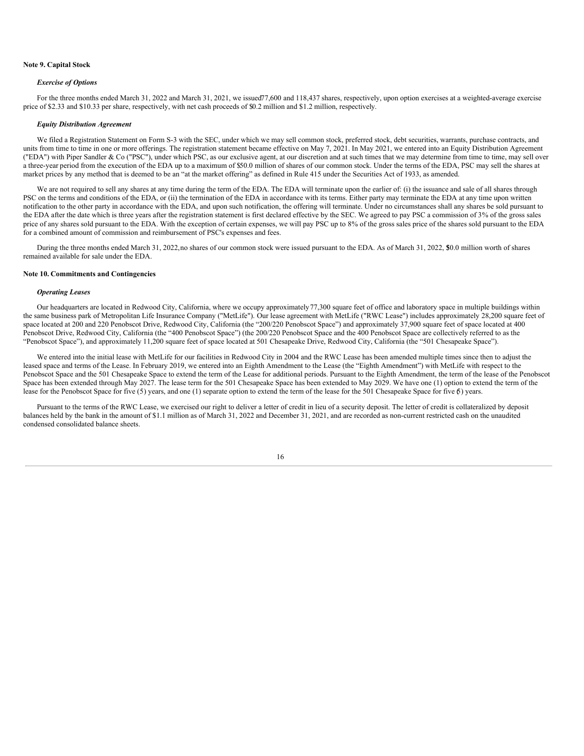**Note 9. Capital Stock**

***Exercise of Options***

For the three months ended March 31, 2022 and March 31, 2021, we issued 77,600 and 118,437 shares, respectively, upon option exercises at a weighted-average exercise price of $2.33 and $10.33 per share, respectively, with net cash proceeds of $0.2 million and $1.2 million, respectively.

***Equity Distribution Agreement***

We filed a Registration Statement on Form S-3 with the SEC, under which we may sell common stock, preferred stock, debt securities, warrants, purchase contracts, and units from time to time in one or more offerings. The registration statement became effective on May 7, 2021. In May 2021, we entered into an Equity Distribution Agreement ("EDA") with Piper Sandler & Co ("PSC"), under which PSC, as our exclusive agent, at our discretion and at such times that we may determine from time to time, may sell over a three-year period from the execution of the EDA up to a maximum of $50.0 million of shares of our common stock. Under the terms of the EDA, PSC may sell the shares at market prices by any method that is deemed to be an "at the market offering" as defined in Rule 415 under the Securities Act of 1933, as amended.

We are not required to sell any shares at any time during the term of the EDA. The EDA will terminate upon the earlier of: (i) the issuance and sale of all shares through PSC on the terms and conditions of the EDA, or (ii) the termination of the EDA in accordance with its terms. Either party may terminate the EDA at any time upon written notification to the other party in accordance with the EDA, and upon such notification, the offering will terminate. Under no circumstances shall any shares be sold pursuant to the EDA after the date which is three years after the registration statement is first declared effective by the SEC. We agreed to pay PSC a commission of 3% of the gross sales price of any shares sold pursuant to the EDA. With the exception of certain expenses, we will pay PSC up to 8% of the gross sales price of the shares sold pursuant to the EDA for a combined amount of commission and reimbursement of PSC's expenses and fees.

During the three months ended March 31, 2022, no shares of our common stock were issued pursuant to the EDA. As of March 31, 2022, $50.0 million worth of shares remained available for sale under the EDA.

**Note 10. Commitments and Contingencies**

***Operating Leases***

Our headquarters are located in Redwood City, California, where we occupy approximately 77,300 square feet of office and laboratory space in multiple buildings within the same business park of Metropolitan Life Insurance Company ("MetLife"). Our lease agreement with MetLife ("RWC Lease") includes approximately 28,200 square feet of space located at 200 and 220 Penobscot Drive, Redwood City, California (the "200/220 Penobscot Space") and approximately 37,900 square feet of space located at 400 Penobscot Drive, Redwood City, California (the "400 Penobscot Space") (the 200/220 Penobscot Space and the 400 Penobscot Space are collectively referred to as the "Penobscot Space"), and approximately 11,200 square feet of space located at 501 Chesapeake Drive, Redwood City, California (the "501 Chesapeake Space").

We entered into the initial lease with MetLife for our facilities in Redwood City in 2004 and the RWC Lease has been amended multiple times since then to adjust the leased space and terms of the Lease. In February 2019, we entered into an Eighth Amendment to the Lease (the "Eighth Amendment") with MetLife with respect to the Penobscot Space and the 501 Chesapeake Space to extend the term of the Lease for additional periods. Pursuant to the Eighth Amendment, the term of the lease of the Penobscot Space has been extended through May 2027. The lease term for the 501 Chesapeake Space has been extended to May 2029. We have one (1) option to extend the term of the lease for the Penobscot Space for five (5) years, and one (1) separate option to extend the term of the lease for the 501 Chesapeake Space for five (5) years.

Pursuant to the terms of the RWC Lease, we exercised our right to deliver a letter of credit in lieu of a security deposit. The letter of credit is collateralized by deposit balances held by the bank in the amount of $1.1 million as of March 31, 2022 and December 31, 2021, and are recorded as non-current restricted cash on the unaudited condensed consolidated balance sheets.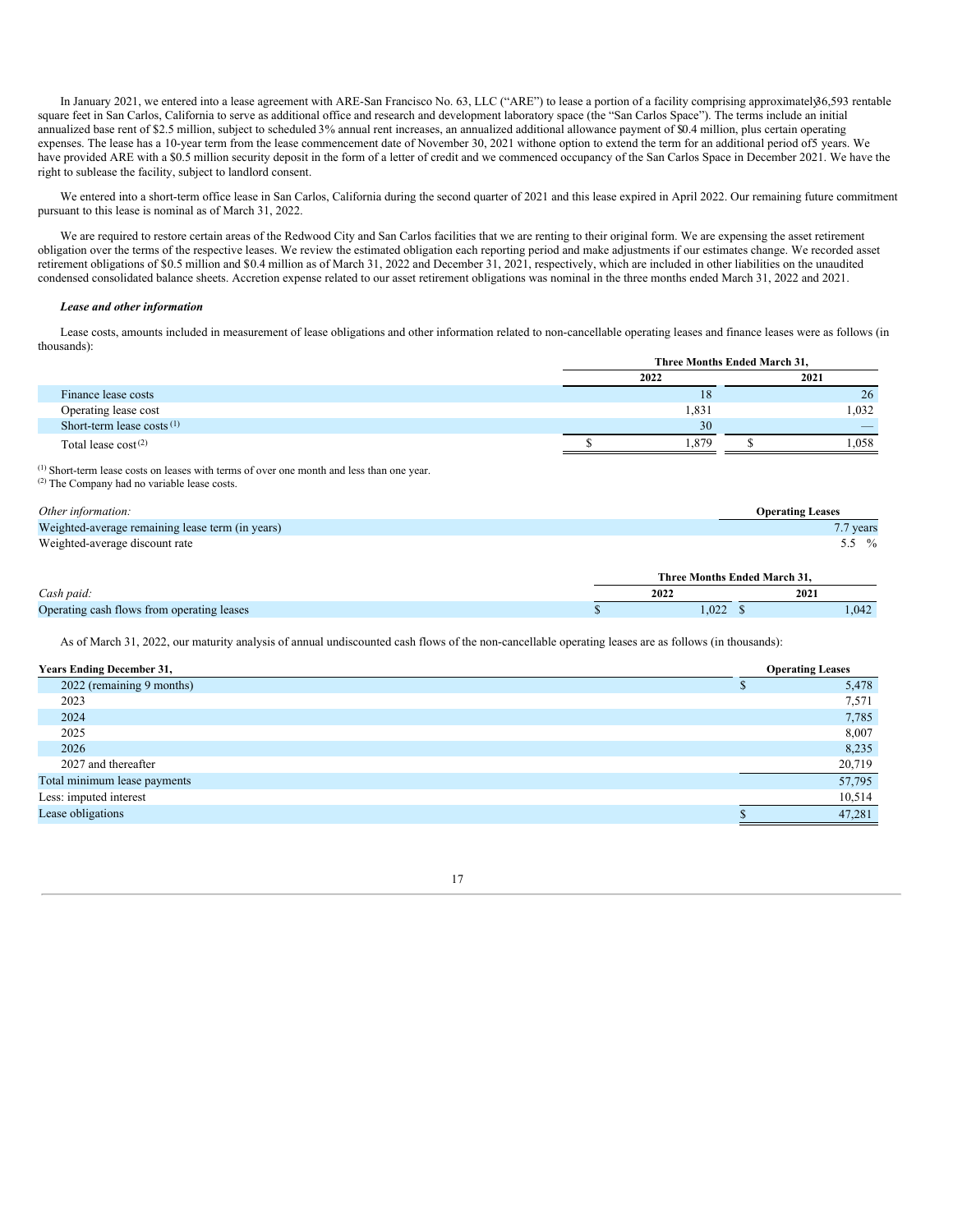In January 2021, we entered into a lease agreement with ARE-San Francisco No. 63, LLC ("ARE") to lease a portion of a facility comprising approximately 36,593 rentable square feet in San Carlos, California to serve as additional office and research and development laboratory space (the "San Carlos Space"). The terms include an initial annualized base rent of $2.5 million, subject to scheduled 3% annual rent increases, an annualized additional allowance payment of $0.4 million, plus certain operating expenses. The lease has a 10-year term from the lease commencement date of November 30, 2021 with one option to extend the term for an additional period of 5 years. We have provided ARE with a $0.5 million security deposit in the form of a letter of credit and we commenced occupancy of the San Carlos Space in December 2021. We have the right to sublease the facility, subject to landlord consent.

We entered into a short-term office lease in San Carlos, California during the second quarter of 2021 and this lease expired in April 2022. Our remaining future commitment pursuant to this lease is nominal as of March 31, 2022.

We are required to restore certain areas of the Redwood City and San Carlos facilities that we are renting to their original form. We are expensing the asset retirement obligation over the terms of the respective leases. We review the estimated obligation each reporting period and make adjustments if our estimates change. We recorded asset retirement obligations of $0.5 million and $0.4 million as of March 31, 2022 and December 31, 2021, respectively, which are included in other liabilities on the unaudited condensed consolidated balance sheets. Accretion expense related to our asset retirement obligations was nominal in the three months ended March 31, 2022 and 2021.

***Lease and other information***

Lease costs, amounts included in measurement of lease obligations and other information related to non-cancellable operating leases and finance leases were as follows (in thousands):

| | Three Months Ended March 31, | |
|---|---|---|
| | 2022 | 2021 |
| Finance lease costs | 18 | 26 |
| Operating lease cost | 1,831 | 1,032 |
| Short-term lease costs [(1)] | 30 | — |
| Total lease cost [(2)] | $ 1,879 | $ 1,058 |

[(1)] Short-term lease costs on leases with terms of over one month and less than one year.
[(2)] The Company had no variable lease costs.

| *Other information:* | Operating Leases |
|---|---|
| Weighted-average remaining lease term (in years) | 7.7 years |
| Weighted-average discount rate | 5.5 % |

| | Three Months Ended March 31, | |
|---|---|---|
| *Cash paid:* | 2022 | 2021 |
| Operating cash flows from operating leases | $ 1,022 | $ 1,042 |

As of March 31, 2022, our maturity analysis of annual undiscounted cash flows of the non-cancellable operating leases are as follows (in thousands):

| Years Ending December 31, | Operating Leases |
|---|---|
| 2022 (remaining 9 months) | $ 5,478 |
| 2023 | 7,571 |
| 2024 | 7,785 |
| 2025 | 8,007 |
| 2026 | 8,235 |
| 2027 and thereafter | 20,719 |
| Total minimum lease payments | 57,795 |
| Less: imputed interest | 10,514 |
| Lease obligations | $ 47,281 |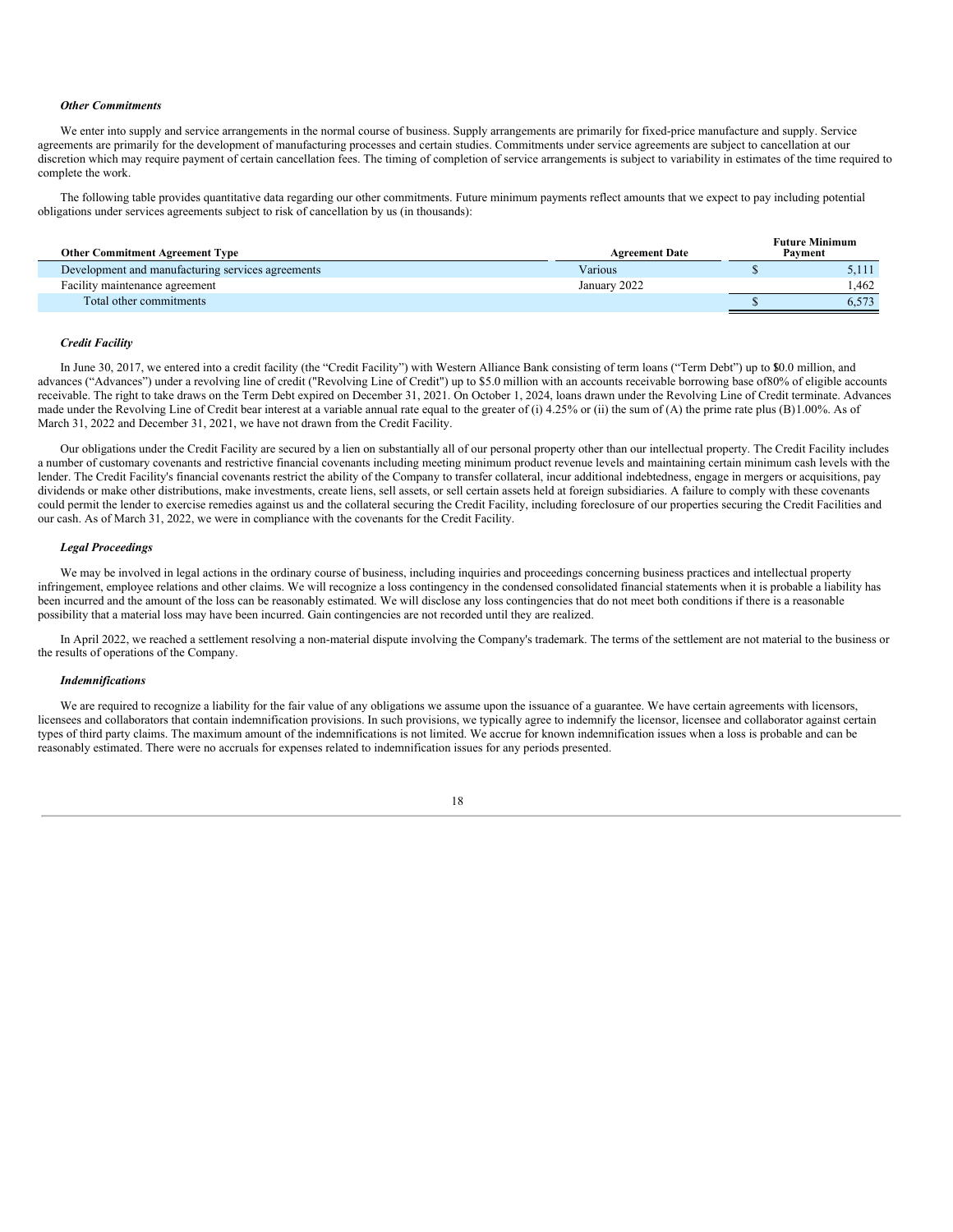***Other Commitments***

We enter into supply and service arrangements in the normal course of business. Supply arrangements are primarily for fixed-price manufacture and supply. Service agreements are primarily for the development of manufacturing processes and certain studies. Commitments under service agreements are subject to cancellation at our discretion which may require payment of certain cancellation fees. The timing of completion of service arrangements is subject to variability in estimates of the time required to complete the work.

The following table provides quantitative data regarding our other commitments. Future minimum payments reflect amounts that we expect to pay including potential obligations under services agreements subject to risk of cancellation by us (in thousands):

| Other Commitment Agreement Type | Agreement Date | Future Minimum Payment |
|---|---|---|
| Development and manufacturing services agreements | Various | $ 5,111 |
| Facility maintenance agreement | January 2022 | 1,462 |
| Total other commitments | | $ 6,573 |

***Credit Facility***

In June 30, 2017, we entered into a credit facility (the "Credit Facility") with Western Alliance Bank consisting of term loans ("Term Debt") up to $10.0 million, and advances ("Advances") under a revolving line of credit ("Revolving Line of Credit") up to $5.0 million with an accounts receivable borrowing base of80% of eligible accounts receivable. The right to take draws on the Term Debt expired on December 31, 2021. On October 1, 2024, loans drawn under the Revolving Line of Credit terminate. Advances made under the Revolving Line of Credit bear interest at a variable annual rate equal to the greater of (i) 4.25% or (ii) the sum of (A) the prime rate plus (B)1.00%. As of March 31, 2022 and December 31, 2021, we have not drawn from the Credit Facility.

Our obligations under the Credit Facility are secured by a lien on substantially all of our personal property other than our intellectual property. The Credit Facility includes a number of customary covenants and restrictive financial covenants including meeting minimum product revenue levels and maintaining certain minimum cash levels with the lender. The Credit Facility's financial covenants restrict the ability of the Company to transfer collateral, incur additional indebtedness, engage in mergers or acquisitions, pay dividends or make other distributions, make investments, create liens, sell assets, or sell certain assets held at foreign subsidiaries. A failure to comply with these covenants could permit the lender to exercise remedies against us and the collateral securing the Credit Facility, including foreclosure of our properties securing the Credit Facilities and our cash. As of March 31, 2022, we were in compliance with the covenants for the Credit Facility.

***Legal Proceedings***

We may be involved in legal actions in the ordinary course of business, including inquiries and proceedings concerning business practices and intellectual property infringement, employee relations and other claims. We will recognize a loss contingency in the condensed consolidated financial statements when it is probable a liability has been incurred and the amount of the loss can be reasonably estimated. We will disclose any loss contingencies that do not meet both conditions if there is a reasonable possibility that a material loss may have been incurred. Gain contingencies are not recorded until they are realized.

In April 2022, we reached a settlement resolving a non-material dispute involving the Company's trademark. The terms of the settlement are not material to the business or the results of operations of the Company.

***Indemnifications***

We are required to recognize a liability for the fair value of any obligations we assume upon the issuance of a guarantee. We have certain agreements with licensors, licensees and collaborators that contain indemnification provisions. In such provisions, we typically agree to indemnify the licensor, licensee and collaborator against certain types of third party claims. The maximum amount of the indemnifications is not limited. We accrue for known indemnification issues when a loss is probable and can be reasonably estimated. There were no accruals for expenses related to indemnification issues for any periods presented.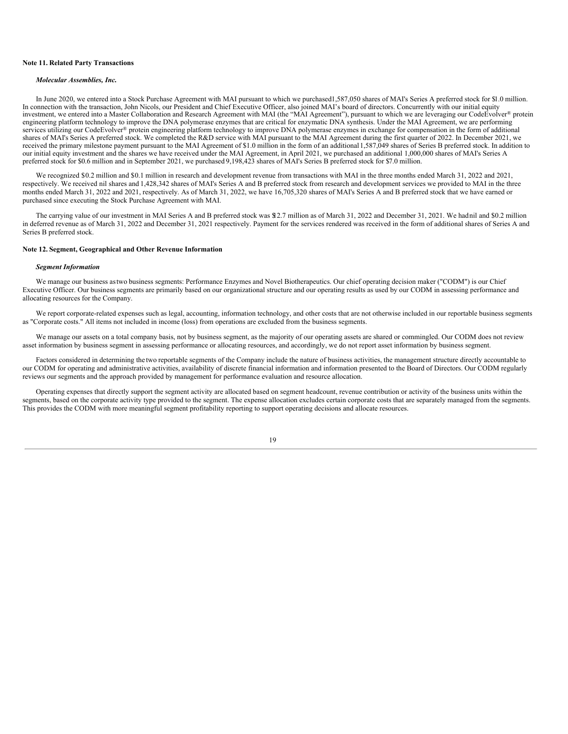### Note 11. Related Party Transactions

***Molecular Assemblies, Inc.***

In June 2020, we entered into a Stock Purchase Agreement with MAI pursuant to which we purchased 1,587,050 shares of MAI's Series A preferred stock for $1.0 million. In connection with the transaction, John Nicols, our President and Chief Executive Officer, also joined MAI's board of directors. Concurrently with our initial equity investment, we entered into a Master Collaboration and Research Agreement with MAI (the "MAI Agreement"), pursuant to which we are leveraging our CodeEvolver® protein engineering platform technology to improve the DNA polymerase enzymes that are critical for enzymatic DNA synthesis. Under the MAI Agreement, we are performing services utilizing our CodeEvolver® protein engineering platform technology to improve DNA polymerase enzymes in exchange for compensation in the form of additional shares of MAI's Series A preferred stock. We completed the R&D service with MAI pursuant to the MAI Agreement during the first quarter of 2022. In December 2021, we received the primary milestone payment pursuant to the MAI Agreement of $1.0 million in the form of an additional 1,587,049 shares of Series B preferred stock. In addition to our initial equity investment and the shares we have received under the MAI Agreement, in April 2021, we purchased an additional 1,000,000 shares of MAI's Series A preferred stock for $0.6 million and in September 2021, we purchased 9,198,423 shares of MAI's Series B preferred stock for $7.0 million.

We recognized $0.2 million and $0.1 million in research and development revenue from transactions with MAI in the three months ended March 31, 2022 and 2021, respectively. We received nil shares and 1,428,342 shares of MAI's Series A and B preferred stock from research and development services we provided to MAI in the three months ended March 31, 2022 and 2021, respectively. As of March 31, 2022, we have 16,705,320 shares of MAI's Series A and B preferred stock that we have earned or purchased since executing the Stock Purchase Agreement with MAI.

The carrying value of our investment in MAI Series A and B preferred stock was $12.7 million as of March 31, 2022 and December 31, 2021. We had nil and $0.2 million in deferred revenue as of March 31, 2022 and December 31, 2021 respectively. Payment for the services rendered was received in the form of additional shares of Series A and Series B preferred stock.

### Note 12. Segment, Geographical and Other Revenue Information

***Segment Information***

We manage our business as two business segments: Performance Enzymes and Novel Biotherapeutics. Our chief operating decision maker ("CODM") is our Chief Executive Officer. Our business segments are primarily based on our organizational structure and our operating results as used by our CODM in assessing performance and allocating resources for the Company.

We report corporate-related expenses such as legal, accounting, information technology, and other costs that are not otherwise included in our reportable business segments as "Corporate costs." All items not included in income (loss) from operations are excluded from the business segments.

We manage our assets on a total company basis, not by business segment, as the majority of our operating assets are shared or commingled. Our CODM does not review asset information by business segment in assessing performance or allocating resources, and accordingly, we do not report asset information by business segment.

Factors considered in determining the two reportable segments of the Company include the nature of business activities, the management structure directly accountable to our CODM for operating and administrative activities, availability of discrete financial information and information presented to the Board of Directors. Our CODM regularly reviews our segments and the approach provided by management for performance evaluation and resource allocation.

Operating expenses that directly support the segment activity are allocated based on segment headcount, revenue contribution or activity of the business units within the segments, based on the corporate activity type provided to the segment. The expense allocation excludes certain corporate costs that are separately managed from the segments. This provides the CODM with more meaningful segment profitability reporting to support operating decisions and allocate resources.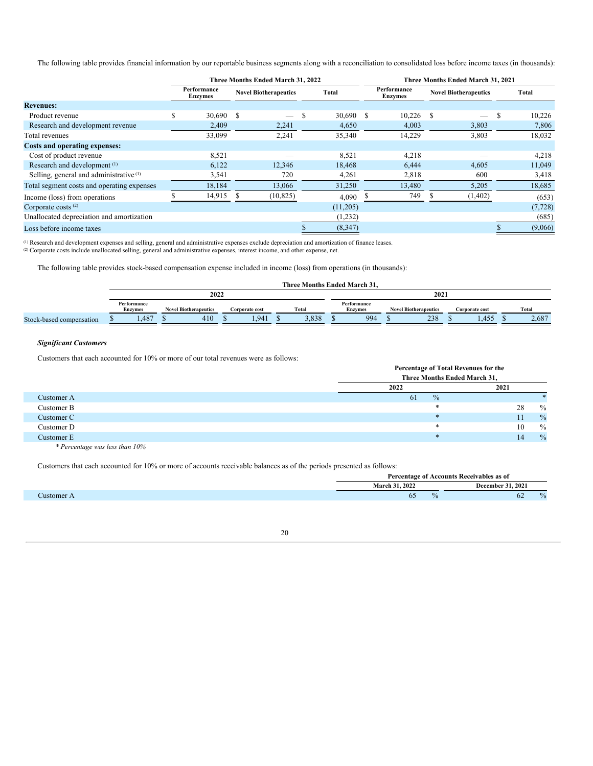The following table provides financial information by our reportable business segments along with a reconciliation to consolidated loss before income taxes (in thousands):

| | Three Months Ended March 31, 2022 | | | Three Months Ended March 31, 2021 | | |
|---|---|---|---|---|---|---|
| | Performance Enzymes | Novel Biotherapeutics | Total | Performance Enzymes | Novel Biotherapeutics | Total |
| **Revenues:** | | | | | | |
| Product revenue | $ 30,690 | $ — | $ 30,690 | $ 10,226 | $ — | $ 10,226 |
| Research and development revenue | 2,409 | 2,241 | 4,650 | 4,003 | 3,803 | 7,806 |
| Total revenues | 33,099 | 2,241 | 35,340 | 14,229 | 3,803 | 18,032 |
| **Costs and operating expenses:** | | | | | | |
| Cost of product revenue | 8,521 | — | 8,521 | 4,218 | — | 4,218 |
| Research and development [(1)] | 6,122 | 12,346 | 18,468 | 6,444 | 4,605 | 11,049 |
| Selling, general and administrative [(1)] | 3,541 | 720 | 4,261 | 2,818 | 600 | 3,418 |
| Total segment costs and operating expenses | 18,184 | 13,066 | 31,250 | 13,480 | 5,205 | 18,685 |
| Income (loss) from operations | $ 14,915 | $ (10,825) | 4,090 | $ 749 | $ (1,402) | (653) |
| Corporate costs [(2)] | | | (11,205) | | | (7,728) |
| Unallocated depreciation and amortization | | | (1,232) | | | (685) |
| Loss before income taxes | | | $ (8,347) | | | $ (9,066) |

[(1)] Research and development expenses and selling, general and administrative expenses exclude depreciation and amortization of finance leases.
[(2)] Corporate costs include unallocated selling, general and administrative expenses, interest income, and other expense, net.

The following table provides stock-based compensation expense included in income (loss) from operations (in thousands):

| | Three Months Ended March 31, | | | | | | | |
|---|---|---|---|---|---|---|---|---|
| | 2022 | | | | 2021 | | | |
| | Performance Enzymes | Novel Biotherapeutics | Corporate cost | Total | Performance Enzymes | Novel Biotherapeutics | Corporate cost | Total |
| Stock-based compensation | $ 1,487 | $ 410 | $ 1,941 | $ 3,838 | $ 994 | $ 238 | $ 1,455 | $ 2,687 |

***Significant Customers***

Customers that each accounted for 10% or more of our total revenues were as follows:

| | Percentage of Total Revenues for the Three Months Ended March 31, | |
|---|---|---|
| | 2022 | 2021 |
| Customer A | 61 % | * |
| Customer B | * | 28 % |
| Customer C | * | 11 % |
| Customer D | * | 10 % |
| Customer E | * | 14 % |

*\* Percentage was less than 10%*

Customers that each accounted for 10% or more of accounts receivable balances as of the periods presented as follows:

| | Percentage of Accounts Receivables as of | |
|---|---|---|
| | March 31, 2022 | December 31, 2021 |
| Customer A | 65 % | 62 % |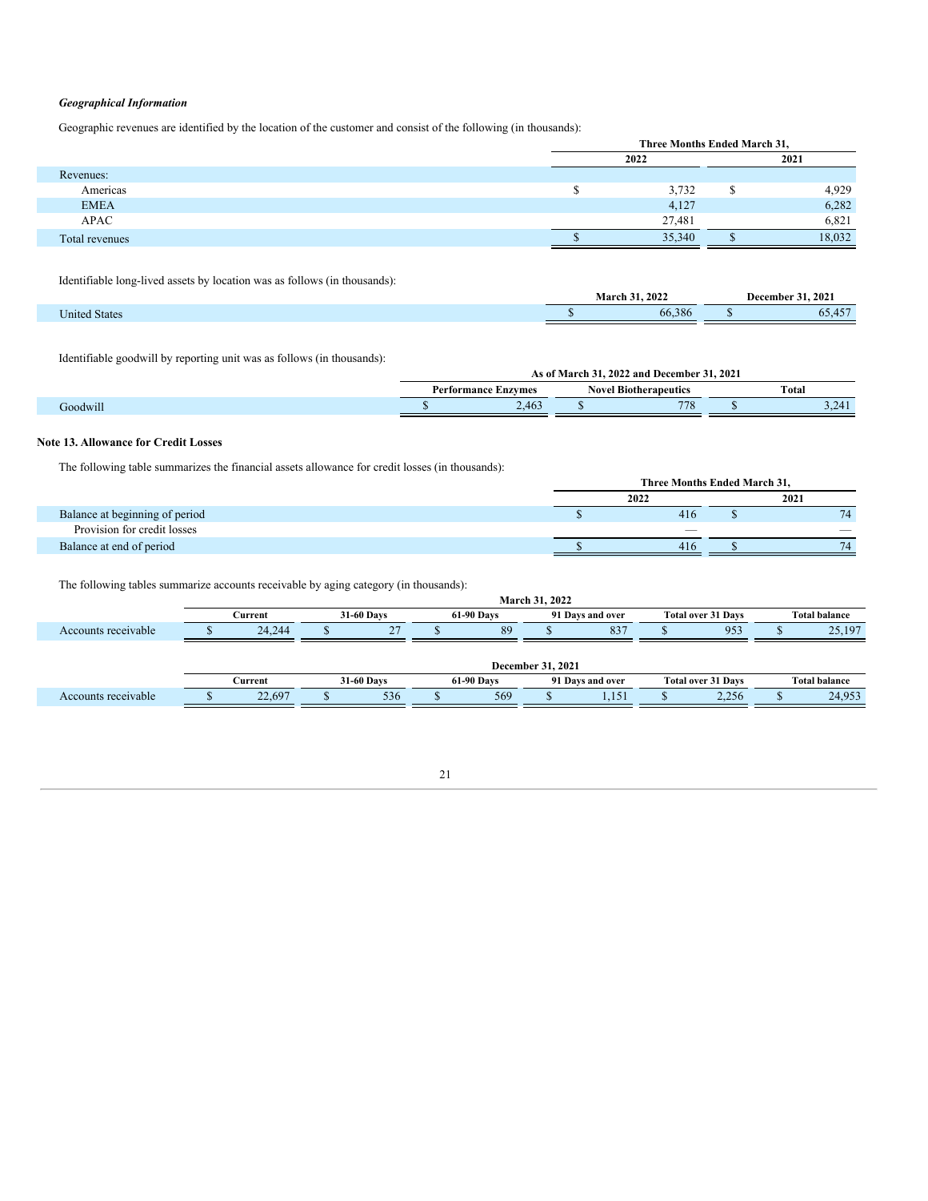### *Geographical Information*

Geographic revenues are identified by the location of the customer and consist of the following (in thousands):

| | Three Months Ended March 31, | |
|---|---|---|
| | 2022 | 2021 |
| Revenues: | | |
| Americas | $ 3,732 | $ 4,929 |
| EMEA | 4,127 | 6,282 |
| APAC | 27,481 | 6,821 |
| Total revenues | $ 35,340 | $ 18,032 |

Identifiable long-lived assets by location was as follows (in thousands):

| | March 31, 2022 | December 31, 2021 |
|---|---|---|
| United States | $ 66,386 | $ 65,457 |

Identifiable goodwill by reporting unit was as follows (in thousands):

| | As of March 31, 2022 and December 31, 2021 | | |
|---|---|---|---|
| | Performance Enzymes | Novel Biotherapeutics | Total |
| Goodwill | $ 2,463 | $ 778 | $ 3,241 |

**Note 13. Allowance for Credit Losses**

The following table summarizes the financial assets allowance for credit losses (in thousands):

| | Three Months Ended March 31, | |
|---|---|---|
| | 2022 | 2021 |
| Balance at beginning of period | $ 416 | $ 74 |
| Provision for credit losses | — | — |
| Balance at end of period | $ 416 | $ 74 |

The following tables summarize accounts receivable by aging category (in thousands):

| | March 31, 2022 | | | | | |
|---|---|---|---|---|---|---|
| | Current | 31-60 Days | 61-90 Days | 91 Days and over | Total over 31 Days | Total balance |
| Accounts receivable | $ 24,244 | $ 27 | $ 89 | $ 837 | $ 953 | $ 25,197 |

| | December 31, 2021 | | | | | |
|---|---|---|---|---|---|---|
| | Current | 31-60 Days | 61-90 Days | 91 Days and over | Total over 31 Days | Total balance |
| Accounts receivable | $ 22,697 | $ 536 | $ 569 | $ 1,151 | $ 2,256 | $ 24,953 |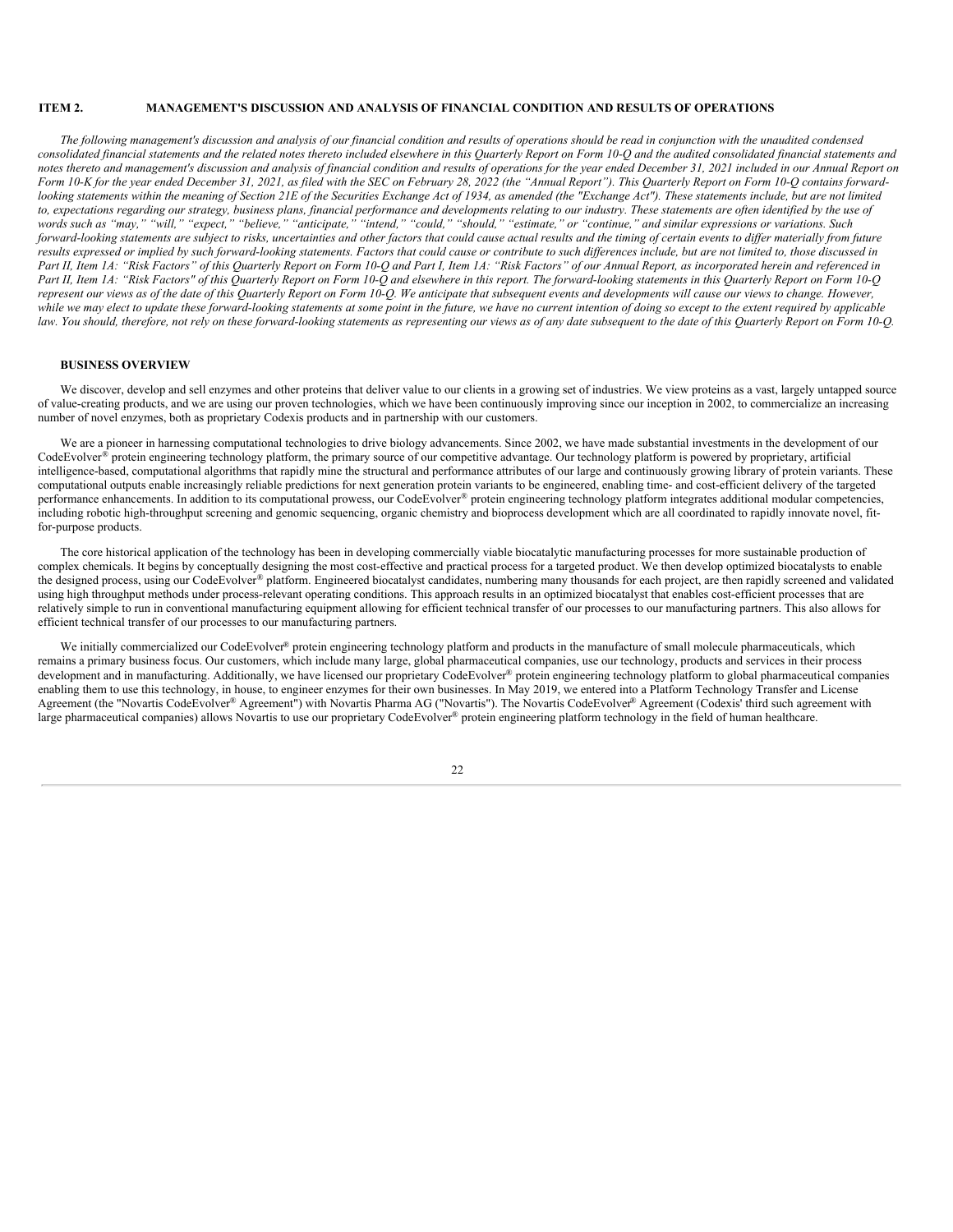## ITEM 2. MANAGEMENT'S DISCUSSION AND ANALYSIS OF FINANCIAL CONDITION AND RESULTS OF OPERATIONS

*The following management's discussion and analysis of our financial condition and results of operations should be read in conjunction with the unaudited condensed consolidated financial statements and the related notes thereto included elsewhere in this Quarterly Report on Form 10-Q and the audited consolidated financial statements and notes thereto and management's discussion and analysis of financial condition and results of operations for the year ended December 31, 2021 included in our Annual Report on Form 10-K for the year ended December 31, 2021, as filed with the SEC on February 28, 2022 (the "Annual Report"). This Quarterly Report on Form 10-Q contains forward-looking statements within the meaning of Section 21E of the Securities Exchange Act of 1934, as amended (the "Exchange Act"). These statements include, but are not limited to, expectations regarding our strategy, business plans, financial performance and developments relating to our industry. These statements are often identified by the use of words such as "may," "will," "expect," "believe," "anticipate," "intend," "could," "should," "estimate," or "continue," and similar expressions or variations. Such forward-looking statements are subject to risks, uncertainties and other factors that could cause actual results and the timing of certain events to differ materially from future results expressed or implied by such forward-looking statements. Factors that could cause or contribute to such differences include, but are not limited to, those discussed in Part II, Item 1A: "Risk Factors" of this Quarterly Report on Form 10-Q and Part I, Item 1A: "Risk Factors" of our Annual Report, as incorporated herein and referenced in Part II, Item 1A: "Risk Factors" of this Quarterly Report on Form 10-Q and elsewhere in this report. The forward-looking statements in this Quarterly Report on Form 10-Q represent our views as of the date of this Quarterly Report on Form 10-Q. We anticipate that subsequent events and developments will cause our views to change. However, while we may elect to update these forward-looking statements at some point in the future, we have no current intention of doing so except to the extent required by applicable law. You should, therefore, not rely on these forward-looking statements as representing our views as of any date subsequent to the date of this Quarterly Report on Form 10-Q.*

### BUSINESS OVERVIEW

We discover, develop and sell enzymes and other proteins that deliver value to our clients in a growing set of industries. We view proteins as a vast, largely untapped source of value-creating products, and we are using our proven technologies, which we have been continuously improving since our inception in 2002, to commercialize an increasing number of novel enzymes, both as proprietary Codexis products and in partnership with our customers.

We are a pioneer in harnessing computational technologies to drive biology advancements. Since 2002, we have made substantial investments in the development of our CodeEvolver® protein engineering technology platform, the primary source of our competitive advantage. Our technology platform is powered by proprietary, artificial intelligence-based, computational algorithms that rapidly mine the structural and performance attributes of our large and continuously growing library of protein variants. These computational outputs enable increasingly reliable predictions for next generation protein variants to be engineered, enabling time- and cost-efficient delivery of the targeted performance enhancements. In addition to its computational prowess, our CodeEvolver® protein engineering technology platform integrates additional modular competencies, including robotic high-throughput screening and genomic sequencing, organic chemistry and bioprocess development which are all coordinated to rapidly innovate novel, fit-for-purpose products.

The core historical application of the technology has been in developing commercially viable biocatalytic manufacturing processes for more sustainable production of complex chemicals. It begins by conceptually designing the most cost-effective and practical process for a targeted product. We then develop optimized biocatalysts to enable the designed process, using our CodeEvolver® platform. Engineered biocatalyst candidates, numbering many thousands for each project, are then rapidly screened and validated using high throughput methods under process-relevant operating conditions. This approach results in an optimized biocatalyst that enables cost-efficient processes that are relatively simple to run in conventional manufacturing equipment allowing for efficient technical transfer of our processes to our manufacturing partners. This also allows for efficient technical transfer of our processes to our manufacturing partners.

We initially commercialized our CodeEvolver® protein engineering technology platform and products in the manufacture of small molecule pharmaceuticals, which remains a primary business focus. Our customers, which include many large, global pharmaceutical companies, use our technology, products and services in their process development and in manufacturing. Additionally, we have licensed our proprietary CodeEvolver® protein engineering technology platform to global pharmaceutical companies enabling them to use this technology, in house, to engineer enzymes for their own businesses. In May 2019, we entered into a Platform Technology Transfer and License Agreement (the "Novartis CodeEvolver® Agreement") with Novartis Pharma AG ("Novartis"). The Novartis CodeEvolver® Agreement (Codexis' third such agreement with large pharmaceutical companies) allows Novartis to use our proprietary CodeEvolver® protein engineering platform technology in the field of human healthcare.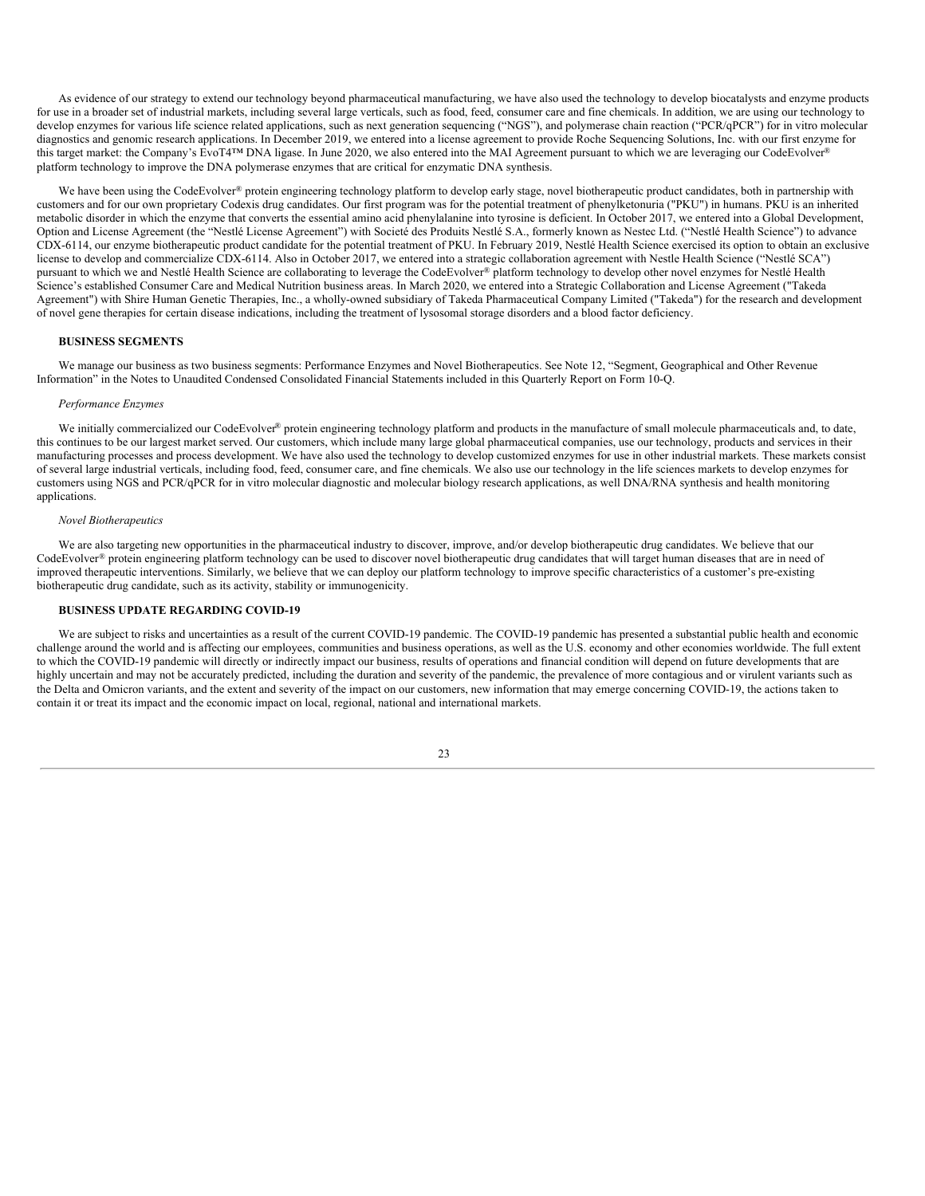As evidence of our strategy to extend our technology beyond pharmaceutical manufacturing, we have also used the technology to develop biocatalysts and enzyme products for use in a broader set of industrial markets, including several large verticals, such as food, feed, consumer care and fine chemicals. In addition, we are using our technology to develop enzymes for various life science related applications, such as next generation sequencing ("NGS"), and polymerase chain reaction ("PCR/qPCR") for in vitro molecular diagnostics and genomic research applications. In December 2019, we entered into a license agreement to provide Roche Sequencing Solutions, Inc. with our first enzyme for this target market: the Company's EvoT4™ DNA ligase. In June 2020, we also entered into the MAI Agreement pursuant to which we are leveraging our CodeEvolver® platform technology to improve the DNA polymerase enzymes that are critical for enzymatic DNA synthesis.

We have been using the CodeEvolver® protein engineering technology platform to develop early stage, novel biotherapeutic product candidates, both in partnership with customers and for our own proprietary Codexis drug candidates. Our first program was for the potential treatment of phenylketonuria ("PKU") in humans. PKU is an inherited metabolic disorder in which the enzyme that converts the essential amino acid phenylalanine into tyrosine is deficient. In October 2017, we entered into a Global Development, Option and License Agreement (the "Nestlé License Agreement") with Societé des Produits Nestlé S.A., formerly known as Nestec Ltd. ("Nestlé Health Science") to advance CDX-6114, our enzyme biotherapeutic product candidate for the potential treatment of PKU. In February 2019, Nestlé Health Science exercised its option to obtain an exclusive license to develop and commercialize CDX-6114. Also in October 2017, we entered into a strategic collaboration agreement with Nestle Health Science ("Nestlé SCA") pursuant to which we and Nestlé Health Science are collaborating to leverage the CodeEvolver® platform technology to develop other novel enzymes for Nestlé Health Science's established Consumer Care and Medical Nutrition business areas. In March 2020, we entered into a Strategic Collaboration and License Agreement ("Takeda Agreement") with Shire Human Genetic Therapies, Inc., a wholly-owned subsidiary of Takeda Pharmaceutical Company Limited ("Takeda") for the research and development of novel gene therapies for certain disease indications, including the treatment of lysosomal storage disorders and a blood factor deficiency.

## BUSINESS SEGMENTS

We manage our business as two business segments: Performance Enzymes and Novel Biotherapeutics. See Note 12, "Segment, Geographical and Other Revenue Information" in the Notes to Unaudited Condensed Consolidated Financial Statements included in this Quarterly Report on Form 10-Q.

*Performance Enzymes*

We initially commercialized our CodeEvolver® protein engineering technology platform and products in the manufacture of small molecule pharmaceuticals and, to date, this continues to be our largest market served. Our customers, which include many large global pharmaceutical companies, use our technology, products and services in their manufacturing processes and process development. We have also used the technology to develop customized enzymes for use in other industrial markets. These markets consist of several large industrial verticals, including food, feed, consumer care, and fine chemicals. We also use our technology in the life sciences markets to develop enzymes for customers using NGS and PCR/qPCR for in vitro molecular diagnostic and molecular biology research applications, as well DNA/RNA synthesis and health monitoring applications.

*Novel Biotherapeutics*

We are also targeting new opportunities in the pharmaceutical industry to discover, improve, and/or develop biotherapeutic drug candidates. We believe that our CodeEvolver® protein engineering platform technology can be used to discover novel biotherapeutic drug candidates that will target human diseases that are in need of improved therapeutic interventions. Similarly, we believe that we can deploy our platform technology to improve specific characteristics of a customer's pre-existing biotherapeutic drug candidate, such as its activity, stability or immunogenicity.

## BUSINESS UPDATE REGARDING COVID-19

We are subject to risks and uncertainties as a result of the current COVID-19 pandemic. The COVID-19 pandemic has presented a substantial public health and economic challenge around the world and is affecting our employees, communities and business operations, as well as the U.S. economy and other economies worldwide. The full extent to which the COVID-19 pandemic will directly or indirectly impact our business, results of operations and financial condition will depend on future developments that are highly uncertain and may not be accurately predicted, including the duration and severity of the pandemic, the prevalence of more contagious and or virulent variants such as the Delta and Omicron variants, and the extent and severity of the impact on our customers, new information that may emerge concerning COVID-19, the actions taken to contain it or treat its impact and the economic impact on local, regional, national and international markets.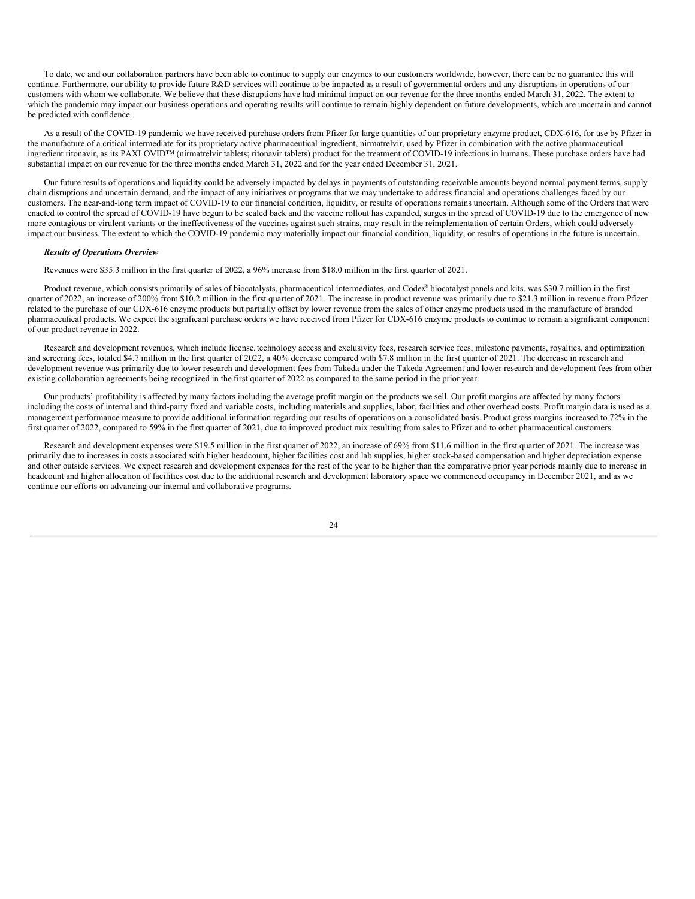To date, we and our collaboration partners have been able to continue to supply our enzymes to our customers worldwide, however, there can be no guarantee this will continue. Furthermore, our ability to provide future R&D services will continue to be impacted as a result of governmental orders and any disruptions in operations of our customers with whom we collaborate. We believe that these disruptions have had minimal impact on our revenue for the three months ended March 31, 2022. The extent to which the pandemic may impact our business operations and operating results will continue to remain highly dependent on future developments, which are uncertain and cannot be predicted with confidence.

As a result of the COVID-19 pandemic we have received purchase orders from Pfizer for large quantities of our proprietary enzyme product, CDX-616, for use by Pfizer in the manufacture of a critical intermediate for its proprietary active pharmaceutical ingredient, nirmatrelvir, used by Pfizer in combination with the active pharmaceutical ingredient ritonavir, as its PAXLOVID™ (nirmatrelvir tablets; ritonavir tablets) product for the treatment of COVID-19 infections in humans. These purchase orders have had substantial impact on our revenue for the three months ended March 31, 2022 and for the year ended December 31, 2021.

Our future results of operations and liquidity could be adversely impacted by delays in payments of outstanding receivable amounts beyond normal payment terms, supply chain disruptions and uncertain demand, and the impact of any initiatives or programs that we may undertake to address financial and operations challenges faced by our customers. The near-and-long term impact of COVID-19 to our financial condition, liquidity, or results of operations remains uncertain. Although some of the Orders that were enacted to control the spread of COVID-19 have begun to be scaled back and the vaccine rollout has expanded, surges in the spread of COVID-19 due to the emergence of new more contagious or virulent variants or the ineffectiveness of the vaccines against such strains, may result in the reimplementation of certain Orders, which could adversely impact our business. The extent to which the COVID-19 pandemic may materially impact our financial condition, liquidity, or results of operations in the future is uncertain.

***Results of Operations Overview***

Revenues were $35.3 million in the first quarter of 2022, a 96% increase from $18.0 million in the first quarter of 2021.

Product revenue, which consists primarily of sales of biocatalysts, pharmaceutical intermediates, and Codex® biocatalyst panels and kits, was $30.7 million in the first quarter of 2022, an increase of 200% from $10.2 million in the first quarter of 2021. The increase in product revenue was primarily due to $21.3 million in revenue from Pfizer related to the purchase of our CDX-616 enzyme products but partially offset by lower revenue from the sales of other enzyme products used in the manufacture of branded pharmaceutical products. We expect the significant purchase orders we have received from Pfizer for CDX-616 enzyme products to continue to remain a significant component of our product revenue in 2022.

Research and development revenues, which include license, technology access and exclusivity fees, research service fees, milestone payments, royalties, and optimization and screening fees, totaled $4.7 million in the first quarter of 2022, a 40% decrease compared with $7.8 million in the first quarter of 2021. The decrease in research and development revenue was primarily due to lower research and development fees from Takeda under the Takeda Agreement and lower research and development fees from other existing collaboration agreements being recognized in the first quarter of 2022 as compared to the same period in the prior year.

Our products' profitability is affected by many factors including the average profit margin on the products we sell. Our profit margins are affected by many factors including the costs of internal and third-party fixed and variable costs, including materials and supplies, labor, facilities and other overhead costs. Profit margin data is used as a management performance measure to provide additional information regarding our results of operations on a consolidated basis. Product gross margins increased to 72% in the first quarter of 2022, compared to 59% in the first quarter of 2021, due to improved product mix resulting from sales to Pfizer and to other pharmaceutical customers.

Research and development expenses were $19.5 million in the first quarter of 2022, an increase of 69% from $11.6 million in the first quarter of 2021. The increase was primarily due to increases in costs associated with higher headcount, higher facilities cost and lab supplies, higher stock-based compensation and higher depreciation expense and other outside services. We expect research and development expenses for the rest of the year to be higher than the comparative prior year periods mainly due to increase in headcount and higher allocation of facilities cost due to the additional research and development laboratory space we commenced occupancy in December 2021, and as we continue our efforts on advancing our internal and collaborative programs.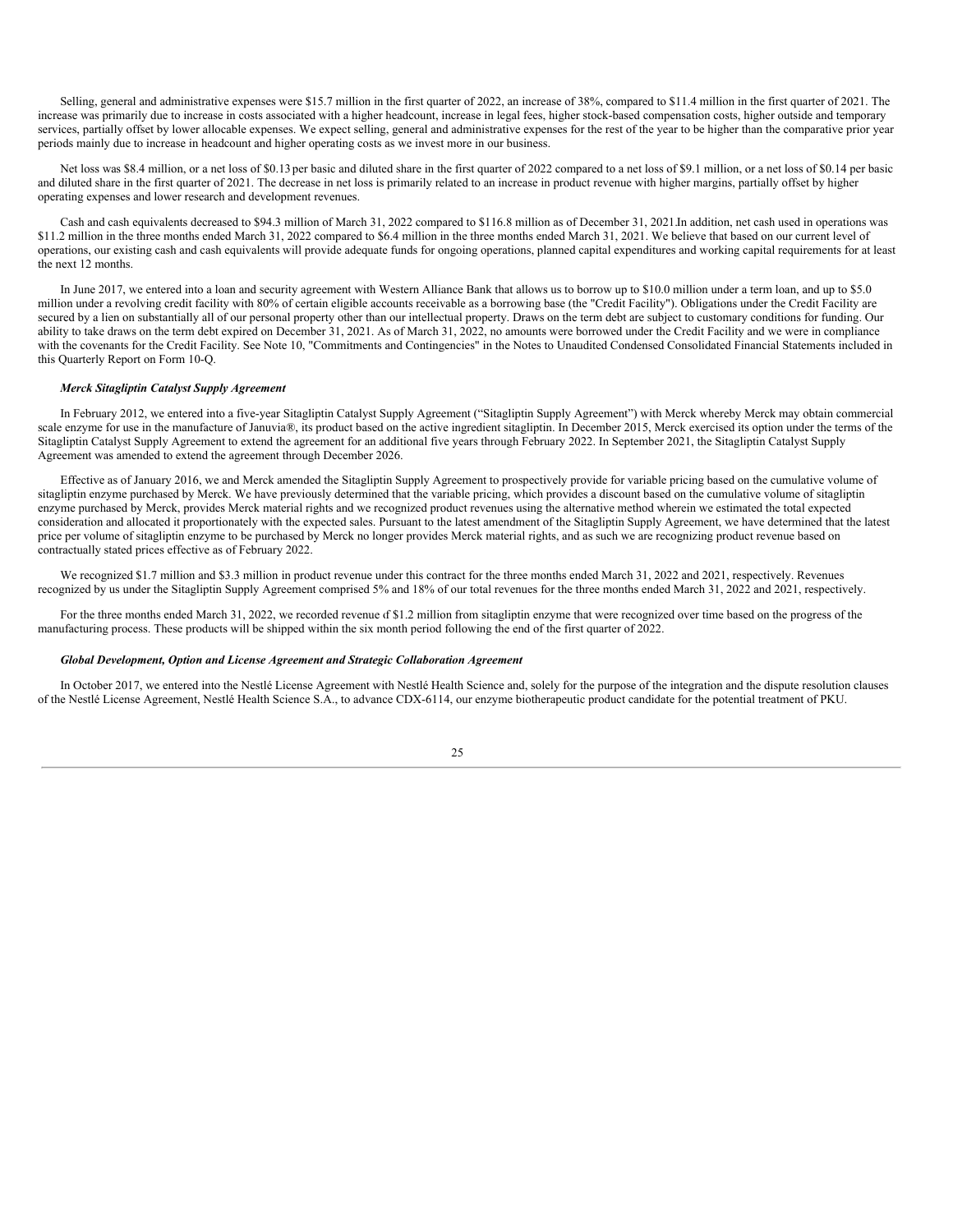Selling, general and administrative expenses were $15.7 million in the first quarter of 2022, an increase of 38%, compared to $11.4 million in the first quarter of 2021. The increase was primarily due to increase in costs associated with a higher headcount, increase in legal fees, higher stock-based compensation costs, higher outside and temporary services, partially offset by lower allocable expenses. We expect selling, general and administrative expenses for the rest of the year to be higher than the comparative prior year periods mainly due to increase in headcount and higher operating costs as we invest more in our business.

Net loss was $8.4 million, or a net loss of $0.13 per basic and diluted share in the first quarter of 2022 compared to a net loss of $9.1 million, or a net loss of $0.14 per basic and diluted share in the first quarter of 2021. The decrease in net loss is primarily related to an increase in product revenue with higher margins, partially offset by higher operating expenses and lower research and development revenues.

Cash and cash equivalents decreased to $94.3 million of March 31, 2022 compared to $116.8 million as of December 31, 2021.In addition, net cash used in operations was $11.2 million in the three months ended March 31, 2022 compared to $6.4 million in the three months ended March 31, 2021. We believe that based on our current level of operations, our existing cash and cash equivalents will provide adequate funds for ongoing operations, planned capital expenditures and working capital requirements for at least the next 12 months.

In June 2017, we entered into a loan and security agreement with Western Alliance Bank that allows us to borrow up to $10.0 million under a term loan, and up to $5.0 million under a revolving credit facility with 80% of certain eligible accounts receivable as a borrowing base (the "Credit Facility"). Obligations under the Credit Facility are secured by a lien on substantially all of our personal property other than our intellectual property. Draws on the term debt are subject to customary conditions for funding. Our ability to take draws on the term debt expired on December 31, 2021. As of March 31, 2022, no amounts were borrowed under the Credit Facility and we were in compliance with the covenants for the Credit Facility. See Note 10, "Commitments and Contingencies" in the Notes to Unaudited Condensed Consolidated Financial Statements included in this Quarterly Report on Form 10-Q.

***Merck Sitagliptin Catalyst Supply Agreement***

In February 2012, we entered into a five-year Sitagliptin Catalyst Supply Agreement ("Sitagliptin Supply Agreement") with Merck whereby Merck may obtain commercial scale enzyme for use in the manufacture of Januvia®, its product based on the active ingredient sitagliptin. In December 2015, Merck exercised its option under the terms of the Sitagliptin Catalyst Supply Agreement to extend the agreement for an additional five years through February 2022. In September 2021, the Sitagliptin Catalyst Supply Agreement was amended to extend the agreement through December 2026.

Effective as of January 2016, we and Merck amended the Sitagliptin Supply Agreement to prospectively provide for variable pricing based on the cumulative volume of sitagliptin enzyme purchased by Merck. We have previously determined that the variable pricing, which provides a discount based on the cumulative volume of sitagliptin enzyme purchased by Merck, provides Merck material rights and we recognized product revenues using the alternative method wherein we estimated the total expected consideration and allocated it proportionately with the expected sales. Pursuant to the latest amendment of the Sitagliptin Supply Agreement, we have determined that the latest price per volume of sitagliptin enzyme to be purchased by Merck no longer provides Merck material rights, and as such we are recognizing product revenue based on contractually stated prices effective as of February 2022.

We recognized $1.7 million and $3.3 million in product revenue under this contract for the three months ended March 31, 2022 and 2021, respectively. Revenues recognized by us under the Sitagliptin Supply Agreement comprised 5% and 18% of our total revenues for the three months ended March 31, 2022 and 2021, respectively.

For the three months ended March 31, 2022, we recorded revenue of $1.2 million from sitagliptin enzyme that were recognized over time based on the progress of the manufacturing process. These products will be shipped within the six month period following the end of the first quarter of 2022.

***Global Development, Option and License Agreement and Strategic Collaboration Agreement***

In October 2017, we entered into the Nestlé License Agreement with Nestlé Health Science and, solely for the purpose of the integration and the dispute resolution clauses of the Nestlé License Agreement, Nestlé Health Science S.A., to advance CDX-6114, our enzyme biotherapeutic product candidate for the potential treatment of PKU.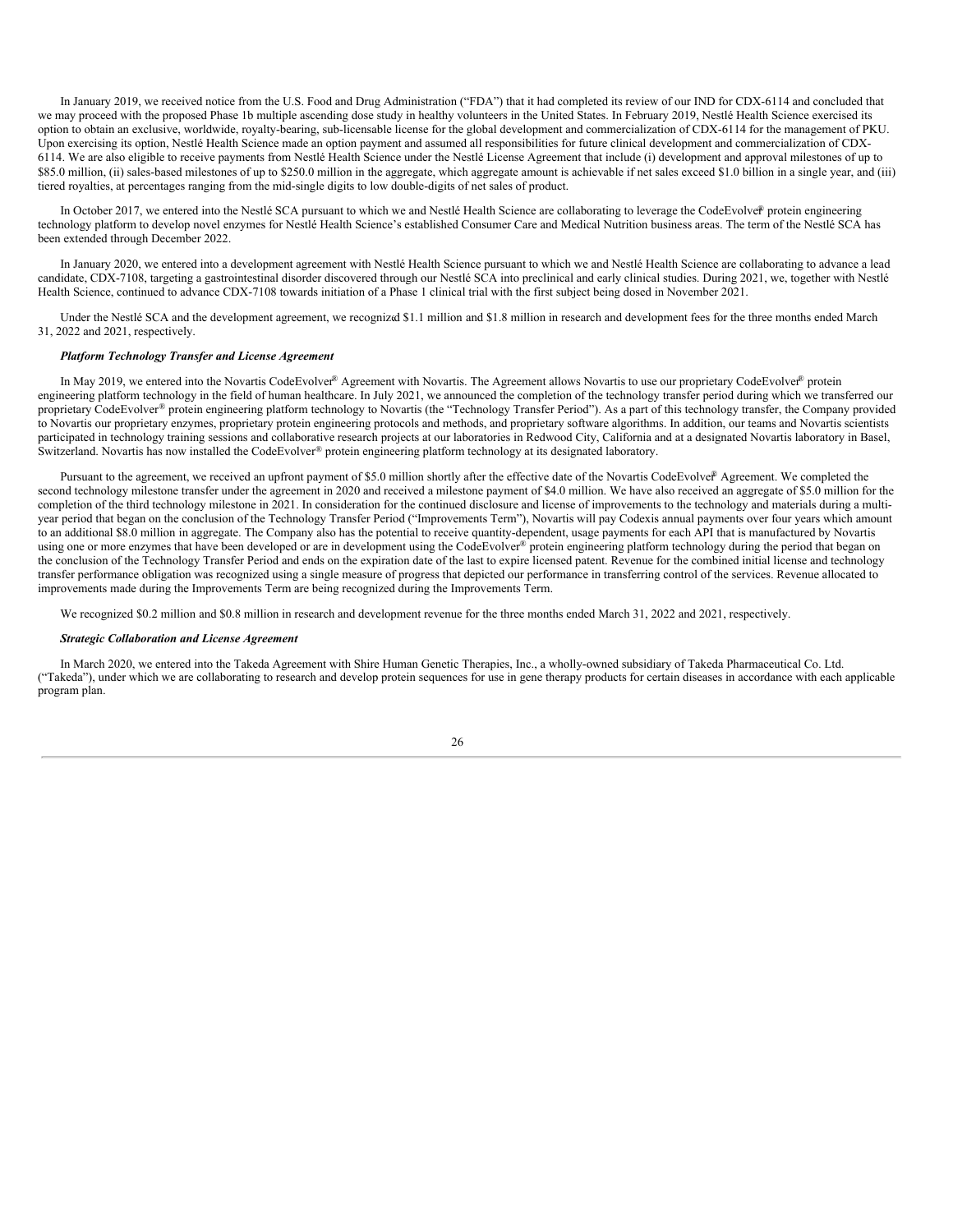In January 2019, we received notice from the U.S. Food and Drug Administration ("FDA") that it had completed its review of our IND for CDX-6114 and concluded that we may proceed with the proposed Phase 1b multiple ascending dose study in healthy volunteers in the United States. In February 2019, Nestlé Health Science exercised its option to obtain an exclusive, worldwide, royalty-bearing, sub-licensable license for the global development and commercialization of CDX-6114 for the management of PKU. Upon exercising its option, Nestlé Health Science made an option payment and assumed all responsibilities for future clinical development and commercialization of CDX-6114. We are also eligible to receive payments from Nestlé Health Science under the Nestlé License Agreement that include (i) development and approval milestones of up to \$85.0 million, (ii) sales-based milestones of up to \$250.0 million in the aggregate, which aggregate amount is achievable if net sales exceed \$1.0 billion in a single year, and (iii) tiered royalties, at percentages ranging from the mid-single digits to low double-digits of net sales of product.

In October 2017, we entered into the Nestlé SCA pursuant to which we and Nestlé Health Science are collaborating to leverage the CodeEvolver® protein engineering technology platform to develop novel enzymes for Nestlé Health Science's established Consumer Care and Medical Nutrition business areas. The term of the Nestlé SCA has been extended through December 2022.

In January 2020, we entered into a development agreement with Nestlé Health Science pursuant to which we and Nestlé Health Science are collaborating to advance a lead candidate, CDX-7108, targeting a gastrointestinal disorder discovered through our Nestlé SCA into preclinical and early clinical studies. During 2021, we, together with Nestlé Health Science, continued to advance CDX-7108 towards initiation of a Phase 1 clinical trial with the first subject being dosed in November 2021.

Under the Nestlé SCA and the development agreement, we recognizd \$1.1 million and \$1.8 million in research and development fees for the three months ended March 31, 2022 and 2021, respectively.

***Platform Technology Transfer and License Agreement***

In May 2019, we entered into the Novartis CodeEvolver® Agreement with Novartis. The Agreement allows Novartis to use our proprietary CodeEvolver® protein engineering platform technology in the field of human healthcare. In July 2021, we announced the completion of the technology transfer period during which we transferred our proprietary CodeEvolver® protein engineering platform technology to Novartis (the "Technology Transfer Period"). As a part of this technology transfer, the Company provided to Novartis our proprietary enzymes, proprietary protein engineering protocols and methods, and proprietary software algorithms. In addition, our teams and Novartis scientists participated in technology training sessions and collaborative research projects at our laboratories in Redwood City, California and at a designated Novartis laboratory in Basel, Switzerland. Novartis has now installed the CodeEvolver® protein engineering platform technology at its designated laboratory.

Pursuant to the agreement, we received an upfront payment of \$5.0 million shortly after the effective date of the Novartis CodeEvolver® Agreement. We completed the second technology milestone transfer under the agreement in 2020 and received a milestone payment of \$4.0 million. We have also received an aggregate of \$5.0 million for the completion of the third technology milestone in 2021. In consideration for the continued disclosure and license of improvements to the technology and materials during a multi-year period that began on the conclusion of the Technology Transfer Period ("Improvements Term"), Novartis will pay Codexis annual payments over four years which amount to an additional \$8.0 million in aggregate. The Company also has the potential to receive quantity-dependent, usage payments for each API that is manufactured by Novartis using one or more enzymes that have been developed or are in development using the CodeEvolver® protein engineering platform technology during the period that began on the conclusion of the Technology Transfer Period and ends on the expiration date of the last to expire licensed patent. Revenue for the combined initial license and technology transfer performance obligation was recognized using a single measure of progress that depicted our performance in transferring control of the services. Revenue allocated to improvements made during the Improvements Term are being recognized during the Improvements Term.

We recognized \$0.2 million and \$0.8 million in research and development revenue for the three months ended March 31, 2022 and 2021, respectively.

***Strategic Collaboration and License Agreement***

In March 2020, we entered into the Takeda Agreement with Shire Human Genetic Therapies, Inc., a wholly-owned subsidiary of Takeda Pharmaceutical Co. Ltd. ("Takeda"), under which we are collaborating to research and develop protein sequences for use in gene therapy products for certain diseases in accordance with each applicable program plan.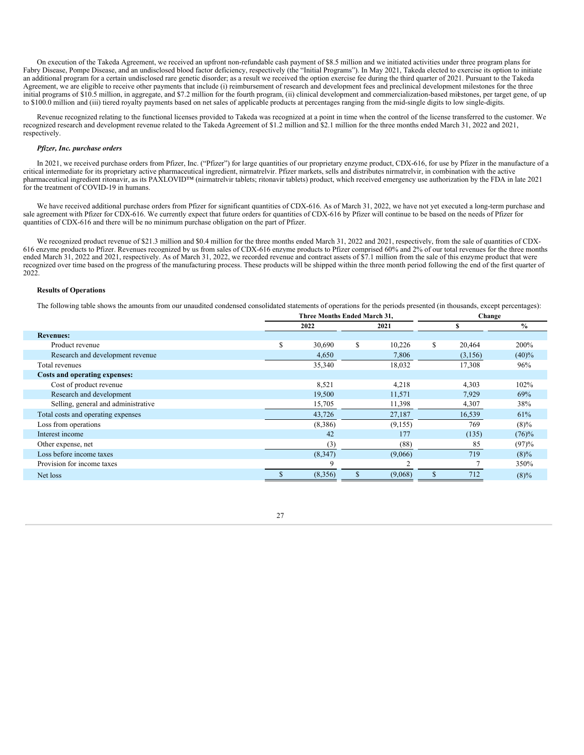On execution of the Takeda Agreement, we received an upfront non-refundable cash payment of $8.5 million and we initiated activities under three program plans for Fabry Disease, Pompe Disease, and an undisclosed blood factor deficiency, respectively (the "Initial Programs"). In May 2021, Takeda elected to exercise its option to initiate an additional program for a certain undisclosed rare genetic disorder; as a result we received the option exercise fee during the third quarter of 2021. Pursuant to the Takeda Agreement, we are eligible to receive other payments that include (i) reimbursement of research and development fees and preclinical development milestones for the three initial programs of $10.5 million, in aggregate, and $7.2 million for the fourth program, (ii) clinical development and commercialization-based milestones, per target gene, of up to $100.0 million and (iii) tiered royalty payments based on net sales of applicable products at percentages ranging from the mid-single digits to low single-digits.

Revenue recognized relating to the functional licenses provided to Takeda was recognized at a point in time when the control of the license transferred to the customer. We recognized research and development revenue related to the Takeda Agreement of $1.2 million and $2.1 million for the three months ended March 31, 2022 and 2021, respectively.

***Pfizer, Inc. purchase orders***

In 2021, we received purchase orders from Pfizer, Inc. ("Pfizer") for large quantities of our proprietary enzyme product, CDX-616, for use by Pfizer in the manufacture of a critical intermediate for its proprietary active pharmaceutical ingredient, nirmatrelvir. Pfizer markets, sells and distributes nirmatrelvir, in combination with the active pharmaceutical ingredient ritonavir, as its PAXLOVID™ (nirmatrelvir tablets; ritonavir tablets) product, which received emergency use authorization by the FDA in late 2021 for the treatment of COVID-19 in humans.

We have received additional purchase orders from Pfizer for significant quantities of CDX-616. As of March 31, 2022, we have not yet executed a long-term purchase and sale agreement with Pfizer for CDX-616. We currently expect that future orders for quantities of CDX-616 by Pfizer will continue to be based on the needs of Pfizer for quantities of CDX-616 and there will be no minimum purchase obligation on the part of Pfizer.

We recognized product revenue of $21.3 million and $0.4 million for the three months ended March 31, 2022 and 2021, respectively, from the sale of quantities of CDX-616 enzyme products to Pfizer. Revenues recognized by us from sales of CDX-616 enzyme products to Pfizer comprised 60% and 2% of our total revenues for the three months ended March 31, 2022 and 2021, respectively. As of March 31, 2022, we recorded revenue and contract assets of $7.1 million from the sale of this enzyme product that were recognized over time based on the progress of the manufacturing process. These products will be shipped within the three month period following the end of the first quarter of 2022.

**Results of Operations**

The following table shows the amounts from our unaudited condensed consolidated statements of operations for the periods presented (in thousands, except percentages):

| | Three Months Ended March 31, | | Change | |
|---|---|---|---|---|
| | 2022 | 2021 | $ | % |
| **Revenues:** | | | | |
| Product revenue | $ 30,690 | $ 10,226 | $ 20,464 | 200% |
| Research and development revenue | 4,650 | 7,806 | (3,156) | (40)% |
| Total revenues | 35,340 | 18,032 | 17,308 | 96% |
| **Costs and operating expenses:** | | | | |
| Cost of product revenue | 8,521 | 4,218 | 4,303 | 102% |
| Research and development | 19,500 | 11,571 | 7,929 | 69% |
| Selling, general and administrative | 15,705 | 11,398 | 4,307 | 38% |
| Total costs and operating expenses | 43,726 | 27,187 | 16,539 | 61% |
| Loss from operations | (8,386) | (9,155) | 769 | (8)% |
| Interest income | 42 | 177 | (135) | (76)% |
| Other expense, net | (3) | (88) | 85 | (97)% |
| Loss before income taxes | (8,347) | (9,066) | 719 | (8)% |
| Provision for income taxes | 9 | 2 | 7 | 350% |
| Net loss | $ (8,356) | $ (9,068) | $ 712 | (8)% |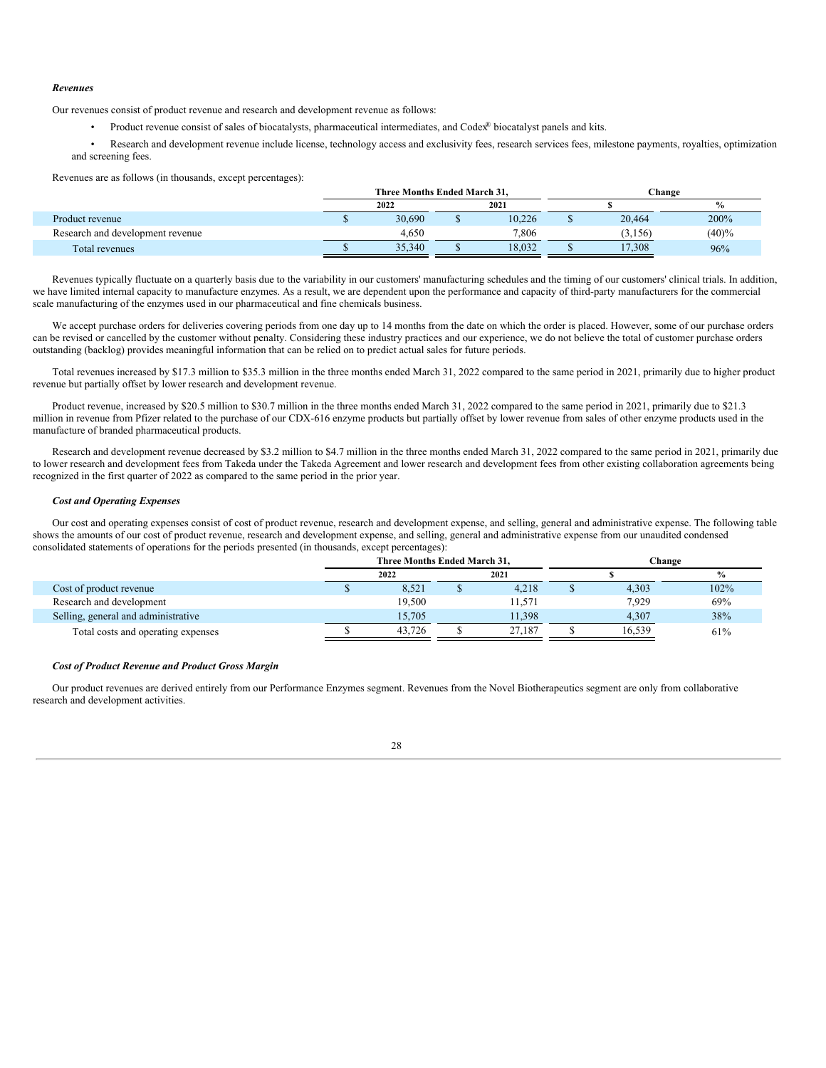***Revenues***

Our revenues consist of product revenue and research and development revenue as follows:

- Product revenue consist of sales of biocatalysts, pharmaceutical intermediates, and Codex® biocatalyst panels and kits.
- Research and development revenue include license, technology access and exclusivity fees, research services fees, milestone payments, royalties, optimization and screening fees.

Revenues are as follows (in thousands, except percentages):

| | Three Months Ended March 31, | | Change | |
|---|---|---|---|---|
| | 2022 | 2021 | $ | % |
| Product revenue | $ 30,690 | $ 10,226 | $ 20,464 | 200% |
| Research and development revenue | 4,650 | 7,806 | (3,156) | (40)% |
| Total revenues | $ 35,340 | $ 18,032 | $ 17,308 | 96% |

Revenues typically fluctuate on a quarterly basis due to the variability in our customers' manufacturing schedules and the timing of our customers' clinical trials. In addition, we have limited internal capacity to manufacture enzymes. As a result, we are dependent upon the performance and capacity of third-party manufacturers for the commercial scale manufacturing of the enzymes used in our pharmaceutical and fine chemicals business.

We accept purchase orders for deliveries covering periods from one day up to 14 months from the date on which the order is placed. However, some of our purchase orders can be revised or cancelled by the customer without penalty. Considering these industry practices and our experience, we do not believe the total of customer purchase orders outstanding (backlog) provides meaningful information that can be relied on to predict actual sales for future periods.

Total revenues increased by $17.3 million to $35.3 million in the three months ended March 31, 2022 compared to the same period in 2021, primarily due to higher product revenue but partially offset by lower research and development revenue.

Product revenue, increased by $20.5 million to $30.7 million in the three months ended March 31, 2022 compared to the same period in 2021, primarily due to $21.3 million in revenue from Pfizer related to the purchase of our CDX-616 enzyme products but partially offset by lower revenue from sales of other enzyme products used in the manufacture of branded pharmaceutical products.

Research and development revenue decreased by $3.2 million to $4.7 million in the three months ended March 31, 2022 compared to the same period in 2021, primarily due to lower research and development fees from Takeda under the Takeda Agreement and lower research and development fees from other existing collaboration agreements being recognized in the first quarter of 2022 as compared to the same period in the prior year.

***Cost and Operating Expenses***

Our cost and operating expenses consist of cost of product revenue, research and development expense, and selling, general and administrative expense. The following table shows the amounts of our cost of product revenue, research and development expense, and selling, general and administrative expense from our unaudited condensed consolidated statements of operations for the periods presented (in thousands, except percentages):

| | Three Months Ended March 31, | | Change | |
|---|---|---|---|---|
| | 2022 | 2021 | $ | % |
| Cost of product revenue | $ 8,521 | $ 4,218 | $ 4,303 | 102% |
| Research and development | 19,500 | 11,571 | 7,929 | 69% |
| Selling, general and administrative | 15,705 | 11,398 | 4,307 | 38% |
| Total costs and operating expenses | $ 43,726 | $ 27,187 | $ 16,539 | 61% |

***Cost of Product Revenue and Product Gross Margin***

Our product revenues are derived entirely from our Performance Enzymes segment. Revenues from the Novel Biotherapeutics segment are only from collaborative research and development activities.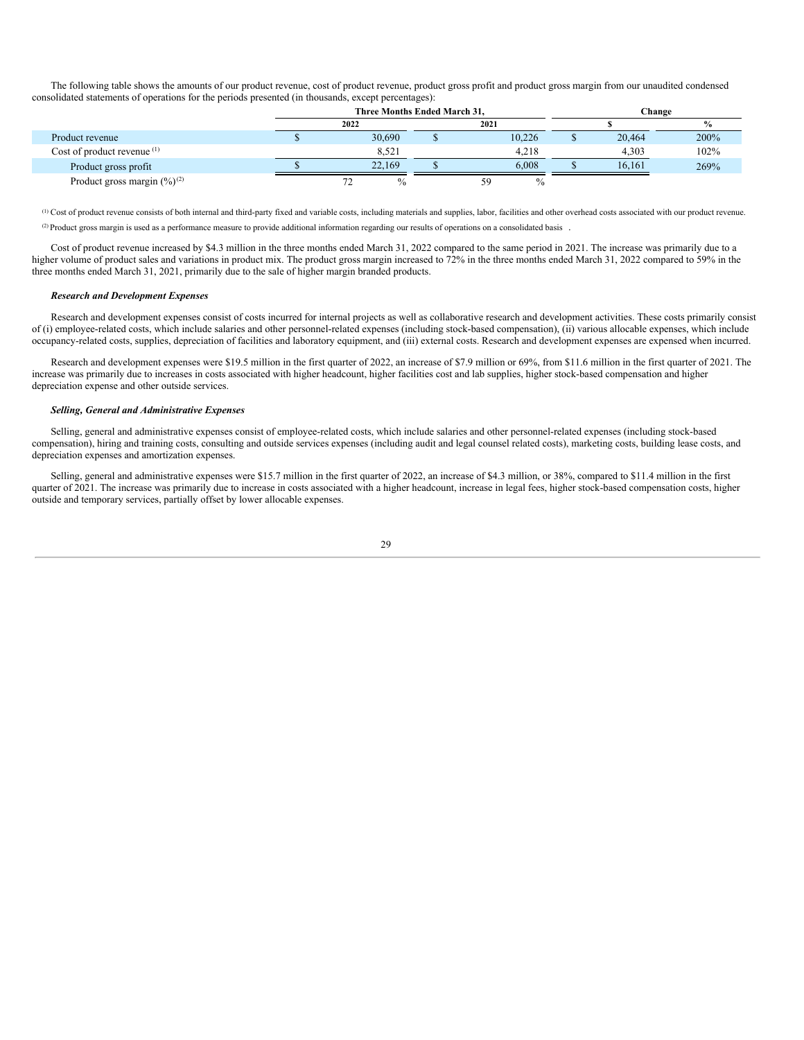The following table shows the amounts of our product revenue, cost of product revenue, product gross profit and product gross margin from our unaudited condensed consolidated statements of operations for the periods presented (in thousands, except percentages):

| | Three Months Ended March 31, | | Change | |
|---|---|---|---|---|
| | 2022 | 2021 | $ | % |
| Product revenue | $ 30,690 | $ 10,226 | $ 20,464 | 200% |
| Cost of product revenue [1] | 8,521 | 4,218 | 4,303 | 102% |
| Product gross profit | $ 22,169 | $ 6,008 | $ 16,161 | 269% |
| Product gross margin (%)[2] | 72 % | 59 % | | |

[1] Cost of product revenue consists of both internal and third-party fixed and variable costs, including materials and supplies, labor, facilities and other overhead costs associated with our product revenue.

[2] Product gross margin is used as a performance measure to provide additional information regarding our results of operations on a consolidated basis .

Cost of product revenue increased by $4.3 million in the three months ended March 31, 2022 compared to the same period in 2021. The increase was primarily due to a higher volume of product sales and variations in product mix. The product gross margin increased to 72% in the three months ended March 31, 2022 compared to 59% in the three months ended March 31, 2021, primarily due to the sale of higher margin branded products.

***Research and Development Expenses***

Research and development expenses consist of costs incurred for internal projects as well as collaborative research and development activities. These costs primarily consist of (i) employee-related costs, which include salaries and other personnel-related expenses (including stock-based compensation), (ii) various allocable expenses, which include occupancy-related costs, supplies, depreciation of facilities and laboratory equipment, and (iii) external costs. Research and development expenses are expensed when incurred.

Research and development expenses were $19.5 million in the first quarter of 2022, an increase of $7.9 million or 69%, from $11.6 million in the first quarter of 2021. The increase was primarily due to increases in costs associated with higher headcount, higher facilities cost and lab supplies, higher stock-based compensation and higher depreciation expense and other outside services.

***Selling, General and Administrative Expenses***

Selling, general and administrative expenses consist of employee-related costs, which include salaries and other personnel-related expenses (including stock-based compensation), hiring and training costs, consulting and outside services expenses (including audit and legal counsel related costs), marketing costs, building lease costs, and depreciation expenses and amortization expenses.

Selling, general and administrative expenses were $15.7 million in the first quarter of 2022, an increase of $4.3 million, or 38%, compared to $11.4 million in the first quarter of 2021. The increase was primarily due to increase in costs associated with a higher headcount, increase in legal fees, higher stock-based compensation costs, higher outside and temporary services, partially offset by lower allocable expenses.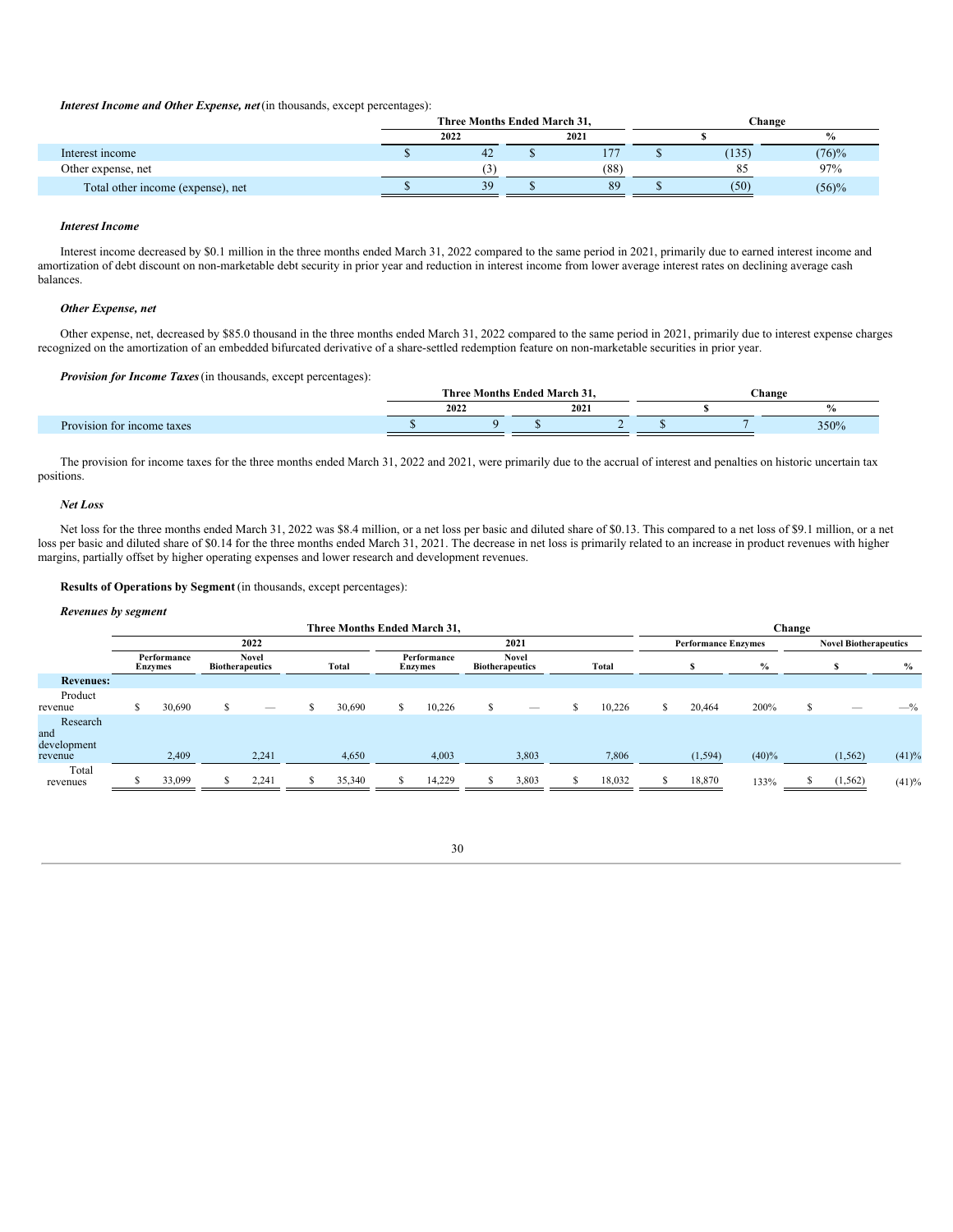***Interest Income and Other Expense, net*** (in thousands, except percentages):

| | Three Months Ended March 31, | | Change | |
|---|---|---|---|---|
| | 2022 | 2021 | $ | % |
| Interest income | $ 42 | $ 177 | $ (135) | (76)% |
| Other expense, net | (3) | (88) | 85 | 97% |
| Total other income (expense), net | $ 39 | $ 89 | $ (50) | (56)% |

***Interest Income***

Interest income decreased by $0.1 million in the three months ended March 31, 2022 compared to the same period in 2021, primarily due to earned interest income and amortization of debt discount on non-marketable debt security in prior year and reduction in interest income from lower average interest rates on declining average cash balances.

***Other Expense, net***

Other expense, net, decreased by $85.0 thousand in the three months ended March 31, 2022 compared to the same period in 2021, primarily due to interest expense charges recognized on the amortization of an embedded bifurcated derivative of a share-settled redemption feature on non-marketable securities in prior year.

***Provision for Income Taxes*** (in thousands, except percentages):

| | Three Months Ended March 31, | | Change | |
|---|---|---|---|---|
| | 2022 | 2021 | $ | % |
| Provision for income taxes | $ 9 | $ 2 | $ 7 | 350% |

The provision for income taxes for the three months ended March 31, 2022 and 2021, were primarily due to the accrual of interest and penalties on historic uncertain tax positions.

***Net Loss***

Net loss for the three months ended March 31, 2022 was $8.4 million, or a net loss per basic and diluted share of $0.13. This compared to a net loss of $9.1 million, or a net loss per basic and diluted share of $0.14 for the three months ended March 31, 2021. The decrease in net loss is primarily related to an increase in product revenues with higher margins, partially offset by higher operating expenses and lower research and development revenues.

**Results of Operations by Segment** (in thousands, except percentages):

***Revenues by segment***

| | Three Months Ended March 31, | | | | | | Change | | | |
|---|---|---|---|---|---|---|---|---|---|---|
| | 2022 | | | 2021 | | | Performance Enzymes | | Novel Biotherapeutics | |
| | Performance Enzymes | Novel Biotherapeutics | Total | Performance Enzymes | Novel Biotherapeutics | Total | $ | % | $ | % |
| **Revenues:** | | | | | | | | | | |
| Product revenue | $ 30,690 | $ — | $ 30,690 | $ 10,226 | $ — | $ 10,226 | $ 20,464 | 200% | $ — | —% |
| Research and development revenue | 2,409 | 2,241 | 4,650 | 4,003 | 3,803 | 7,806 | (1,594) | (40)% | (1,562) | (41)% |
| Total revenues | $ 33,099 | $ 2,241 | $ 35,340 | $ 14,229 | $ 3,803 | $ 18,032 | $ 18,870 | 133% | $ (1,562) | (41)% |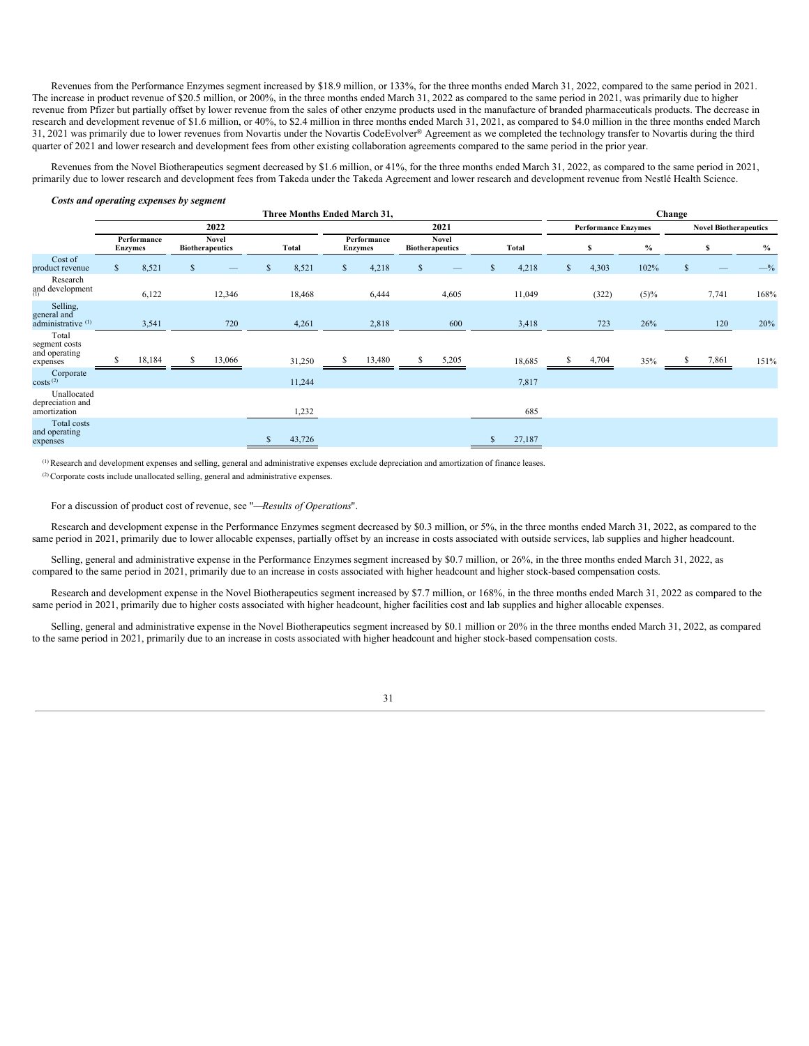Revenues from the Performance Enzymes segment increased by $18.9 million, or 133%, for the three months ended March 31, 2022, compared to the same period in 2021. The increase in product revenue of $20.5 million, or 200%, in the three months ended March 31, 2022 as compared to the same period in 2021, was primarily due to higher revenue from Pfizer but partially offset by lower revenue from the sales of other enzyme products used in the manufacture of branded pharmaceuticals products. The decrease in research and development revenue of $1.6 million, or 40%, to $2.4 million in three months ended March 31, 2021, as compared to $4.0 million in the three months ended March 31, 2021 was primarily due to lower revenues from Novartis under the Novartis CodeEvolver® Agreement as we completed the technology transfer to Novartis during the third quarter of 2021 and lower research and development fees from other existing collaboration agreements compared to the same period in the prior year.

Revenues from the Novel Biotherapeutics segment decreased by $1.6 million, or 41%, for the three months ended March 31, 2022, as compared to the same period in 2021, primarily due to lower research and development fees from Takeda under the Takeda Agreement and lower research and development revenue from Nestlé Health Science.

***Costs and operating expenses by segment***

| | Three Months Ended March 31, | | | | | | Change | | | |
|---|---|---|---|---|---|---|---|---|---|---|
| | 2022 | | | 2021 | | | Performance Enzymes | | Novel Biotherapeutics | |
| | Performance Enzymes | Novel Biotherapeutics | Total | Performance Enzymes | Novel Biotherapeutics | Total | $ | % | $ | % |
| Cost of product revenue | $ 8,521 | $ — | $ 8,521 | $ 4,218 | $ — | $ 4,218 | $ 4,303 | 102% | $ — | —% |
| Research and development [(1)] | 6,122 | 12,346 | 18,468 | 6,444 | 4,605 | 11,049 | (322) | (5)% | 7,741 | 168% |
| Selling, general and administrative [(1)] | 3,541 | 720 | 4,261 | 2,818 | 600 | 3,418 | 723 | 26% | 120 | 20% |
| Total segment costs and operating expenses | $ 18,184 | $ 13,066 | 31,250 | $ 13,480 | $ 5,205 | 18,685 | $ 4,704 | 35% | $ 7,861 | 151% |
| Corporate costs [(2)] | | | 11,244 | | | 7,817 | | | | |
| Unallocated depreciation and amortization | | | 1,232 | | | 685 | | | | |
| Total costs and operating expenses | | | $ 43,726 | | | $ 27,187 | | | | |

[(1)] Research and development expenses and selling, general and administrative expenses exclude depreciation and amortization of finance leases.

[(2)] Corporate costs include unallocated selling, general and administrative expenses.

For a discussion of product cost of revenue, see "—*Results of Operations*".

Research and development expense in the Performance Enzymes segment decreased by $0.3 million, or 5%, in the three months ended March 31, 2022, as compared to the same period in 2021, primarily due to lower allocable expenses, partially offset by an increase in costs associated with outside services, lab supplies and higher headcount.

Selling, general and administrative expense in the Performance Enzymes segment increased by $0.7 million, or 26%, in the three months ended March 31, 2022, as compared to the same period in 2021, primarily due to an increase in costs associated with higher headcount and higher stock-based compensation costs.

Research and development expense in the Novel Biotherapeutics segment increased by $7.7 million, or 168%, in the three months ended March 31, 2022 as compared to the same period in 2021, primarily due to higher costs associated with higher headcount, higher facilities cost and lab supplies and higher allocable expenses.

Selling, general and administrative expense in the Novel Biotherapeutics segment increased by $0.1 million or 20% in the three months ended March 31, 2022, as compared to the same period in 2021, primarily due to an increase in costs associated with higher headcount and higher stock-based compensation costs.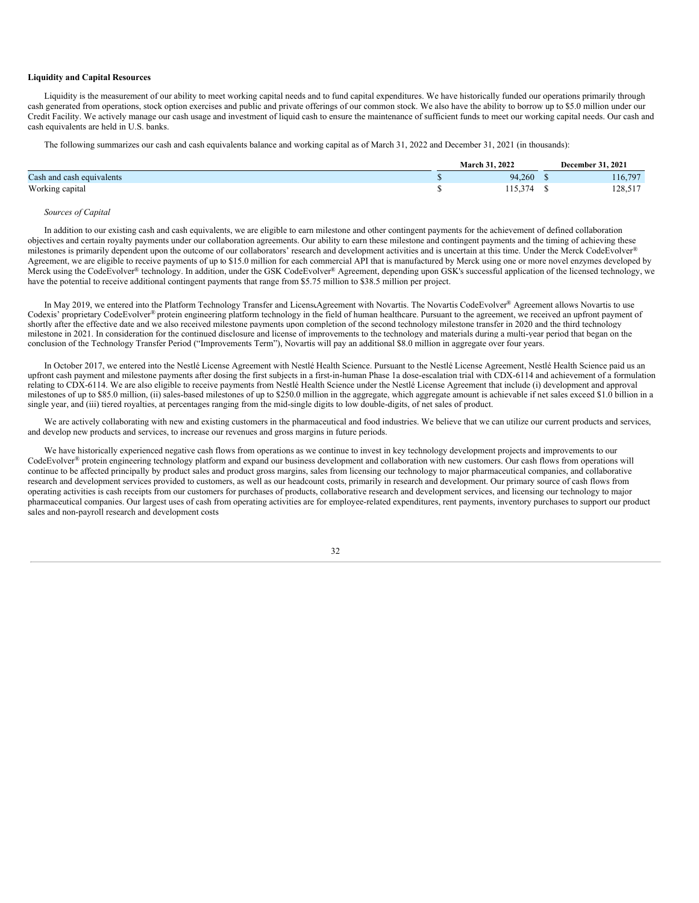**Liquidity and Capital Resources**

Liquidity is the measurement of our ability to meet working capital needs and to fund capital expenditures. We have historically funded our operations primarily through cash generated from operations, stock option exercises and public and private offerings of our common stock. We also have the ability to borrow up to $5.0 million under our Credit Facility. We actively manage our cash usage and investment of liquid cash to ensure the maintenance of sufficient funds to meet our working capital needs. Our cash and cash equivalents are held in U.S. banks.

The following summarizes our cash and cash equivalents balance and working capital as of March 31, 2022 and December 31, 2021 (in thousands):

| | March 31, 2022 | December 31, 2021 |
|---|---|---|
| Cash and cash equivalents | $ 94,260 | $ 116,797 |
| Working capital | $ 115,374 | $ 128,517 |

*Sources of Capital*

In addition to our existing cash and cash equivalents, we are eligible to earn milestone and other contingent payments for the achievement of defined collaboration objectives and certain royalty payments under our collaboration agreements. Our ability to earn these milestone and contingent payments and the timing of achieving these milestones is primarily dependent upon the outcome of our collaborators' research and development activities and is uncertain at this time. Under the Merck CodeEvolver® Agreement, we are eligible to receive payments of up to $15.0 million for each commercial API that is manufactured by Merck using one or more novel enzymes developed by Merck using the CodeEvolver® technology. In addition, under the GSK CodeEvolver® Agreement, depending upon GSK's successful application of the licensed technology, we have the potential to receive additional contingent payments that range from $5.75 million to $38.5 million per project.

In May 2019, we entered into the Platform Technology Transfer and License Agreement with Novartis. The Novartis CodeEvolver® Agreement allows Novartis to use Codexis' proprietary CodeEvolver® protein engineering platform technology in the field of human healthcare. Pursuant to the agreement, we received an upfront payment of shortly after the effective date and we also received milestone payments upon completion of the second technology milestone transfer in 2020 and the third technology milestone in 2021. In consideration for the continued disclosure and license of improvements to the technology and materials during a multi-year period that began on the conclusion of the Technology Transfer Period ("Improvements Term"), Novartis will pay an additional $8.0 million in aggregate over four years.

In October 2017, we entered into the Nestlé License Agreement with Nestlé Health Science. Pursuant to the Nestlé License Agreement, Nestlé Health Science paid us an upfront cash payment and milestone payments after dosing the first subjects in a first-in-human Phase 1a dose-escalation trial with CDX-6114 and achievement of a formulation relating to CDX-6114. We are also eligible to receive payments from Nestlé Health Science under the Nestlé License Agreement that include (i) development and approval milestones of up to $85.0 million, (ii) sales-based milestones of up to $250.0 million in the aggregate, which aggregate amount is achievable if net sales exceed $1.0 billion in a single year, and (iii) tiered royalties, at percentages ranging from the mid-single digits to low double-digits, of net sales of product.

We are actively collaborating with new and existing customers in the pharmaceutical and food industries. We believe that we can utilize our current products and services, and develop new products and services, to increase our revenues and gross margins in future periods.

We have historically experienced negative cash flows from operations as we continue to invest in key technology development projects and improvements to our CodeEvolver® protein engineering technology platform and expand our business development and collaboration with new customers. Our cash flows from operations will continue to be affected principally by product sales and product gross margins, sales from licensing our technology to major pharmaceutical companies, and collaborative research and development services provided to customers, as well as our headcount costs, primarily in research and development. Our primary source of cash flows from operating activities is cash receipts from our customers for purchases of products, collaborative research and development services, and licensing our technology to major pharmaceutical companies. Our largest uses of cash from operating activities are for employee-related expenditures, rent payments, inventory purchases to support our product sales and non-payroll research and development costs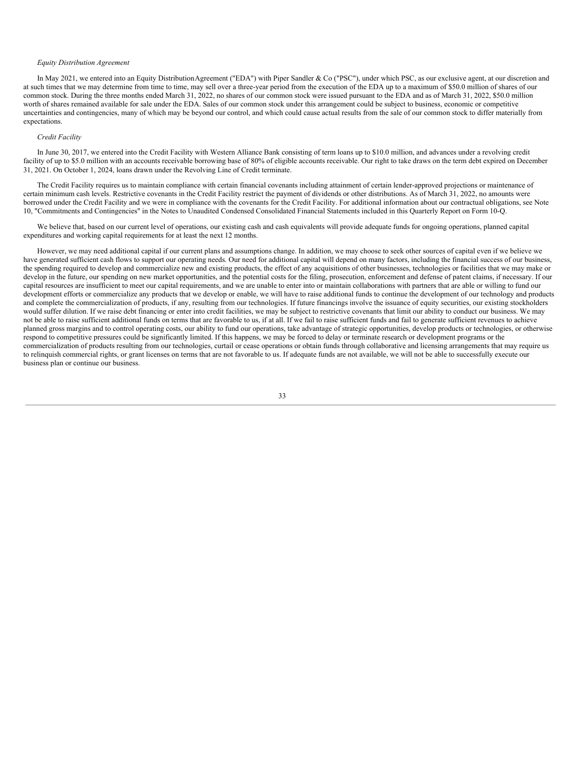*Equity Distribution Agreement*

In May 2021, we entered into an Equity DistributionAgreement ("EDA") with Piper Sandler & Co ("PSC"), under which PSC, as our exclusive agent, at our discretion and at such times that we may determine from time to time, may sell over a three-year period from the execution of the EDA up to a maximum of $50.0 million of shares of our common stock. During the three months ended March 31, 2022, no shares of our common stock were issued pursuant to the EDA and as of March 31, 2022, $50.0 million worth of shares remained available for sale under the EDA. Sales of our common stock under this arrangement could be subject to business, economic or competitive uncertainties and contingencies, many of which may be beyond our control, and which could cause actual results from the sale of our common stock to differ materially from expectations.

*Credit Facility*

In June 30, 2017, we entered into the Credit Facility with Western Alliance Bank consisting of term loans up to $10.0 million, and advances under a revolving credit facility of up to $5.0 million with an accounts receivable borrowing base of 80% of eligible accounts receivable. Our right to take draws on the term debt expired on December 31, 2021. On October 1, 2024, loans drawn under the Revolving Line of Credit terminate.

The Credit Facility requires us to maintain compliance with certain financial covenants including attainment of certain lender-approved projections or maintenance of certain minimum cash levels. Restrictive covenants in the Credit Facility restrict the payment of dividends or other distributions. As of March 31, 2022, no amounts were borrowed under the Credit Facility and we were in compliance with the covenants for the Credit Facility. For additional information about our contractual obligations, see Note 10, "Commitments and Contingencies" in the Notes to Unaudited Condensed Consolidated Financial Statements included in this Quarterly Report on Form 10-Q.

We believe that, based on our current level of operations, our existing cash and cash equivalents will provide adequate funds for ongoing operations, planned capital expenditures and working capital requirements for at least the next 12 months.

However, we may need additional capital if our current plans and assumptions change. In addition, we may choose to seek other sources of capital even if we believe we have generated sufficient cash flows to support our operating needs. Our need for additional capital will depend on many factors, including the financial success of our business, the spending required to develop and commercialize new and existing products, the effect of any acquisitions of other businesses, technologies or facilities that we may make or develop in the future, our spending on new market opportunities, and the potential costs for the filing, prosecution, enforcement and defense of patent claims, if necessary. If our capital resources are insufficient to meet our capital requirements, and we are unable to enter into or maintain collaborations with partners that are able or willing to fund our development efforts or commercialize any products that we develop or enable, we will have to raise additional funds to continue the development of our technology and products and complete the commercialization of products, if any, resulting from our technologies. If future financings involve the issuance of equity securities, our existing stockholders would suffer dilution. If we raise debt financing or enter into credit facilities, we may be subject to restrictive covenants that limit our ability to conduct our business. We may not be able to raise sufficient additional funds on terms that are favorable to us, if at all. If we fail to raise sufficient funds and fail to generate sufficient revenues to achieve planned gross margins and to control operating costs, our ability to fund our operations, take advantage of strategic opportunities, develop products or technologies, or otherwise respond to competitive pressures could be significantly limited. If this happens, we may be forced to delay or terminate research or development programs or the commercialization of products resulting from our technologies, curtail or cease operations or obtain funds through collaborative and licensing arrangements that may require us to relinquish commercial rights, or grant licenses on terms that are not favorable to us. If adequate funds are not available, we will not be able to successfully execute our business plan or continue our business.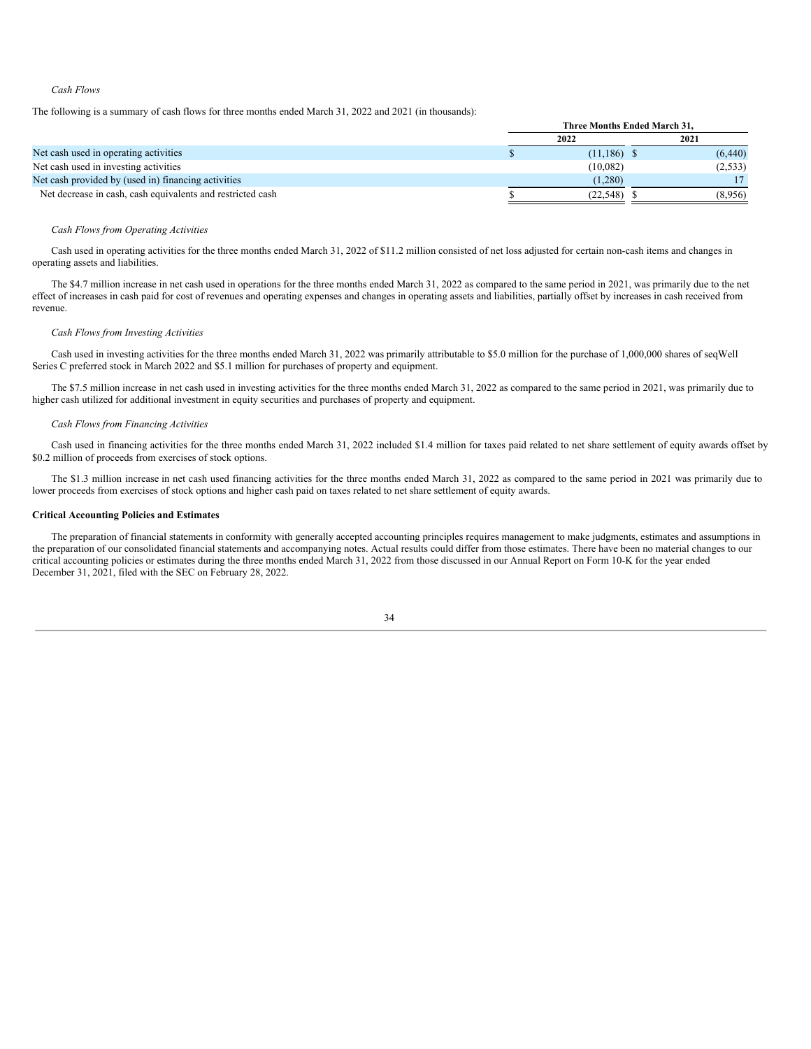*Cash Flows*

The following is a summary of cash flows for three months ended March 31, 2022 and 2021 (in thousands):

| | Three Months Ended March 31, | |
|---|---|---|
| | 2022 | 2021 |
| Net cash used in operating activities | $ (11,186) | $ (6,440) |
| Net cash used in investing activities | (10,082) | (2,533) |
| Net cash provided by (used in) financing activities | (1,280) | 17 |
| Net decrease in cash, cash equivalents and restricted cash | $ (22,548) | $ (8,956) |

*Cash Flows from Operating Activities*

Cash used in operating activities for the three months ended March 31, 2022 of $11.2 million consisted of net loss adjusted for certain non-cash items and changes in operating assets and liabilities.

The $4.7 million increase in net cash used in operations for the three months ended March 31, 2022 as compared to the same period in 2021, was primarily due to the net effect of increases in cash paid for cost of revenues and operating expenses and changes in operating assets and liabilities, partially offset by increases in cash received from revenue.

*Cash Flows from Investing Activities*

Cash used in investing activities for the three months ended March 31, 2022 was primarily attributable to $5.0 million for the purchase of 1,000,000 shares of seqWell Series C preferred stock in March 2022 and $5.1 million for purchases of property and equipment.

The $7.5 million increase in net cash used in investing activities for the three months ended March 31, 2022 as compared to the same period in 2021, was primarily due to higher cash utilized for additional investment in equity securities and purchases of property and equipment.

*Cash Flows from Financing Activities*

Cash used in financing activities for the three months ended March 31, 2022 included $1.4 million for taxes paid related to net share settlement of equity awards offset by $0.2 million of proceeds from exercises of stock options.

The $1.3 million increase in net cash used financing activities for the three months ended March 31, 2022 as compared to the same period in 2021 was primarily due to lower proceeds from exercises of stock options and higher cash paid on taxes related to net share settlement of equity awards.

**Critical Accounting Policies and Estimates**

The preparation of financial statements in conformity with generally accepted accounting principles requires management to make judgments, estimates and assumptions in the preparation of our consolidated financial statements and accompanying notes. Actual results could differ from those estimates. There have been no material changes to our critical accounting policies or estimates during the three months ended March 31, 2022 from those discussed in our Annual Report on Form 10-K for the year ended December 31, 2021, filed with the SEC on February 28, 2022.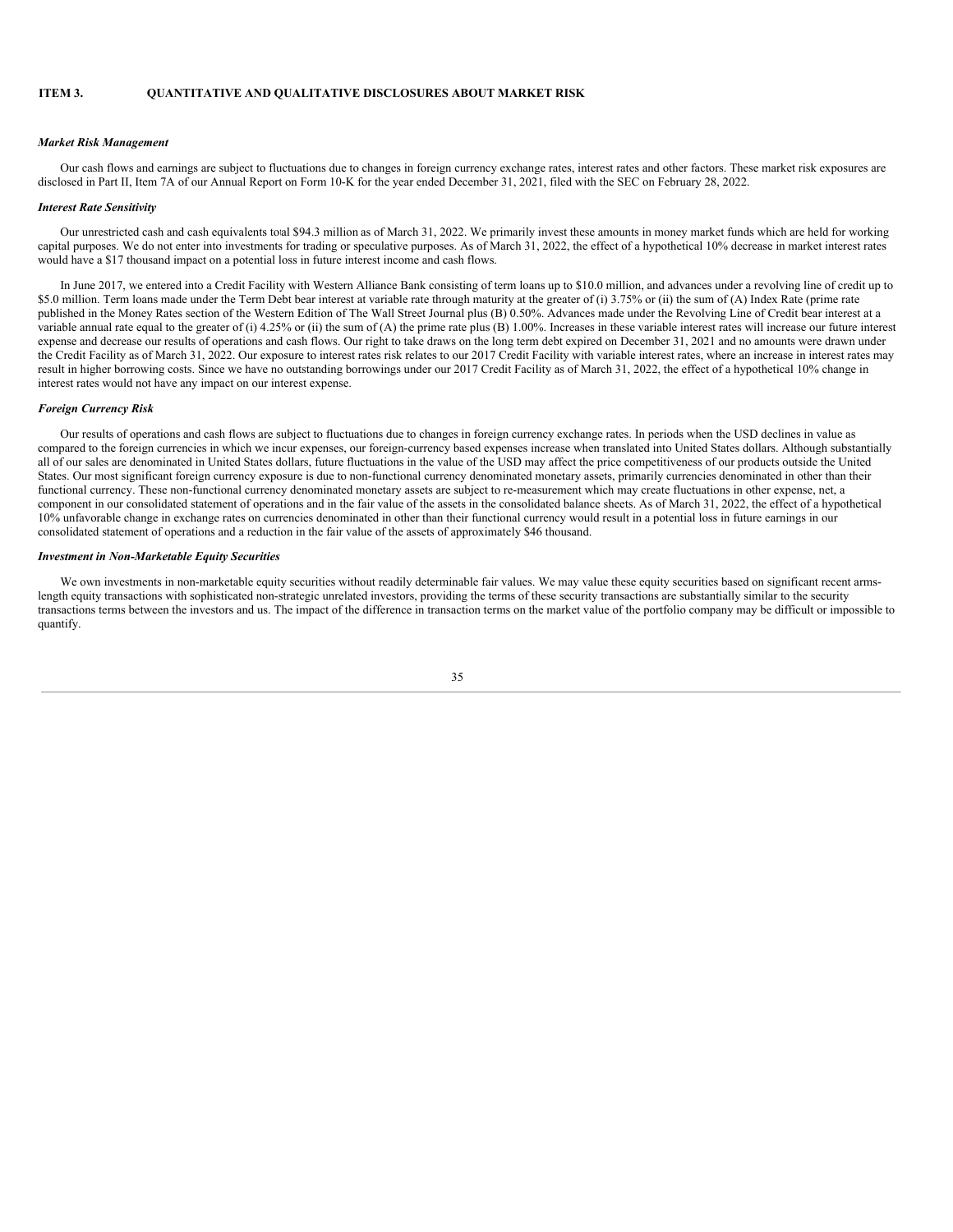## ITEM 3. QUANTITATIVE AND QUALITATIVE DISCLOSURES ABOUT MARKET RISK

***Market Risk Management***

Our cash flows and earnings are subject to fluctuations due to changes in foreign currency exchange rates, interest rates and other factors. These market risk exposures are disclosed in Part II, Item 7A of our Annual Report on Form 10-K for the year ended December 31, 2021, filed with the SEC on February 28, 2022.

***Interest Rate Sensitivity***

Our unrestricted cash and cash equivalents total $94.3 million as of March 31, 2022. We primarily invest these amounts in money market funds which are held for working capital purposes. We do not enter into investments for trading or speculative purposes. As of March 31, 2022, the effect of a hypothetical 10% decrease in market interest rates would have a $17 thousand impact on a potential loss in future interest income and cash flows.

In June 2017, we entered into a Credit Facility with Western Alliance Bank consisting of term loans up to $10.0 million, and advances under a revolving line of credit up to $5.0 million. Term loans made under the Term Debt bear interest at variable rate through maturity at the greater of (i) 3.75% or (ii) the sum of (A) Index Rate (prime rate published in the Money Rates section of the Western Edition of The Wall Street Journal plus (B) 0.50%. Advances made under the Revolving Line of Credit bear interest at a variable annual rate equal to the greater of (i) 4.25% or (ii) the sum of (A) the prime rate plus (B) 1.00%. Increases in these variable interest rates will increase our future interest expense and decrease our results of operations and cash flows. Our right to take draws on the long term debt expired on December 31, 2021 and no amounts were drawn under the Credit Facility as of March 31, 2022. Our exposure to interest rates risk relates to our 2017 Credit Facility with variable interest rates, where an increase in interest rates may result in higher borrowing costs. Since we have no outstanding borrowings under our 2017 Credit Facility as of March 31, 2022, the effect of a hypothetical 10% change in interest rates would not have any impact on our interest expense.

***Foreign Currency Risk***

Our results of operations and cash flows are subject to fluctuations due to changes in foreign currency exchange rates. In periods when the USD declines in value as compared to the foreign currencies in which we incur expenses, our foreign-currency based expenses increase when translated into United States dollars. Although substantially all of our sales are denominated in United States dollars, future fluctuations in the value of the USD may affect the price competitiveness of our products outside the United States. Our most significant foreign currency exposure is due to non-functional currency denominated monetary assets, primarily currencies denominated in other than their functional currency. These non-functional currency denominated monetary assets are subject to re-measurement which may create fluctuations in other expense, net, a component in our consolidated statement of operations and in the fair value of the assets in the consolidated balance sheets. As of March 31, 2022, the effect of a hypothetical 10% unfavorable change in exchange rates on currencies denominated in other than their functional currency would result in a potential loss in future earnings in our consolidated statement of operations and a reduction in the fair value of the assets of approximately $46 thousand.

***Investment in Non-Marketable Equity Securities***

We own investments in non-marketable equity securities without readily determinable fair values. We may value these equity securities based on significant recent arms-length equity transactions with sophisticated non-strategic unrelated investors, providing the terms of these security transactions are substantially similar to the security transactions terms between the investors and us. The impact of the difference in transaction terms on the market value of the portfolio company may be difficult or impossible to quantify.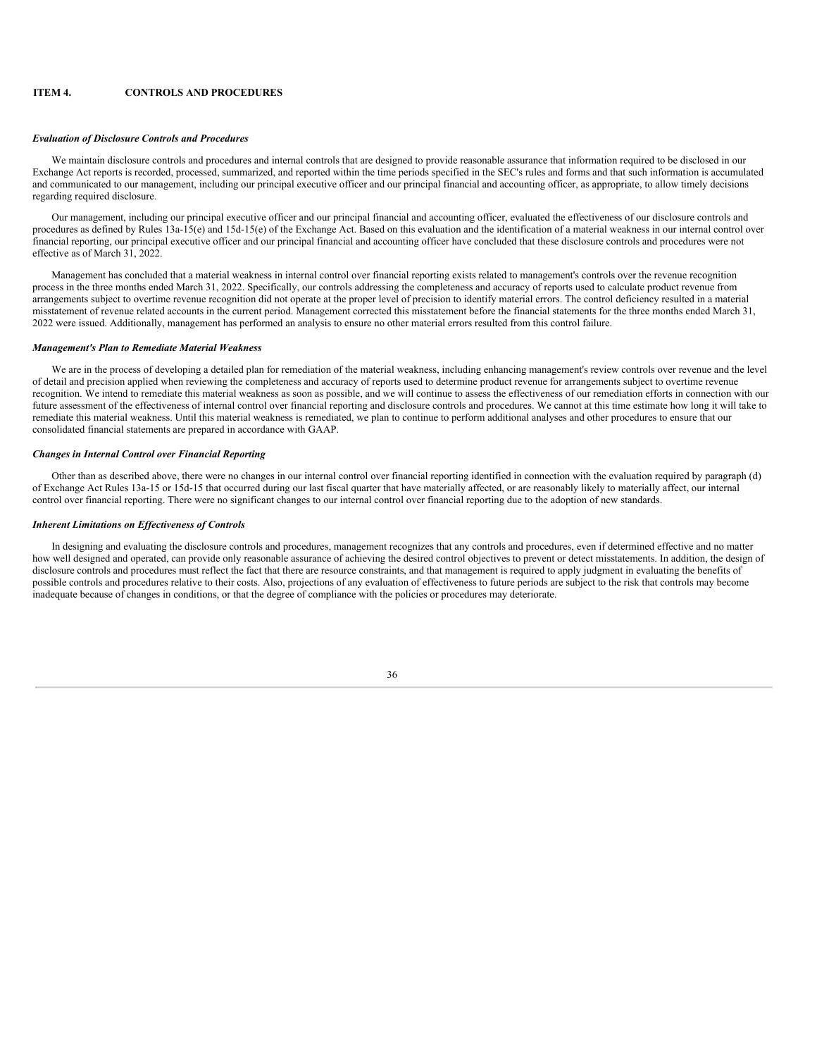## ITEM 4. CONTROLS AND PROCEDURES

***Evaluation of Disclosure Controls and Procedures***

We maintain disclosure controls and procedures and internal controls that are designed to provide reasonable assurance that information required to be disclosed in our Exchange Act reports is recorded, processed, summarized, and reported within the time periods specified in the SEC's rules and forms and that such information is accumulated and communicated to our management, including our principal executive officer and our principal financial and accounting officer, as appropriate, to allow timely decisions regarding required disclosure.

Our management, including our principal executive officer and our principal financial and accounting officer, evaluated the effectiveness of our disclosure controls and procedures as defined by Rules 13a-15(e) and 15d-15(e) of the Exchange Act. Based on this evaluation and the identification of a material weakness in our internal control over financial reporting, our principal executive officer and our principal financial and accounting officer have concluded that these disclosure controls and procedures were not effective as of March 31, 2022.

Management has concluded that a material weakness in internal control over financial reporting exists related to management's controls over the revenue recognition process in the three months ended March 31, 2022. Specifically, our controls addressing the completeness and accuracy of reports used to calculate product revenue from arrangements subject to overtime revenue recognition did not operate at the proper level of precision to identify material errors. The control deficiency resulted in a material misstatement of revenue related accounts in the current period. Management corrected this misstatement before the financial statements for the three months ended March 31, 2022 were issued. Additionally, management has performed an analysis to ensure no other material errors resulted from this control failure.

***Management's Plan to Remediate Material Weakness***

We are in the process of developing a detailed plan for remediation of the material weakness, including enhancing management's review controls over revenue and the level of detail and precision applied when reviewing the completeness and accuracy of reports used to determine product revenue for arrangements subject to overtime revenue recognition. We intend to remediate this material weakness as soon as possible, and we will continue to assess the effectiveness of our remediation efforts in connection with our future assessment of the effectiveness of internal control over financial reporting and disclosure controls and procedures. We cannot at this time estimate how long it will take to remediate this material weakness. Until this material weakness is remediated, we plan to continue to perform additional analyses and other procedures to ensure that our consolidated financial statements are prepared in accordance with GAAP.

***Changes in Internal Control over Financial Reporting***

Other than as described above, there were no changes in our internal control over financial reporting identified in connection with the evaluation required by paragraph (d) of Exchange Act Rules 13a-15 or 15d-15 that occurred during our last fiscal quarter that have materially affected, or are reasonably likely to materially affect, our internal control over financial reporting. There were no significant changes to our internal control over financial reporting due to the adoption of new standards.

***Inherent Limitations on Effectiveness of Controls***

In designing and evaluating the disclosure controls and procedures, management recognizes that any controls and procedures, even if determined effective and no matter how well designed and operated, can provide only reasonable assurance of achieving the desired control objectives to prevent or detect misstatements. In addition, the design of disclosure controls and procedures must reflect the fact that there are resource constraints, and that management is required to apply judgment in evaluating the benefits of possible controls and procedures relative to their costs. Also, projections of any evaluation of effectiveness to future periods are subject to the risk that controls may become inadequate because of changes in conditions, or that the degree of compliance with the policies or procedures may deteriorate.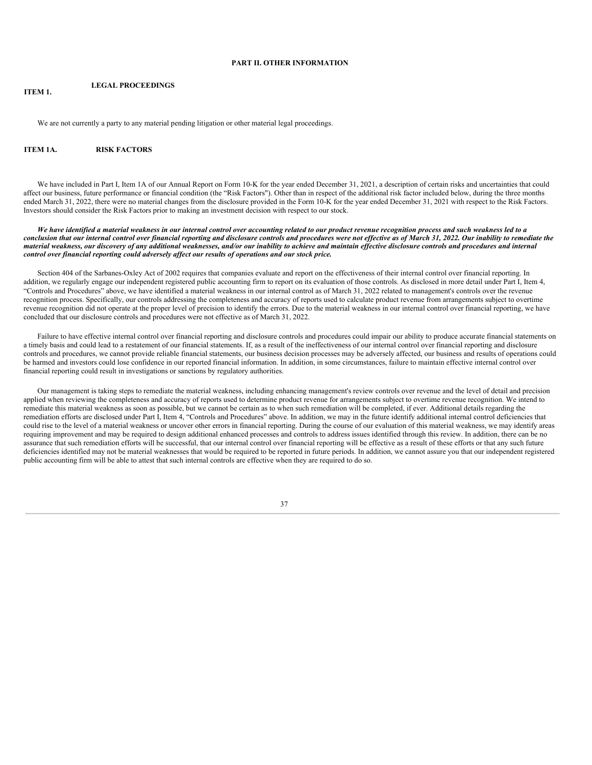## PART II. OTHER INFORMATION

### ITEM 1. LEGAL PROCEEDINGS

We are not currently a party to any material pending litigation or other material legal proceedings.

### ITEM 1A. RISK FACTORS

We have included in Part I, Item 1A of our Annual Report on Form 10-K for the year ended December 31, 2021, a description of certain risks and uncertainties that could affect our business, future performance or financial condition (the "Risk Factors"). Other than in respect of the additional risk factor included below, during the three months ended March 31, 2022, there were no material changes from the disclosure provided in the Form 10-K for the year ended December 31, 2021 with respect to the Risk Factors. Investors should consider the Risk Factors prior to making an investment decision with respect to our stock.

***We have identified a material weakness in our internal control over accounting related to our product revenue recognition process and such weakness led to a conclusion that our internal control over financial reporting and disclosure controls and procedures were not effective as of March 31, 2022. Our inability to remediate the material weakness, our discovery of any additional weaknesses, and/or our inability to achieve and maintain effective disclosure controls and procedures and internal control over financial reporting could adversely affect our results of operations and our stock price.***

Section 404 of the Sarbanes-Oxley Act of 2002 requires that companies evaluate and report on the effectiveness of their internal control over financial reporting. In addition, we regularly engage our independent registered public accounting firm to report on its evaluation of those controls. As disclosed in more detail under Part I, Item 4, "Controls and Procedures" above, we have identified a material weakness in our internal control as of March 31, 2022 related to management's controls over the revenue recognition process. Specifically, our controls addressing the completeness and accuracy of reports used to calculate product revenue from arrangements subject to overtime revenue recognition did not operate at the proper level of precision to identify the errors. Due to the material weakness in our internal control over financial reporting, we have concluded that our disclosure controls and procedures were not effective as of March 31, 2022.

Failure to have effective internal control over financial reporting and disclosure controls and procedures could impair our ability to produce accurate financial statements on a timely basis and could lead to a restatement of our financial statements. If, as a result of the ineffectiveness of our internal control over financial reporting and disclosure controls and procedures, we cannot provide reliable financial statements, our business decision processes may be adversely affected, our business and results of operations could be harmed and investors could lose confidence in our reported financial information. In addition, in some circumstances, failure to maintain effective internal control over financial reporting could result in investigations or sanctions by regulatory authorities.

Our management is taking steps to remediate the material weakness, including enhancing management's review controls over revenue and the level of detail and precision applied when reviewing the completeness and accuracy of reports used to determine product revenue for arrangements subject to overtime revenue recognition. We intend to remediate this material weakness as soon as possible, but we cannot be certain as to when such remediation will be completed, if ever. Additional details regarding the remediation efforts are disclosed under Part I, Item 4, "Controls and Procedures" above. In addition, we may in the future identify additional internal control deficiencies that could rise to the level of a material weakness or uncover other errors in financial reporting. During the course of our evaluation of this material weakness, we may identify areas requiring improvement and may be required to design additional enhanced processes and controls to address issues identified through this review. In addition, there can be no assurance that such remediation efforts will be successful, that our internal control over financial reporting will be effective as a result of these efforts or that any such future deficiencies identified may not be material weaknesses that would be required to be reported in future periods. In addition, we cannot assure you that our independent registered public accounting firm will be able to attest that such internal controls are effective when they are required to do so.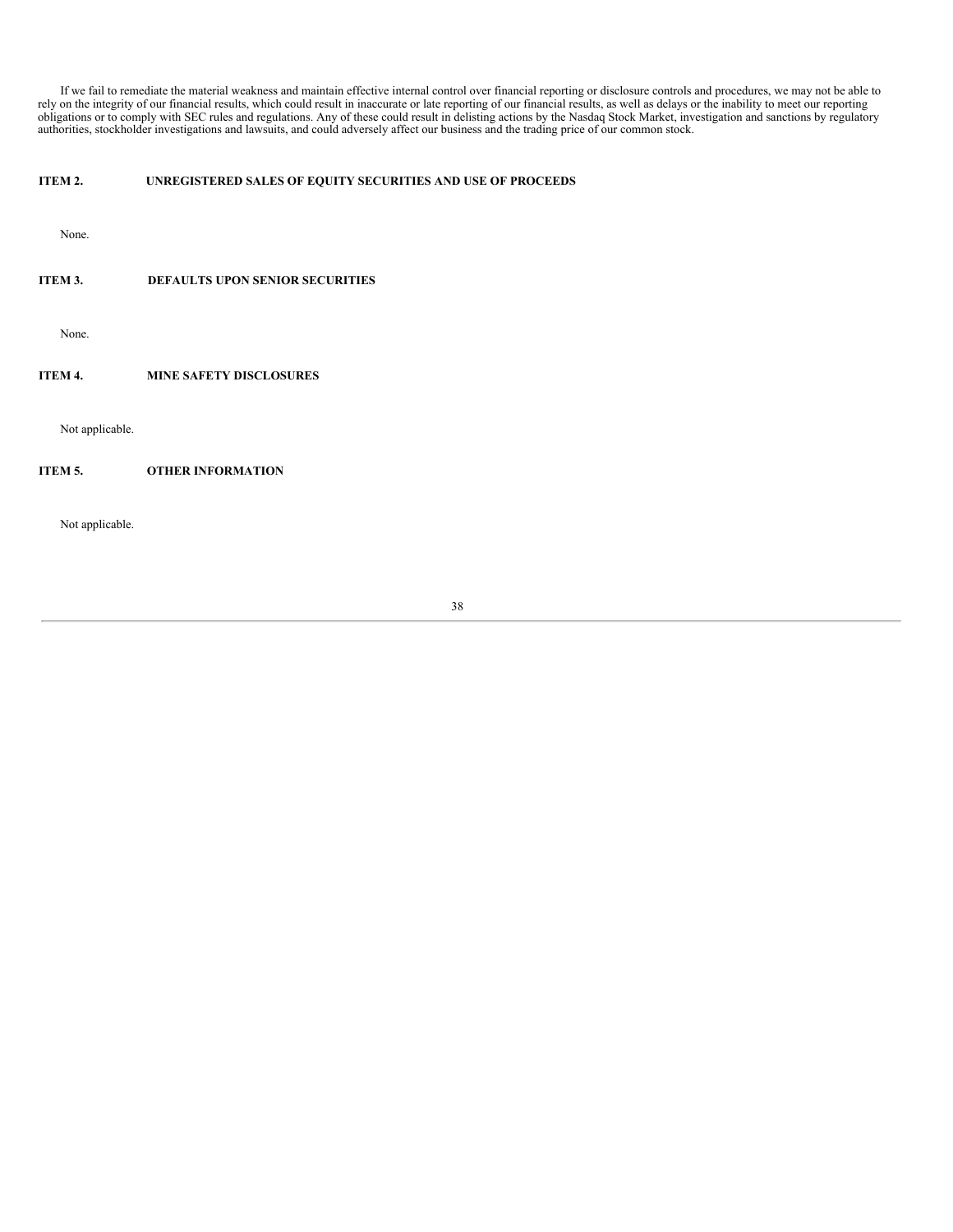If we fail to remediate the material weakness and maintain effective internal control over financial reporting or disclosure controls and procedures, we may not be able to rely on the integrity of our financial results, which could result in inaccurate or late reporting of our financial results, as well as delays or the inability to meet our reporting obligations or to comply with SEC rules and regulations. Any of these could result in delisting actions by the Nasdaq Stock Market, investigation and sanctions by regulatory authorities, stockholder investigations and lawsuits, and could adversely affect our business and the trading price of our common stock.

## ITEM 2. UNREGISTERED SALES OF EQUITY SECURITIES AND USE OF PROCEEDS

None.

## ITEM 3. DEFAULTS UPON SENIOR SECURITIES

None.

## ITEM 4. MINE SAFETY DISCLOSURES

Not applicable.

## ITEM 5. OTHER INFORMATION

Not applicable.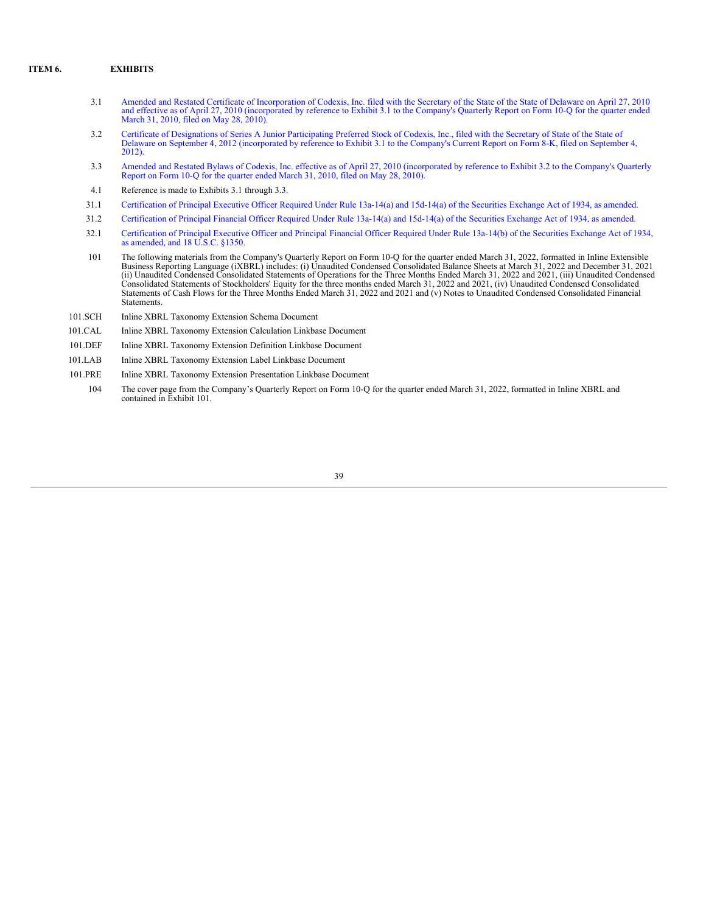## ITEM 6. EXHIBITS

| | |
|---|---|
| 3.1 | Amended and Restated Certificate of Incorporation of Codexis, Inc. filed with the Secretary of the State of the State of Delaware on April 27, 2010 and effective as of April 27, 2010 (incorporated by reference to Exhibit 3.1 to the Company's Quarterly Report on Form 10-Q for the quarter ended March 31, 2010, filed on May 28, 2010). |
| 3.2 | Certificate of Designations of Series A Junior Participating Preferred Stock of Codexis, Inc., filed with the Secretary of State of the State of Delaware on September 4, 2012 (incorporated by reference to Exhibit 3.1 to the Company's Current Report on Form 8-K, filed on September 4, 2012). |
| 3.3 | Amended and Restated Bylaws of Codexis, Inc. effective as of April 27, 2010 (incorporated by reference to Exhibit 3.2 to the Company's Quarterly Report on Form 10-Q for the quarter ended March 31, 2010, filed on May 28, 2010). |
| 4.1 | Reference is made to Exhibits 3.1 through 3.3. |
| 31.1 | Certification of Principal Executive Officer Required Under Rule 13a-14(a) and 15d-14(a) of the Securities Exchange Act of 1934, as amended. |
| 31.2 | Certification of Principal Financial Officer Required Under Rule 13a-14(a) and 15d-14(a) of the Securities Exchange Act of 1934, as amended. |
| 32.1 | Certification of Principal Executive Officer and Principal Financial Officer Required Under Rule 13a-14(b) of the Securities Exchange Act of 1934, as amended, and 18 U.S.C. §1350. |
| 101 | The following materials from the Company's Quarterly Report on Form 10-Q for the quarter ended March 31, 2022, formatted in Inline Extensible Business Reporting Language (iXBRL) includes: (i) Unaudited Condensed Consolidated Balance Sheets at March 31, 2022 and December 31, 2021 (ii) Unaudited Condensed Consolidated Statements of Operations for the Three Months Ended March 31, 2022 and 2021, (iii) Unaudited Condensed Consolidated Statements of Stockholders' Equity for the three months ended March 31, 2022 and 2021, (iv) Unaudited Condensed Consolidated Statements of Cash Flows for the Three Months Ended March 31, 2022 and 2021 and (v) Notes to Unaudited Condensed Consolidated Financial Statements. |
| 101.SCH | Inline XBRL Taxonomy Extension Schema Document |
| 101.CAL | Inline XBRL Taxonomy Extension Calculation Linkbase Document |
| 101.DEF | Inline XBRL Taxonomy Extension Definition Linkbase Document |
| 101.LAB | Inline XBRL Taxonomy Extension Label Linkbase Document |
| 101.PRE | Inline XBRL Taxonomy Extension Presentation Linkbase Document |
| 104 | The cover page from the Company's Quarterly Report on Form 10-Q for the quarter ended March 31, 2022, formatted in Inline XBRL and contained in Exhibit 101. |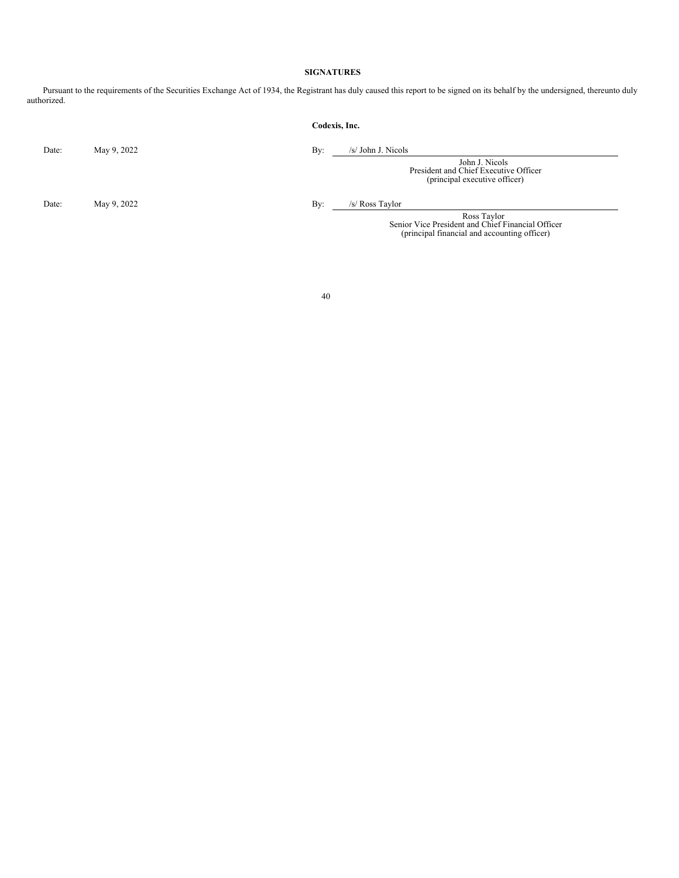**SIGNATURES**

Pursuant to the requirements of the Securities Exchange Act of 1934, the Registrant has duly caused this report to be signed on its behalf by the undersigned, thereunto duly authorized.

**Codexis, Inc.**

| | | | |
|---|---|---|---|
| Date: | May 9, 2022 | By: | /s/ John J. Nicols |
| | | | John J. Nicols<br>President and Chief Executive Officer<br>(principal executive officer) |
| Date: | May 9, 2022 | By: | /s/ Ross Taylor |
| | | | Ross Taylor<br>Senior Vice President and Chief Financial Officer<br>(principal financial and accounting officer) |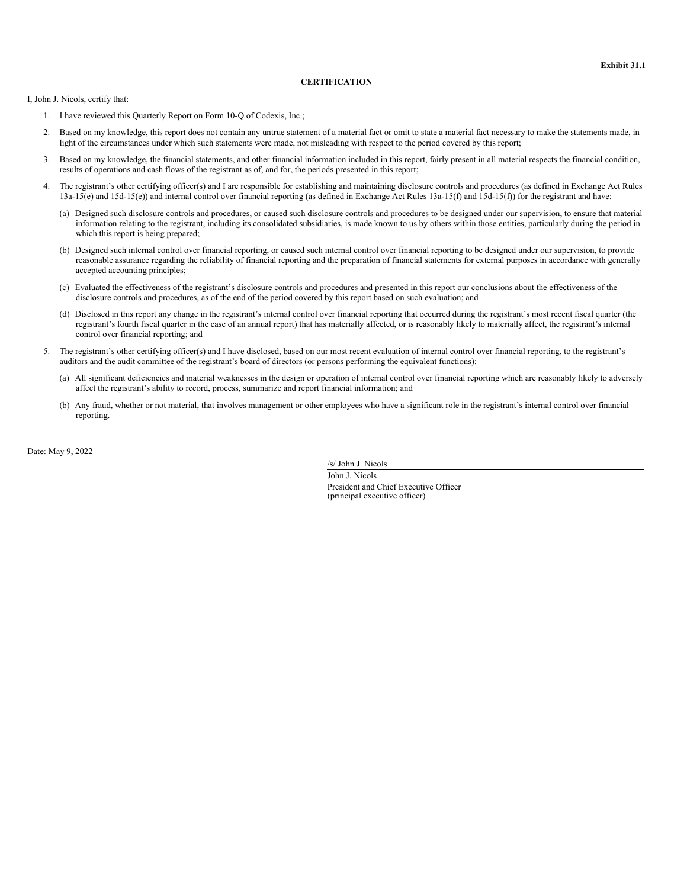**Exhibit 31.1**

**CERTIFICATION**

I, John J. Nicols, certify that:

1. I have reviewed this Quarterly Report on Form 10-Q of Codexis, Inc.;
2. Based on my knowledge, this report does not contain any untrue statement of a material fact or omit to state a material fact necessary to make the statements made, in light of the circumstances under which such statements were made, not misleading with respect to the period covered by this report;
3. Based on my knowledge, the financial statements, and other financial information included in this report, fairly present in all material respects the financial condition, results of operations and cash flows of the registrant as of, and for, the periods presented in this report;
4. The registrant's other certifying officer(s) and I are responsible for establishing and maintaining disclosure controls and procedures (as defined in Exchange Act Rules 13a-15(e) and 15d-15(e)) and internal control over financial reporting (as defined in Exchange Act Rules 13a-15(f) and 15d-15(f)) for the registrant and have:
   (a) Designed such disclosure controls and procedures, or caused such disclosure controls and procedures to be designed under our supervision, to ensure that material information relating to the registrant, including its consolidated subsidiaries, is made known to us by others within those entities, particularly during the period in which this report is being prepared;
   (b) Designed such internal control over financial reporting, or caused such internal control over financial reporting to be designed under our supervision, to provide reasonable assurance regarding the reliability of financial reporting and the preparation of financial statements for external purposes in accordance with generally accepted accounting principles;
   (c) Evaluated the effectiveness of the registrant's disclosure controls and procedures and presented in this report our conclusions about the effectiveness of the disclosure controls and procedures, as of the end of the period covered by this report based on such evaluation; and
   (d) Disclosed in this report any change in the registrant's internal control over financial reporting that occurred during the registrant's most recent fiscal quarter (the registrant's fourth fiscal quarter in the case of an annual report) that has materially affected, or is reasonably likely to materially affect, the registrant's internal control over financial reporting; and
5. The registrant's other certifying officer(s) and I have disclosed, based on our most recent evaluation of internal control over financial reporting, to the registrant's auditors and the audit committee of the registrant's board of directors (or persons performing the equivalent functions):
   (a) All significant deficiencies and material weaknesses in the design or operation of internal control over financial reporting which are reasonably likely to adversely affect the registrant's ability to record, process, summarize and report financial information; and
   (b) Any fraud, whether or not material, that involves management or other employees who have a significant role in the registrant's internal control over financial reporting.

Date: May 9, 2022

/s/ John J. Nicols
John J. Nicols
President and Chief Executive Officer
(principal executive officer)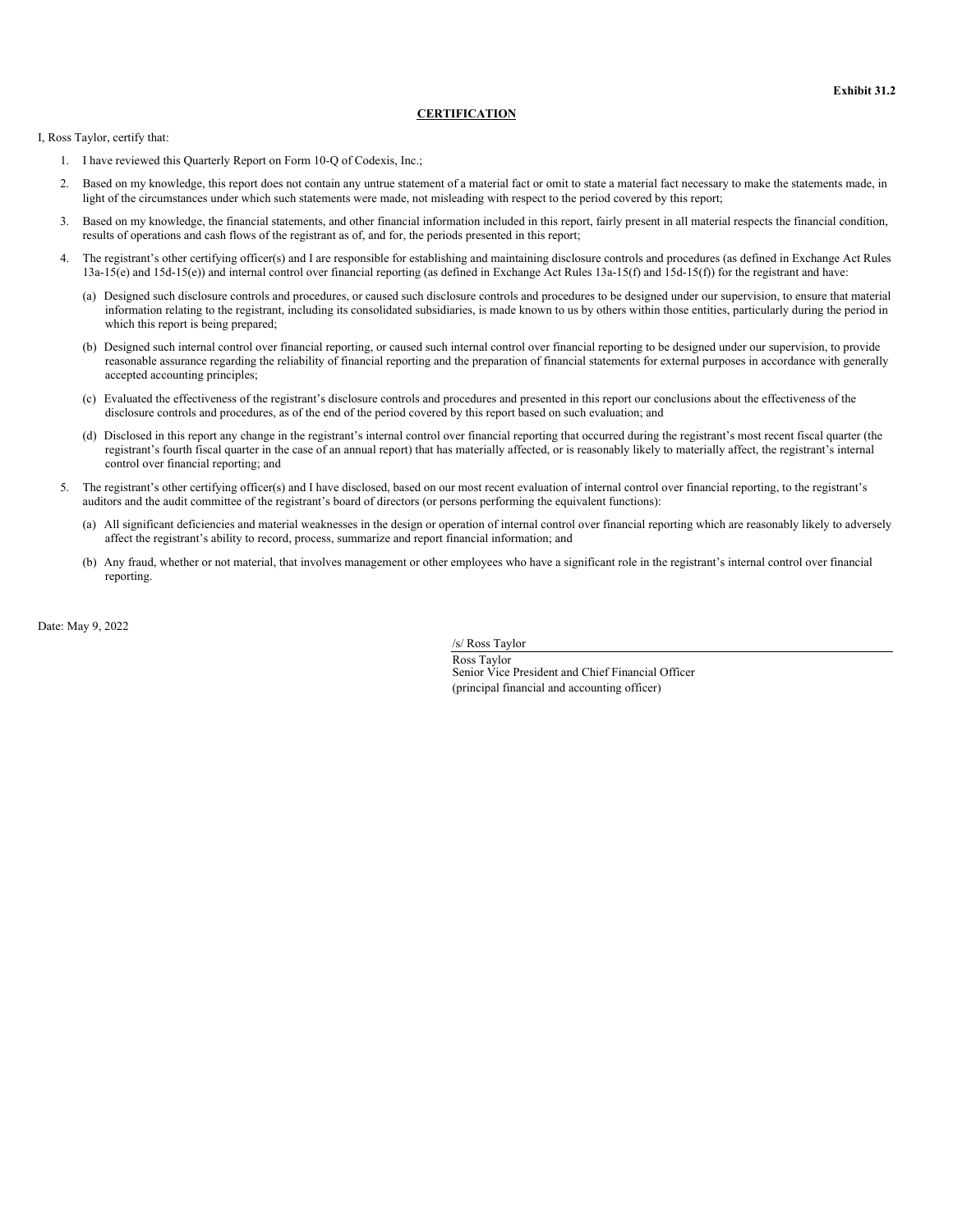**Exhibit 31.2**

**CERTIFICATION**

I, Ross Taylor, certify that:

1. I have reviewed this Quarterly Report on Form 10-Q of Codexis, Inc.;
2. Based on my knowledge, this report does not contain any untrue statement of a material fact or omit to state a material fact necessary to make the statements made, in light of the circumstances under which such statements were made, not misleading with respect to the period covered by this report;
3. Based on my knowledge, the financial statements, and other financial information included in this report, fairly present in all material respects the financial condition, results of operations and cash flows of the registrant as of, and for, the periods presented in this report;
4. The registrant's other certifying officer(s) and I are responsible for establishing and maintaining disclosure controls and procedures (as defined in Exchange Act Rules 13a-15(e) and 15d-15(e)) and internal control over financial reporting (as defined in Exchange Act Rules 13a-15(f) and 15d-15(f)) for the registrant and have:
   (a) Designed such disclosure controls and procedures, or caused such disclosure controls and procedures to be designed under our supervision, to ensure that material information relating to the registrant, including its consolidated subsidiaries, is made known to us by others within those entities, particularly during the period in which this report is being prepared;
   (b) Designed such internal control over financial reporting, or caused such internal control over financial reporting to be designed under our supervision, to provide reasonable assurance regarding the reliability of financial reporting and the preparation of financial statements for external purposes in accordance with generally accepted accounting principles;
   (c) Evaluated the effectiveness of the registrant's disclosure controls and procedures and presented in this report our conclusions about the effectiveness of the disclosure controls and procedures, as of the end of the period covered by this report based on such evaluation; and
   (d) Disclosed in this report any change in the registrant's internal control over financial reporting that occurred during the registrant's most recent fiscal quarter (the registrant's fourth fiscal quarter in the case of an annual report) that has materially affected, or is reasonably likely to materially affect, the registrant's internal control over financial reporting; and
5. The registrant's other certifying officer(s) and I have disclosed, based on our most recent evaluation of internal control over financial reporting, to the registrant's auditors and the audit committee of the registrant's board of directors (or persons performing the equivalent functions):
   (a) All significant deficiencies and material weaknesses in the design or operation of internal control over financial reporting which are reasonably likely to adversely affect the registrant's ability to record, process, summarize and report financial information; and
   (b) Any fraud, whether or not material, that involves management or other employees who have a significant role in the registrant's internal control over financial reporting.

Date: May 9, 2022

/s/ Ross Taylor

Ross Taylor
Senior Vice President and Chief Financial Officer
(principal financial and accounting officer)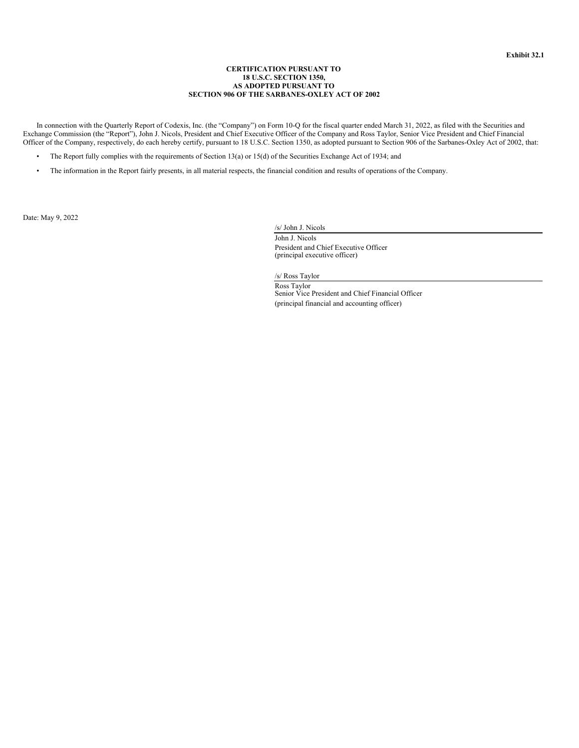Exhibit 32.1

**CERTIFICATION PURSUANT TO
18 U.S.C. SECTION 1350,
AS ADOPTED PURSUANT TO
SECTION 906 OF THE SARBANES-OXLEY ACT OF 2002**

In connection with the Quarterly Report of Codexis, Inc. (the "Company") on Form 10-Q for the fiscal quarter ended March 31, 2022, as filed with the Securities and Exchange Commission (the "Report"), John J. Nicols, President and Chief Executive Officer of the Company and Ross Taylor, Senior Vice President and Chief Financial Officer of the Company, respectively, do each hereby certify, pursuant to 18 U.S.C. Section 1350, as adopted pursuant to Section 906 of the Sarbanes-Oxley Act of 2002, that:

- The Report fully complies with the requirements of Section 13(a) or 15(d) of the Securities Exchange Act of 1934; and
- The information in the Report fairly presents, in all material respects, the financial condition and results of operations of the Company.

Date: May 9, 2022

/s/ John J. Nicols
John J. Nicols
President and Chief Executive Officer
(principal executive officer)

/s/ Ross Taylor
Ross Taylor
Senior Vice President and Chief Financial Officer
(principal financial and accounting officer)